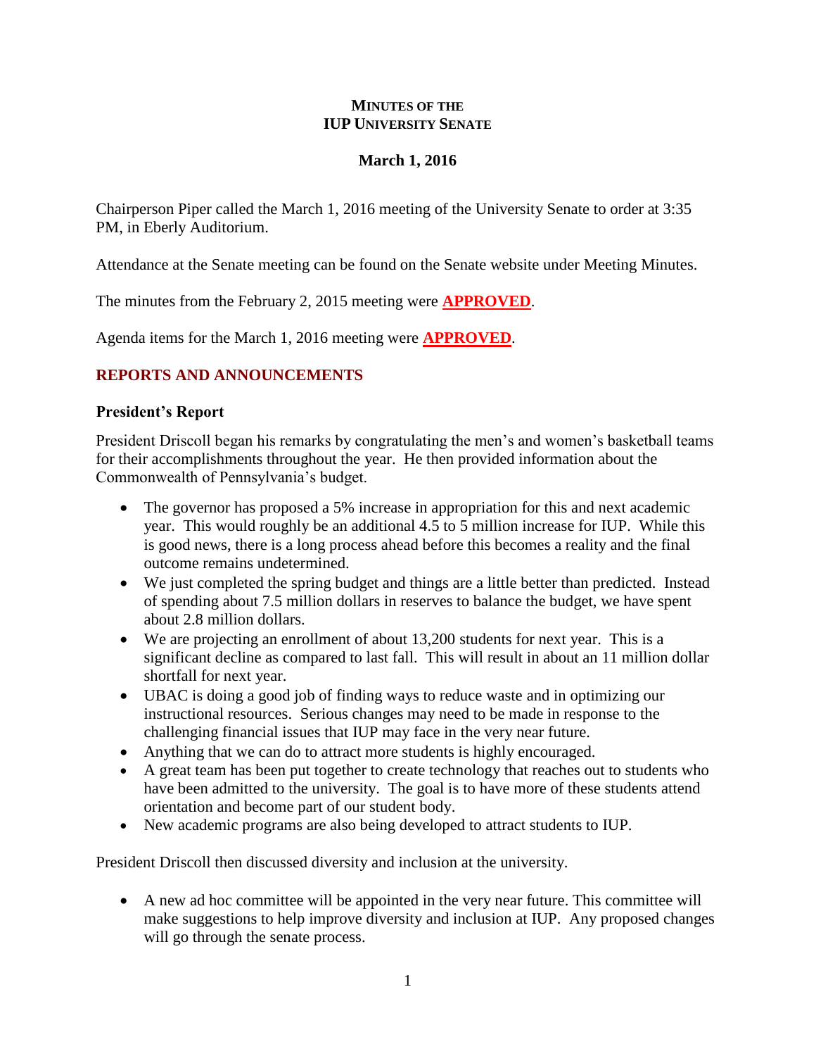# **MINUTES OF THE IUP UNIVERSITY SENATE**

## **March 1, 2016**

Chairperson Piper called the March 1, 2016 meeting of the University Senate to order at 3:35 PM, in Eberly Auditorium.

Attendance at the Senate meeting can be found on the Senate website under Meeting Minutes.

The minutes from the February 2, 2015 meeting were **APPROVED**.

Agenda items for the March 1, 2016 meeting were **APPROVED**.

## **REPORTS AND ANNOUNCEMENTS**

### **President's Report**

President Driscoll began his remarks by congratulating the men's and women's basketball teams for their accomplishments throughout the year. He then provided information about the Commonwealth of Pennsylvania's budget.

- The governor has proposed a 5% increase in appropriation for this and next academic year. This would roughly be an additional 4.5 to 5 million increase for IUP. While this is good news, there is a long process ahead before this becomes a reality and the final outcome remains undetermined.
- We just completed the spring budget and things are a little better than predicted. Instead of spending about 7.5 million dollars in reserves to balance the budget, we have spent about 2.8 million dollars.
- We are projecting an enrollment of about 13,200 students for next year. This is a significant decline as compared to last fall. This will result in about an 11 million dollar shortfall for next year.
- UBAC is doing a good job of finding ways to reduce waste and in optimizing our instructional resources. Serious changes may need to be made in response to the challenging financial issues that IUP may face in the very near future.
- Anything that we can do to attract more students is highly encouraged.
- A great team has been put together to create technology that reaches out to students who have been admitted to the university. The goal is to have more of these students attend orientation and become part of our student body.
- New academic programs are also being developed to attract students to IUP.

President Driscoll then discussed diversity and inclusion at the university.

- A new ad hoc committee will be appointed in the very near future. This committee will make suggestions to help improve diversity and inclusion at IUP. Any proposed changes will go through the senate process.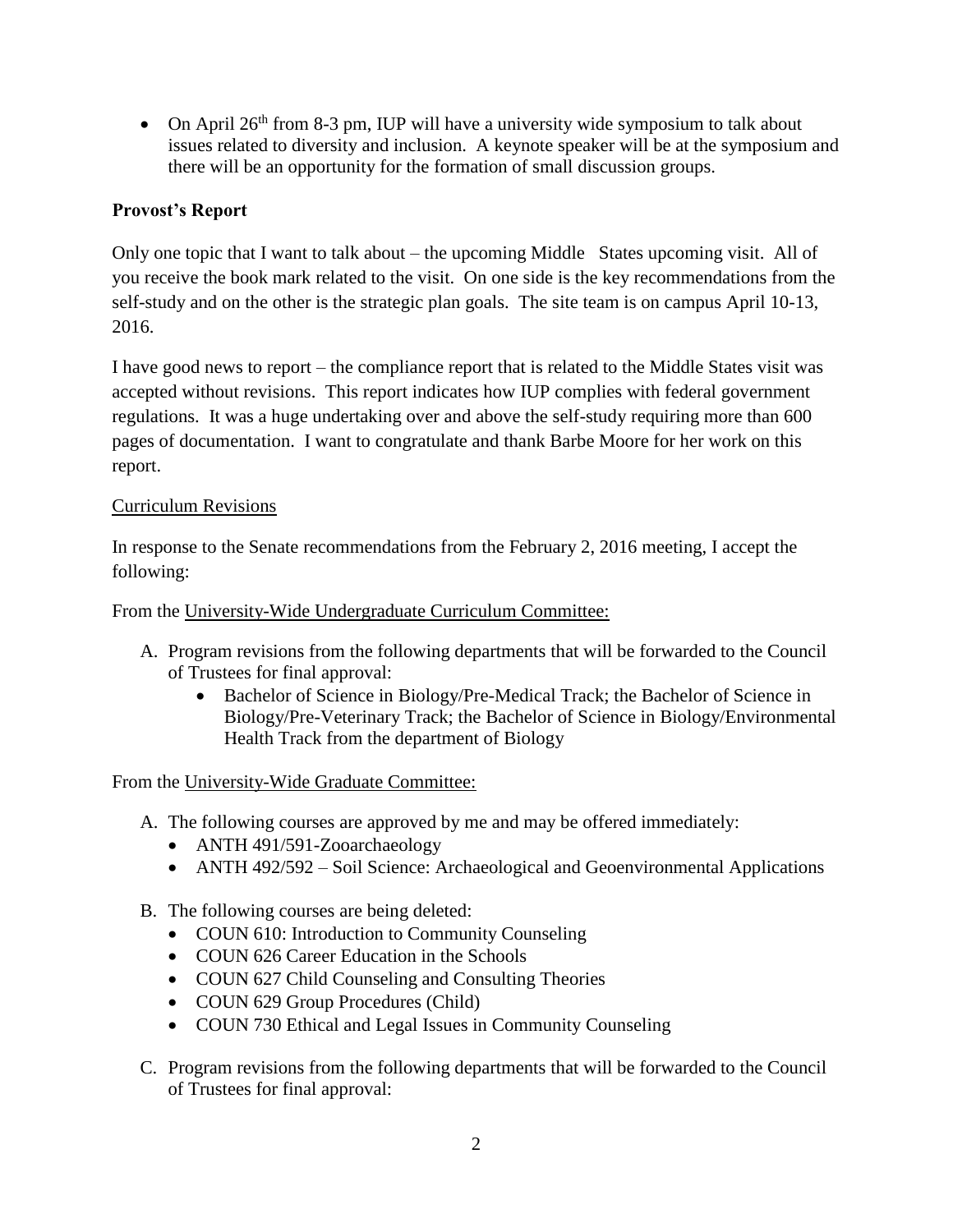- On April 26th from 8-3 pm, IUP will have a university wide symposium to talk about issues related to diversity and inclusion. A keynote speaker will be at the symposium and there will be an opportunity for the formation of small discussion groups.

**Provost's Report**

Only one topic that I want to talk about – the upcoming Middle States upcoming visit. All of you receive the book mark related to the visit. On one side is the key recommendations from the self-study and on the other is the strategic plan goals. The site team is on campus April 10-13, 2016.

I have good news to report – the compliance report that is related to the Middle States visit was accepted without revisions. This report indicates how IUP complies with federal government regulations. It was a huge undertaking over and above the self-study requiring more than 600 pages of documentation. I want to congratulate and thank Barbe Moore for her work on this report.

Curriculum Revisions

In response to the Senate recommendations from the February 2, 2016 meeting, I accept the following:

From the University-Wide Undergraduate Curriculum Committee:

A. Program revisions from the following departments that will be forwarded to the Council of Trustees for final approval:
   - Bachelor of Science in Biology/Pre-Medical Track; the Bachelor of Science in Biology/Pre-Veterinary Track; the Bachelor of Science in Biology/Environmental Health Track from the department of Biology

From the University-Wide Graduate Committee:

A. The following courses are approved by me and may be offered immediately:
   - ANTH 491/591-Zooarchaeology
   - ANTH 492/592 – Soil Science: Archaeological and Geoenvironmental Applications

B. The following courses are being deleted:
   - COUN 610: Introduction to Community Counseling
   - COUN 626 Career Education in the Schools
   - COUN 627 Child Counseling and Consulting Theories
   - COUN 629 Group Procedures (Child)
   - COUN 730 Ethical and Legal Issues in Community Counseling

C. Program revisions from the following departments that will be forwarded to the Council of Trustees for final approval: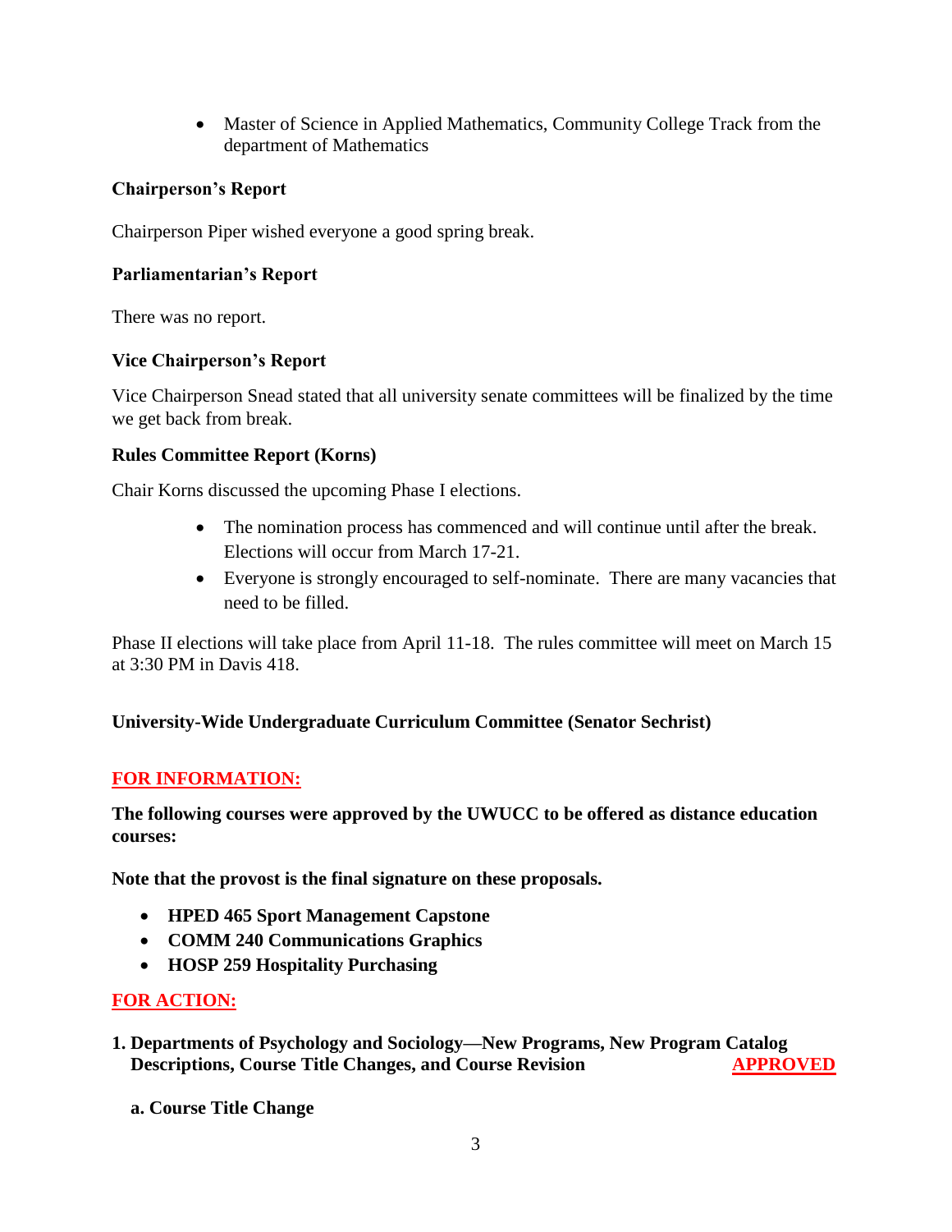- Master of Science in Applied Mathematics, Community College Track from the department of Mathematics

**Chairperson's Report**

Chairperson Piper wished everyone a good spring break.

**Parliamentarian's Report**

There was no report.

**Vice Chairperson's Report**

Vice Chairperson Snead stated that all university senate committees will be finalized by the time we get back from break.

**Rules Committee Report (Korns)**

Chair Korns discussed the upcoming Phase I elections.

- The nomination process has commenced and will continue until after the break. Elections will occur from March 17-21.
- Everyone is strongly encouraged to self-nominate. There are many vacancies that need to be filled.

Phase II elections will take place from April 11-18. The rules committee will meet on March 15 at 3:30 PM in Davis 418.

**University-Wide Undergraduate Curriculum Committee (Senator Sechrist)**

**FOR INFORMATION:**

**The following courses were approved by the UWUCC to be offered as distance education courses:**

**Note that the provost is the final signature on these proposals.**

- **HPED 465 Sport Management Capstone**
- **COMM 240 Communications Graphics**
- **HOSP 259 Hospitality Purchasing**

**FOR ACTION:**

**1. Departments of Psychology and Sociology—New Programs, New Program Catalog Descriptions, Course Title Changes, and Course Revision** **APPROVED**

**a. Course Title Change**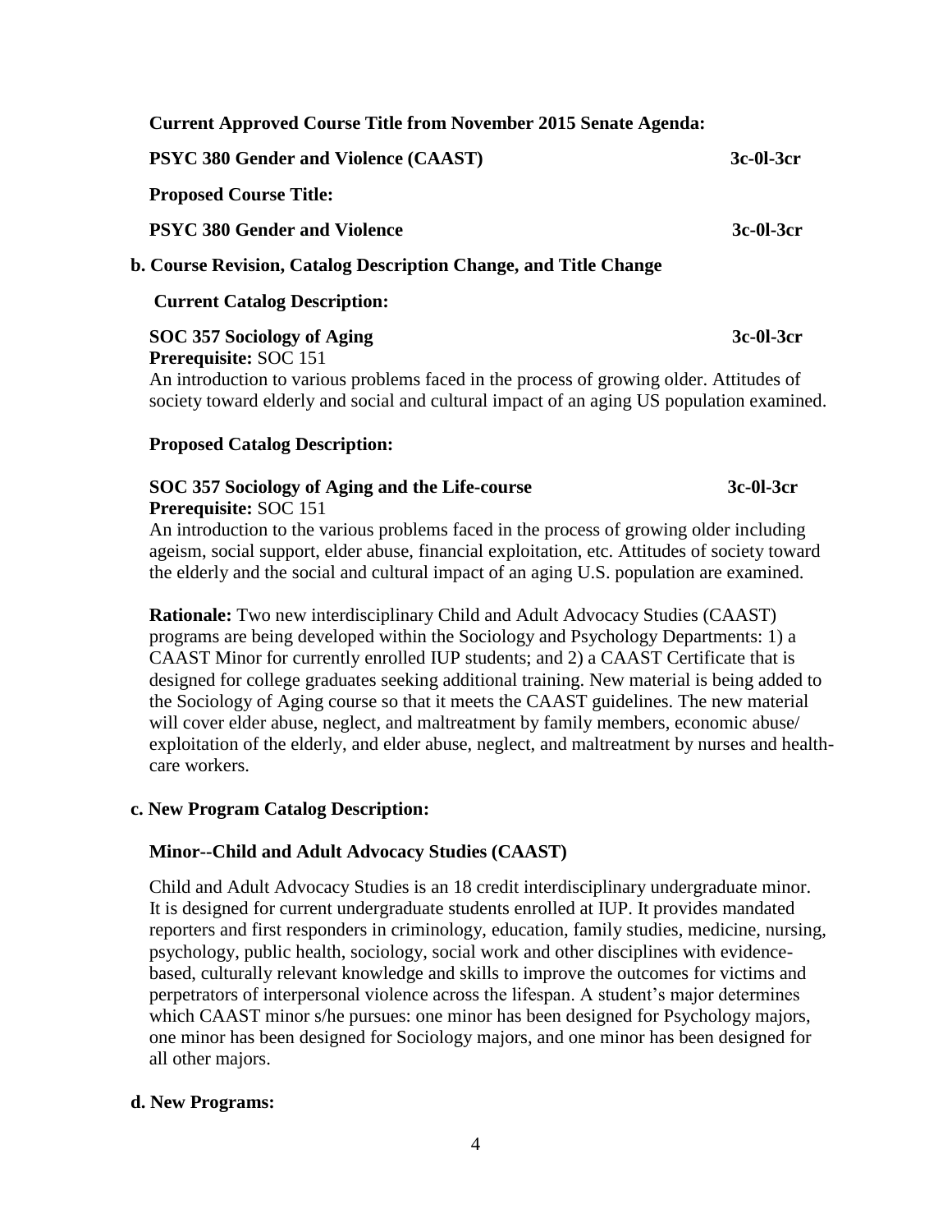**Current Approved Course Title from November 2015 Senate Agenda:**

**PSYC 380 Gender and Violence (CAAST)** **3c-0l-3cr**

**Proposed Course Title:**

**PSYC 380 Gender and Violence** **3c-0l-3cr**

**b. Course Revision, Catalog Description Change, and Title Change**

**Current Catalog Description:**

**SOC 357 Sociology of Aging** **3c-0l-3cr**
**Prerequisite:** SOC 151
An introduction to various problems faced in the process of growing older. Attitudes of society toward elderly and social and cultural impact of an aging US population examined.

**Proposed Catalog Description:**

**SOC 357 Sociology of Aging and the Life-course** **3c-0l-3cr**
**Prerequisite:** SOC 151
An introduction to the various problems faced in the process of growing older including ageism, social support, elder abuse, financial exploitation, etc. Attitudes of society toward the elderly and the social and cultural impact of an aging U.S. population are examined.

**Rationale:** Two new interdisciplinary Child and Adult Advocacy Studies (CAAST) programs are being developed within the Sociology and Psychology Departments: 1) a CAAST Minor for currently enrolled IUP students; and 2) a CAAST Certificate that is designed for college graduates seeking additional training. New material is being added to the Sociology of Aging course so that it meets the CAAST guidelines. The new material will cover elder abuse, neglect, and maltreatment by family members, economic abuse/ exploitation of the elderly, and elder abuse, neglect, and maltreatment by nurses and health-care workers.

**c. New Program Catalog Description:**

**Minor--Child and Adult Advocacy Studies (CAAST)**

Child and Adult Advocacy Studies is an 18 credit interdisciplinary undergraduate minor. It is designed for current undergraduate students enrolled at IUP. It provides mandated reporters and first responders in criminology, education, family studies, medicine, nursing, psychology, public health, sociology, social work and other disciplines with evidence-based, culturally relevant knowledge and skills to improve the outcomes for victims and perpetrators of interpersonal violence across the lifespan. A student's major determines which CAAST minor s/he pursues: one minor has been designed for Psychology majors, one minor has been designed for Sociology majors, and one minor has been designed for all other majors.

**d. New Programs:**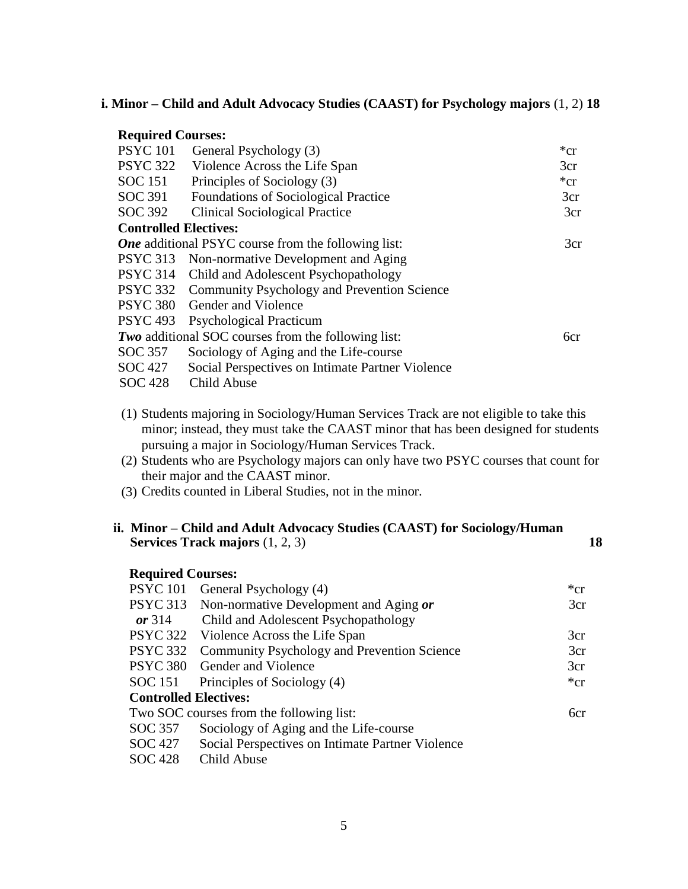### i. Minor – Child and Adult Advocacy Studies (CAAST) for Psychology majors (1, 2) 18

**Required Courses:**

| | | |
|---|---|---|
| PSYC 101 | General Psychology (3) | *cr |
| PSYC 322 | Violence Across the Life Span | 3cr |
| SOC 151 | Principles of Sociology (3) | *cr |
| SOC 391 | Foundations of Sociological Practice | 3cr |
| SOC 392 | Clinical Sociological Practice | 3cr |
| **Controlled Electives:** | | |
| ***One*** additional PSYC course from the following list: | | 3cr |
| PSYC 313 | Non-normative Development and Aging | |
| PSYC 314 | Child and Adolescent Psychopathology | |
| PSYC 332 | Community Psychology and Prevention Science | |
| PSYC 380 | Gender and Violence | |
| PSYC 493 | Psychological Practicum | |
| ***Two*** additional SOC courses from the following list: | | 6cr |
| SOC 357 | Sociology of Aging and the Life-course | |
| SOC 427 | Social Perspectives on Intimate Partner Violence | |
| SOC 428 | Child Abuse | |

(1) Students majoring in Sociology/Human Services Track are not eligible to take this minor; instead, they must take the CAAST minor that has been designed for students pursuing a major in Sociology/Human Services Track.
(2) Students who are Psychology majors can only have two PSYC courses that count for their major and the CAAST minor.
(3) Credits counted in Liberal Studies, not in the minor.

### ii. Minor – Child and Adult Advocacy Studies (CAAST) for Sociology/Human Services Track majors (1, 2, 3) 18

**Required Courses:**

| | | |
|---|---|---|
| PSYC 101 | General Psychology (4) | *cr |
| PSYC 313 | Non-normative Development and Aging ***or*** | 3cr |
| ***or*** 314 | Child and Adolescent Psychopathology | |
| PSYC 322 | Violence Across the Life Span | 3cr |
| PSYC 332 | Community Psychology and Prevention Science | 3cr |
| PSYC 380 | Gender and Violence | 3cr |
| SOC 151 | Principles of Sociology (4) | *cr |
| **Controlled Electives:** | | |
| Two SOC courses from the following list: | | 6cr |
| SOC 357 | Sociology of Aging and the Life-course | |
| SOC 427 | Social Perspectives on Intimate Partner Violence | |
| SOC 428 | Child Abuse | |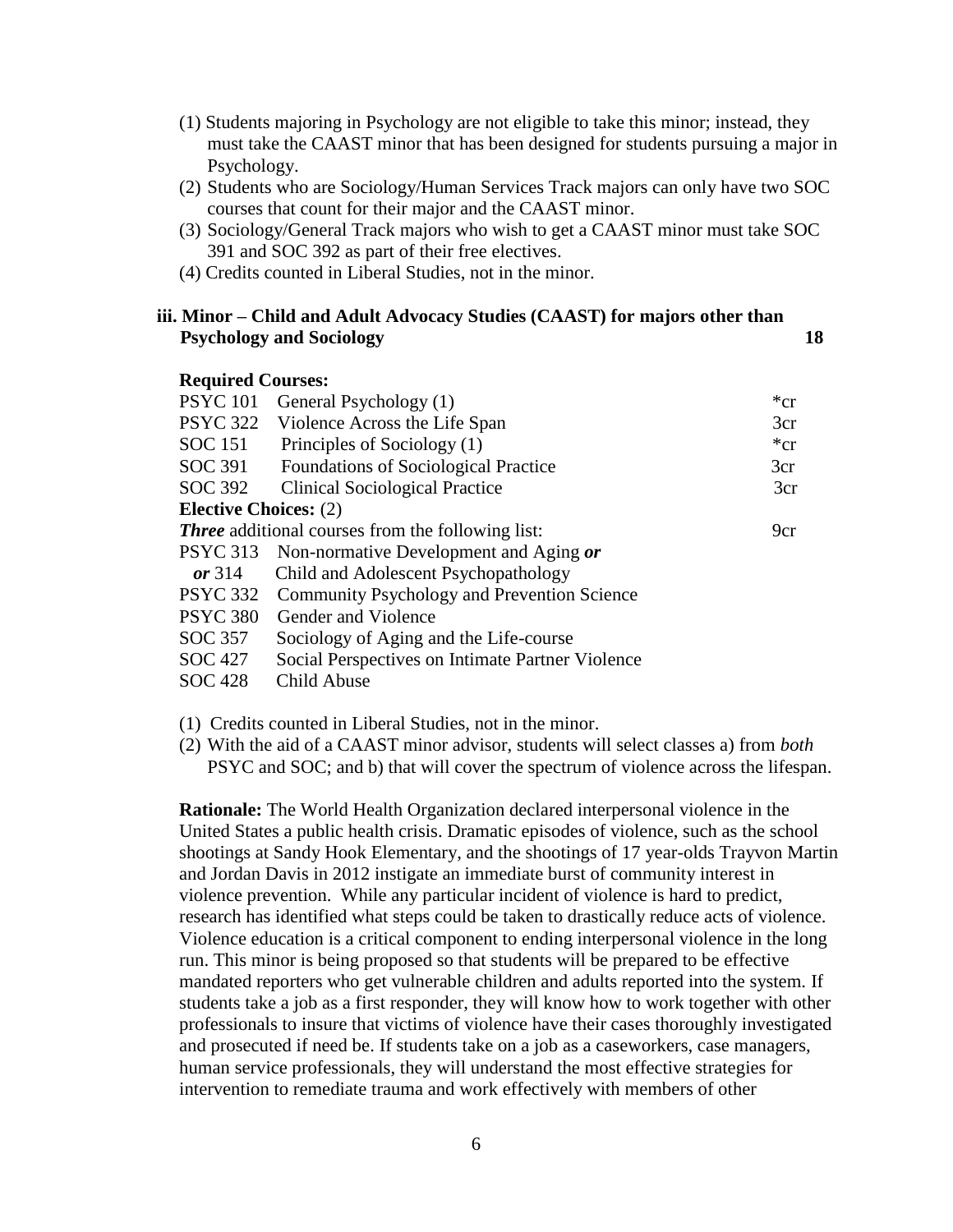(1) Students majoring in Psychology are not eligible to take this minor; instead, they must take the CAAST minor that has been designed for students pursuing a major in Psychology.
(2) Students who are Sociology/Human Services Track majors can only have two SOC courses that count for their major and the CAAST minor.
(3) Sociology/General Track majors who wish to get a CAAST minor must take SOC 391 and SOC 392 as part of their free electives.
(4) Credits counted in Liberal Studies, not in the minor.

### iii. Minor – Child and Adult Advocacy Studies (CAAST) for majors other than Psychology and Sociology — 18

**Required Courses:**

| | | |
|---|---|---|
| PSYC 101 | General Psychology (1) | *cr |
| PSYC 322 | Violence Across the Life Span | 3cr |
| SOC 151 | Principles of Sociology (1) | *cr |
| SOC 391 | Foundations of Sociological Practice | 3cr |
| SOC 392 | Clinical Sociological Practice | 3cr |
| **Elective Choices:** (2) | | |
| ***Three*** additional courses from the following list: | | 9cr |
| PSYC 313 | Non-normative Development and Aging ***or*** | |
| ***or*** 314 | Child and Adolescent Psychopathology | |
| PSYC 332 | Community Psychology and Prevention Science | |
| PSYC 380 | Gender and Violence | |
| SOC 357 | Sociology of Aging and the Life-course | |
| SOC 427 | Social Perspectives on Intimate Partner Violence | |
| SOC 428 | Child Abuse | |

(1) Credits counted in Liberal Studies, not in the minor.
(2) With the aid of a CAAST minor advisor, students will select classes a) from *both* PSYC and SOC; and b) that will cover the spectrum of violence across the lifespan.

**Rationale:** The World Health Organization declared interpersonal violence in the United States a public health crisis. Dramatic episodes of violence, such as the school shootings at Sandy Hook Elementary, and the shootings of 17 year-olds Trayvon Martin and Jordan Davis in 2012 instigate an immediate burst of community interest in violence prevention. While any particular incident of violence is hard to predict, research has identified what steps could be taken to drastically reduce acts of violence. Violence education is a critical component to ending interpersonal violence in the long run. This minor is being proposed so that students will be prepared to be effective mandated reporters who get vulnerable children and adults reported into the system. If students take a job as a first responder, they will know how to work together with other professionals to insure that victims of violence have their cases thoroughly investigated and prosecuted if need be. If students take on a job as a caseworkers, case managers, human service professionals, they will understand the most effective strategies for intervention to remediate trauma and work effectively with members of other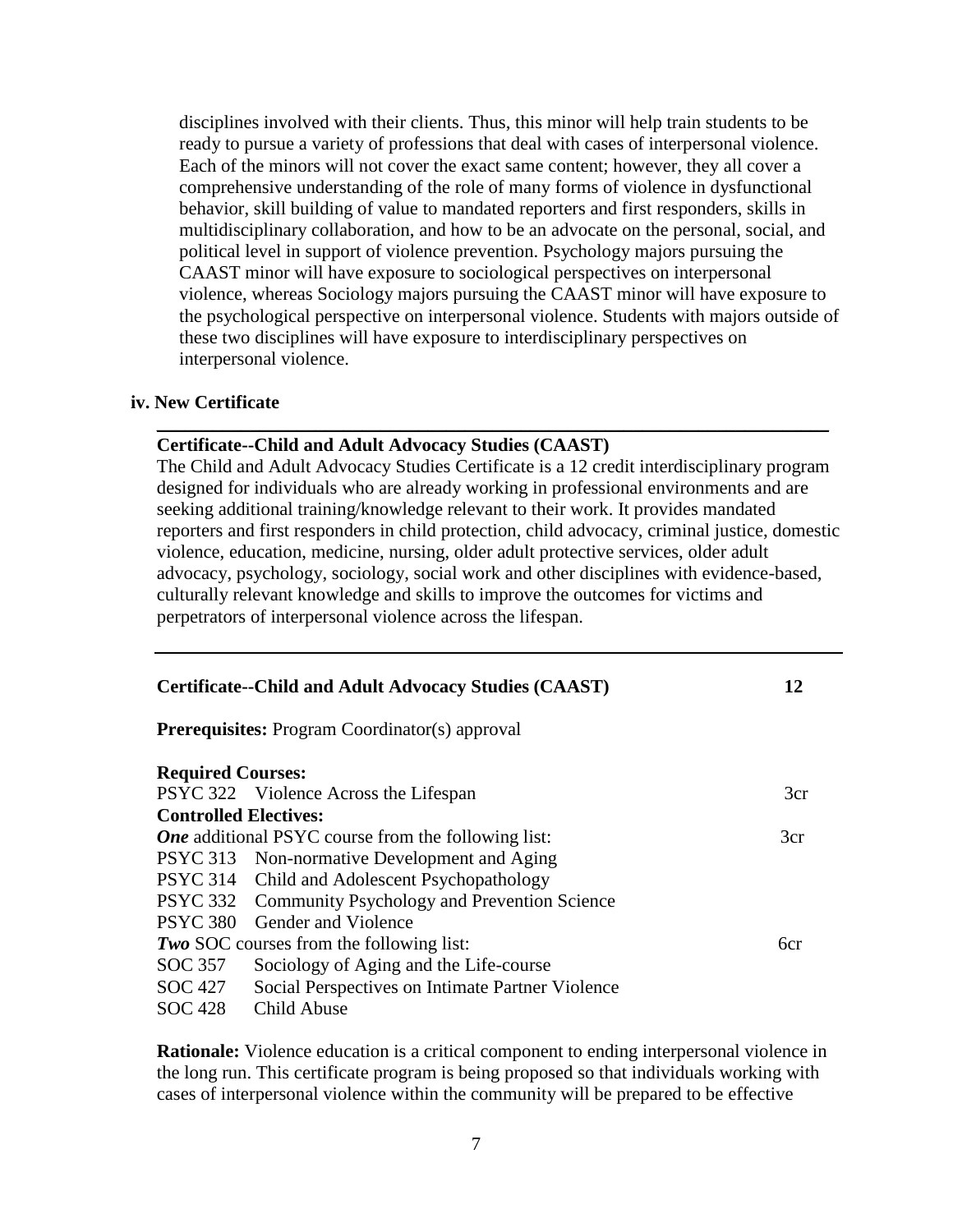disciplines involved with their clients. Thus, this minor will help train students to be ready to pursue a variety of professions that deal with cases of interpersonal violence. Each of the minors will not cover the exact same content; however, they all cover a comprehensive understanding of the role of many forms of violence in dysfunctional behavior, skill building of value to mandated reporters and first responders, skills in multidisciplinary collaboration, and how to be an advocate on the personal, social, and political level in support of violence prevention. Psychology majors pursuing the CAAST minor will have exposure to sociological perspectives on interpersonal violence, whereas Sociology majors pursuing the CAAST minor will have exposure to the psychological perspective on interpersonal violence. Students with majors outside of these two disciplines will have exposure to interdisciplinary perspectives on interpersonal violence.

**iv. New Certificate**

---

**Certificate--Child and Adult Advocacy Studies (CAAST)**

The Child and Adult Advocacy Studies Certificate is a 12 credit interdisciplinary program designed for individuals who are already working in professional environments and are seeking additional training/knowledge relevant to their work. It provides mandated reporters and first responders in child protection, child advocacy, criminal justice, domestic violence, education, medicine, nursing, older adult protective services, older adult advocacy, psychology, sociology, social work and other disciplines with evidence-based, culturally relevant knowledge and skills to improve the outcomes for victims and perpetrators of interpersonal violence across the lifespan.

---

**Certificate--Child and Adult Advocacy Studies (CAAST)** **12**

**Prerequisites:** Program Coordinator(s) approval

**Required Courses:**

| | | |
|---|---|---|
| PSYC 322 | Violence Across the Lifespan | 3cr |

**Controlled Electives:**

***One*** additional PSYC course from the following list: 3cr

| | |
|---|---|
| PSYC 313 | Non-normative Development and Aging |
| PSYC 314 | Child and Adolescent Psychopathology |
| PSYC 332 | Community Psychology and Prevention Science |
| PSYC 380 | Gender and Violence |

***Two*** SOC courses from the following list: 6cr

| | |
|---|---|
| SOC 357 | Sociology of Aging and the Life-course |
| SOC 427 | Social Perspectives on Intimate Partner Violence |
| SOC 428 | Child Abuse |

**Rationale:** Violence education is a critical component to ending interpersonal violence in the long run. This certificate program is being proposed so that individuals working with cases of interpersonal violence within the community will be prepared to be effective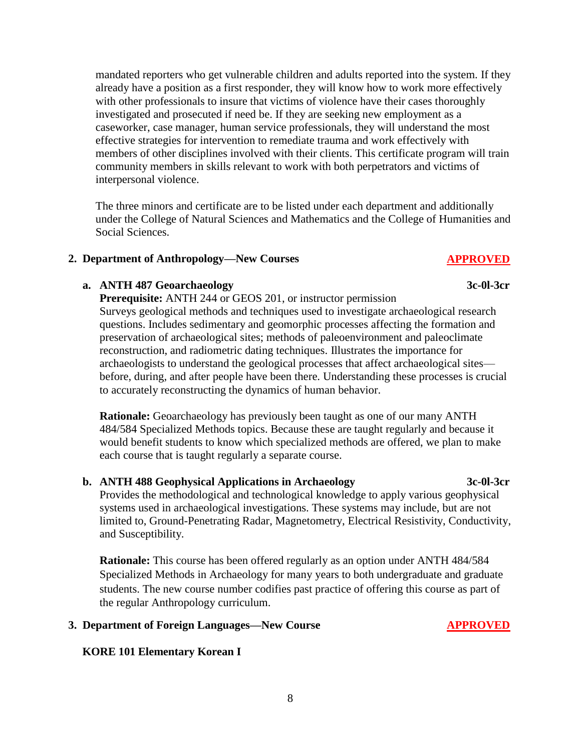mandated reporters who get vulnerable children and adults reported into the system. If they already have a position as a first responder, they will know how to work more effectively with other professionals to insure that victims of violence have their cases thoroughly investigated and prosecuted if need be. If they are seeking new employment as a caseworker, case manager, human service professionals, they will understand the most effective strategies for intervention to remediate trauma and work effectively with members of other disciplines involved with their clients. This certificate program will train community members in skills relevant to work with both perpetrators and victims of interpersonal violence.

The three minors and certificate are to be listed under each department and additionally under the College of Natural Sciences and Mathematics and the College of Humanities and Social Sciences.

## 2. Department of Anthropology—New Courses — APPROVED

### a. ANTH 487 Geoarchaeology — 3c-0l-3cr

**Prerequisite:** ANTH 244 or GEOS 201, or instructor permission

Surveys geological methods and techniques used to investigate archaeological research questions. Includes sedimentary and geomorphic processes affecting the formation and preservation of archaeological sites; methods of paleoenvironment and paleoclimate reconstruction, and radiometric dating techniques. Illustrates the importance for archaeologists to understand the geological processes that affect archaeological sites—before, during, and after people have been there. Understanding these processes is crucial to accurately reconstructing the dynamics of human behavior.

**Rationale:** Geoarchaeology has previously been taught as one of our many ANTH 484/584 Specialized Methods topics. Because these are taught regularly and because it would benefit students to know which specialized methods are offered, we plan to make each course that is taught regularly a separate course.

### b. ANTH 488 Geophysical Applications in Archaeology — 3c-0l-3cr

Provides the methodological and technological knowledge to apply various geophysical systems used in archaeological investigations. These systems may include, but are not limited to, Ground-Penetrating Radar, Magnetometry, Electrical Resistivity, Conductivity, and Susceptibility.

**Rationale:** This course has been offered regularly as an option under ANTH 484/584 Specialized Methods in Archaeology for many years to both undergraduate and graduate students. The new course number codifies past practice of offering this course as part of the regular Anthropology curriculum.

## 3. Department of Foreign Languages—New Course — APPROVED

**KORE 101 Elementary Korean I**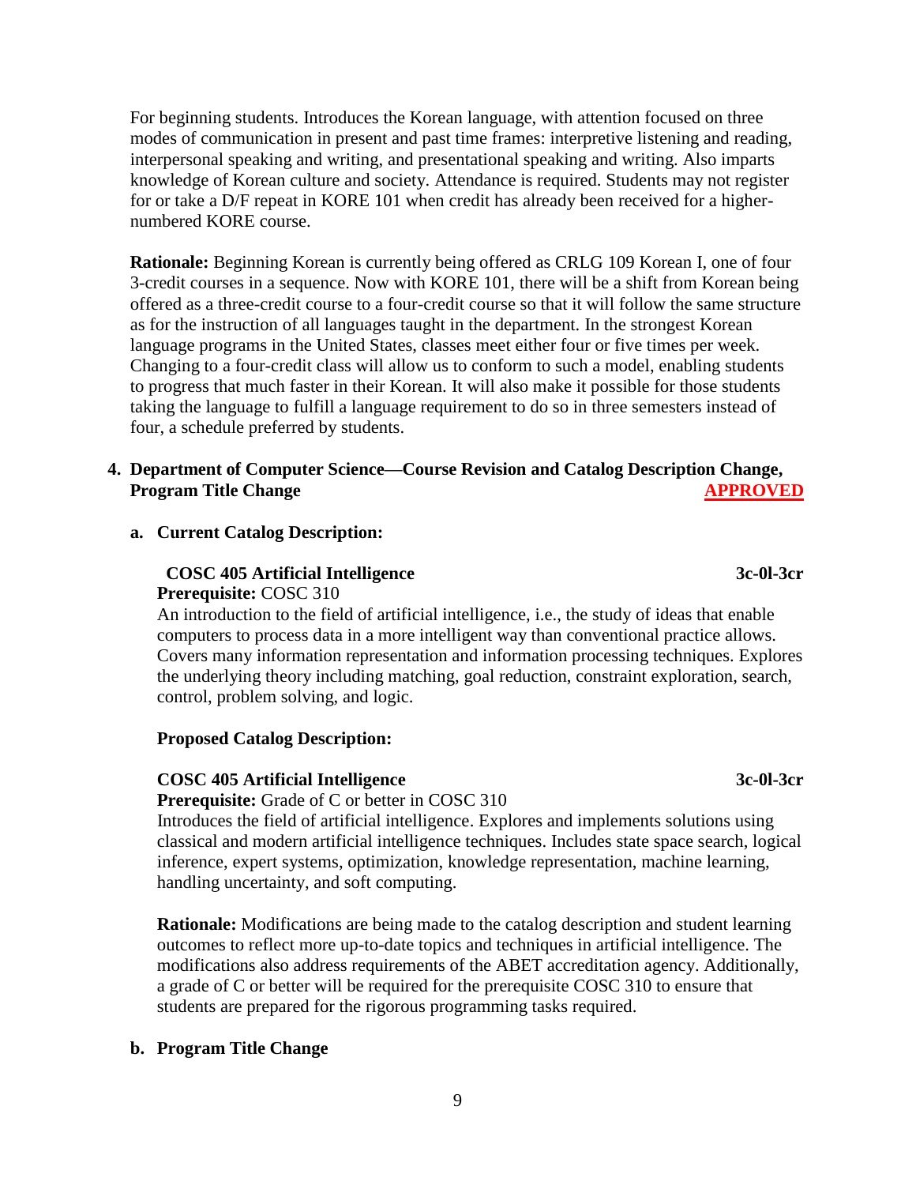For beginning students. Introduces the Korean language, with attention focused on three modes of communication in present and past time frames: interpretive listening and reading, interpersonal speaking and writing, and presentational speaking and writing. Also imparts knowledge of Korean culture and society. Attendance is required. Students may not register for or take a D/F repeat in KORE 101 when credit has already been received for a higher-numbered KORE course.

**Rationale:** Beginning Korean is currently being offered as CRLG 109 Korean I, one of four 3-credit courses in a sequence. Now with KORE 101, there will be a shift from Korean being offered as a three-credit course to a four-credit course so that it will follow the same structure as for the instruction of all languages taught in the department. In the strongest Korean language programs in the United States, classes meet either four or five times per week. Changing to a four-credit class will allow us to conform to such a model, enabling students to progress that much faster in their Korean. It will also make it possible for those students taking the language to fulfill a language requirement to do so in three semesters instead of four, a schedule preferred by students.

**4. Department of Computer Science—Course Revision and Catalog Description Change, Program Title Change** **APPROVED**

**a. Current Catalog Description:**

**COSC 405 Artificial Intelligence** **3c-0l-3cr**
**Prerequisite:** COSC 310
An introduction to the field of artificial intelligence, i.e., the study of ideas that enable computers to process data in a more intelligent way than conventional practice allows. Covers many information representation and information processing techniques. Explores the underlying theory including matching, goal reduction, constraint exploration, search, control, problem solving, and logic.

**Proposed Catalog Description:**

**COSC 405 Artificial Intelligence** **3c-0l-3cr**
**Prerequisite:** Grade of C or better in COSC 310
Introduces the field of artificial intelligence. Explores and implements solutions using classical and modern artificial intelligence techniques. Includes state space search, logical inference, expert systems, optimization, knowledge representation, machine learning, handling uncertainty, and soft computing.

**Rationale:** Modifications are being made to the catalog description and student learning outcomes to reflect more up-to-date topics and techniques in artificial intelligence. The modifications also address requirements of the ABET accreditation agency. Additionally, a grade of C or better will be required for the prerequisite COSC 310 to ensure that students are prepared for the rigorous programming tasks required.

**b. Program Title Change**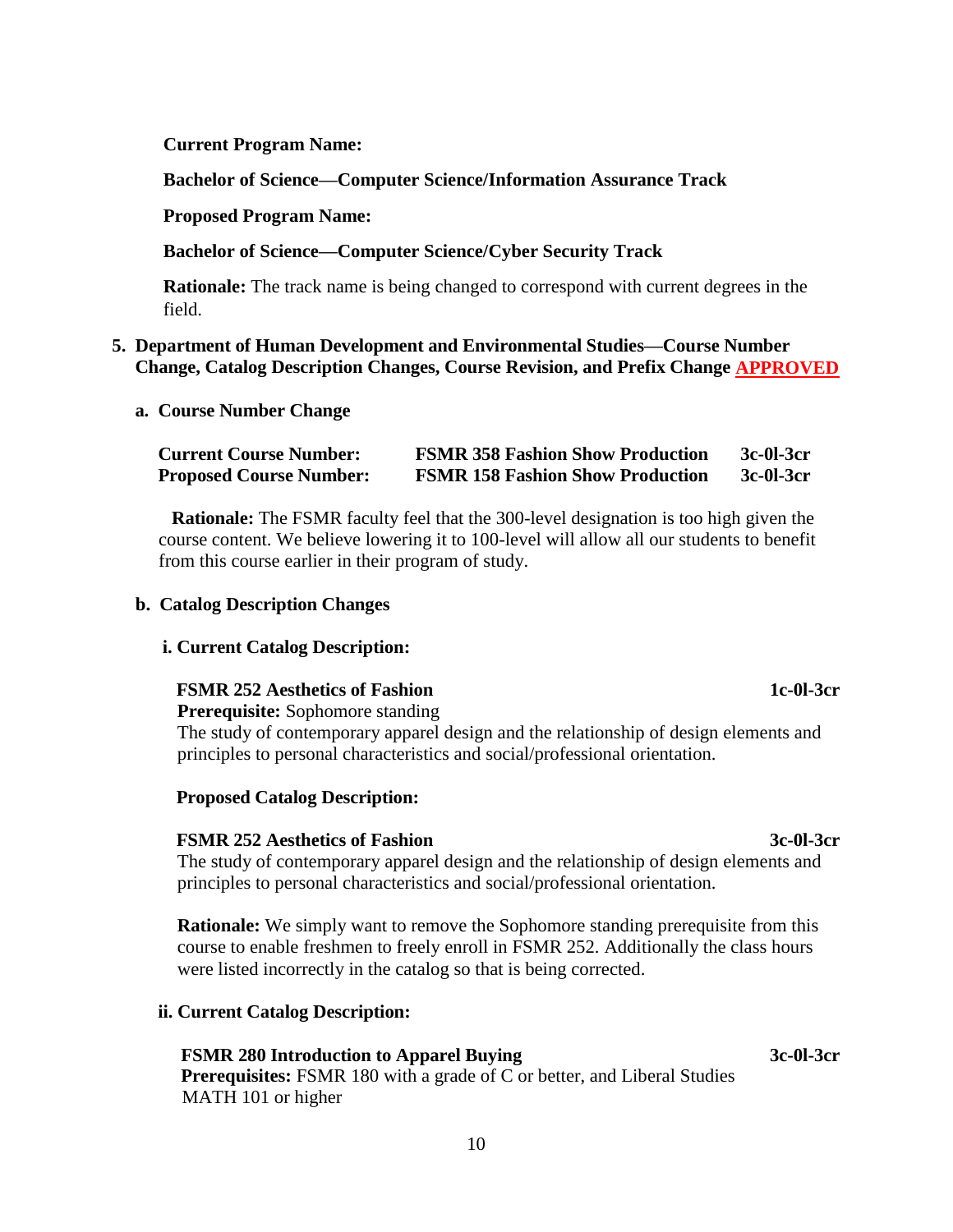**Current Program Name:**

**Bachelor of Science—Computer Science/Information Assurance Track**

**Proposed Program Name:**

**Bachelor of Science—Computer Science/Cyber Security Track**

**Rationale:** The track name is being changed to correspond with current degrees in the field.

**5. Department of Human Development and Environmental Studies—Course Number Change, Catalog Description Changes, Course Revision, and Prefix Change APPROVED**

**a. Course Number Change**

| | | |
|---|---|---|
| **Current Course Number:** | **FSMR 358 Fashion Show Production** | **3c-0l-3cr** |
| **Proposed Course Number:** | **FSMR 158 Fashion Show Production** | **3c-0l-3cr** |

**Rationale:** The FSMR faculty feel that the 300-level designation is too high given the course content. We believe lowering it to 100-level will allow all our students to benefit from this course earlier in their program of study.

**b. Catalog Description Changes**

**i. Current Catalog Description:**

**FSMR 252 Aesthetics of Fashion** **1c-0l-3cr**
**Prerequisite:** Sophomore standing
The study of contemporary apparel design and the relationship of design elements and principles to personal characteristics and social/professional orientation.

**Proposed Catalog Description:**

**FSMR 252 Aesthetics of Fashion** **3c-0l-3cr**
The study of contemporary apparel design and the relationship of design elements and principles to personal characteristics and social/professional orientation.

**Rationale:** We simply want to remove the Sophomore standing prerequisite from this course to enable freshmen to freely enroll in FSMR 252. Additionally the class hours were listed incorrectly in the catalog so that is being corrected.

**ii. Current Catalog Description:**

**FSMR 280 Introduction to Apparel Buying** **3c-0l-3cr**
**Prerequisites:** FSMR 180 with a grade of C or better, and Liberal Studies MATH 101 or higher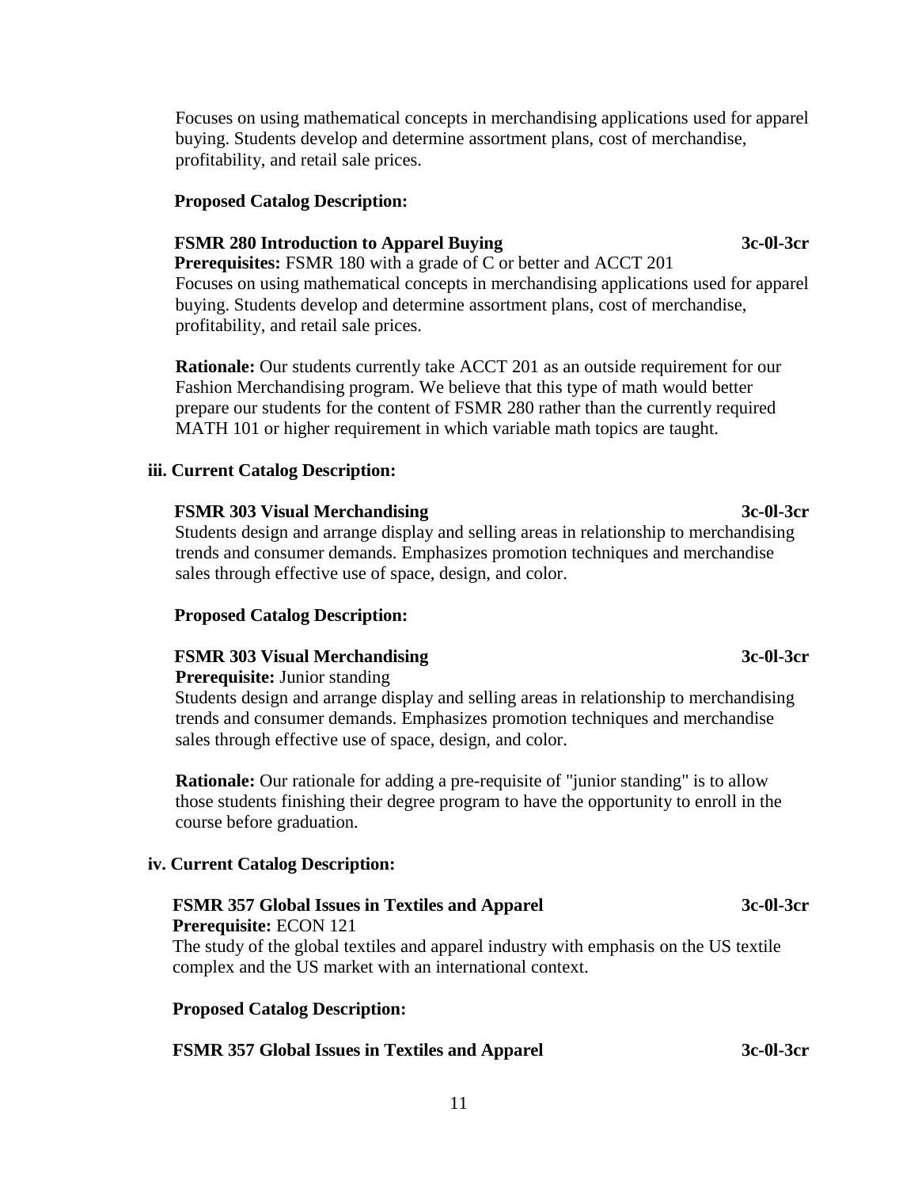Focuses on using mathematical concepts in merchandising applications used for apparel buying. Students develop and determine assortment plans, cost of merchandise, profitability, and retail sale prices.

**Proposed Catalog Description:**

**FSMR 280 Introduction to Apparel Buying** **3c-0l-3cr**
**Prerequisites:** FSMR 180 with a grade of C or better and ACCT 201
Focuses on using mathematical concepts in merchandising applications used for apparel buying. Students develop and determine assortment plans, cost of merchandise, profitability, and retail sale prices.

**Rationale:** Our students currently take ACCT 201 as an outside requirement for our Fashion Merchandising program. We believe that this type of math would better prepare our students for the content of FSMR 280 rather than the currently required MATH 101 or higher requirement in which variable math topics are taught.

**iii. Current Catalog Description:**

**FSMR 303 Visual Merchandising** **3c-0l-3cr**
Students design and arrange display and selling areas in relationship to merchandising trends and consumer demands. Emphasizes promotion techniques and merchandise sales through effective use of space, design, and color.

**Proposed Catalog Description:**

**FSMR 303 Visual Merchandising** **3c-0l-3cr**
**Prerequisite:** Junior standing
Students design and arrange display and selling areas in relationship to merchandising trends and consumer demands. Emphasizes promotion techniques and merchandise sales through effective use of space, design, and color.

**Rationale:** Our rationale for adding a pre-requisite of "junior standing" is to allow those students finishing their degree program to have the opportunity to enroll in the course before graduation.

**iv. Current Catalog Description:**

**FSMR 357 Global Issues in Textiles and Apparel** **3c-0l-3cr**
**Prerequisite:** ECON 121
The study of the global textiles and apparel industry with emphasis on the US textile complex and the US market with an international context.

**Proposed Catalog Description:**

**FSMR 357 Global Issues in Textiles and Apparel** **3c-0l-3cr**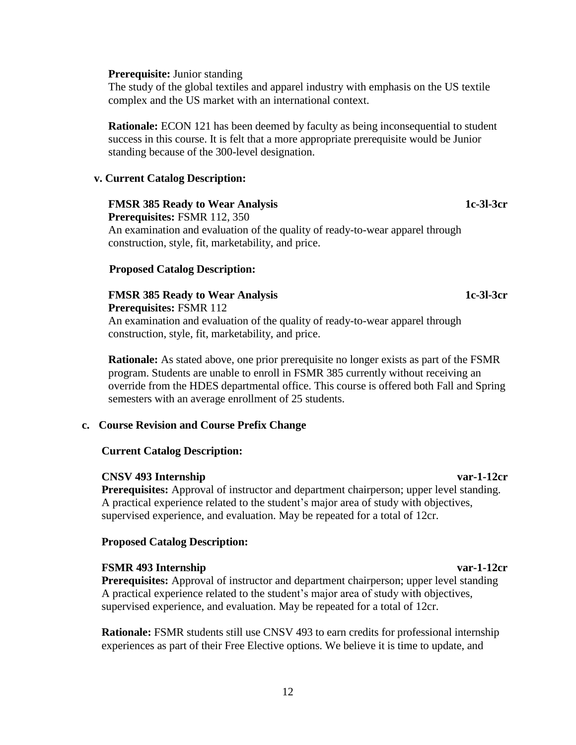**Prerequisite:** Junior standing
The study of the global textiles and apparel industry with emphasis on the US textile complex and the US market with an international context.

**Rationale:** ECON 121 has been deemed by faculty as being inconsequential to student success in this course. It is felt that a more appropriate prerequisite would be Junior standing because of the 300-level designation.

**v. Current Catalog Description:**

**FMSR 385 Ready to Wear Analysis** **1c-3l-3cr**
**Prerequisites:** FSMR 112, 350
An examination and evaluation of the quality of ready-to-wear apparel through construction, style, fit, marketability, and price.

**Proposed Catalog Description:**

**FMSR 385 Ready to Wear Analysis** **1c-3l-3cr**
**Prerequisites:** FSMR 112
An examination and evaluation of the quality of ready-to-wear apparel through construction, style, fit, marketability, and price.

**Rationale:** As stated above, one prior prerequisite no longer exists as part of the FSMR program. Students are unable to enroll in FSMR 385 currently without receiving an override from the HDES departmental office. This course is offered both Fall and Spring semesters with an average enrollment of 25 students.

**c. Course Revision and Course Prefix Change**

**Current Catalog Description:**

**CNSV 493 Internship** **var-1-12cr**
**Prerequisites:** Approval of instructor and department chairperson; upper level standing.
A practical experience related to the student's major area of study with objectives, supervised experience, and evaluation. May be repeated for a total of 12cr.

**Proposed Catalog Description:**

**FSMR 493 Internship** **var-1-12cr**
**Prerequisites:** Approval of instructor and department chairperson; upper level standing
A practical experience related to the student's major area of study with objectives, supervised experience, and evaluation. May be repeated for a total of 12cr.

**Rationale:** FSMR students still use CNSV 493 to earn credits for professional internship experiences as part of their Free Elective options. We believe it is time to update, and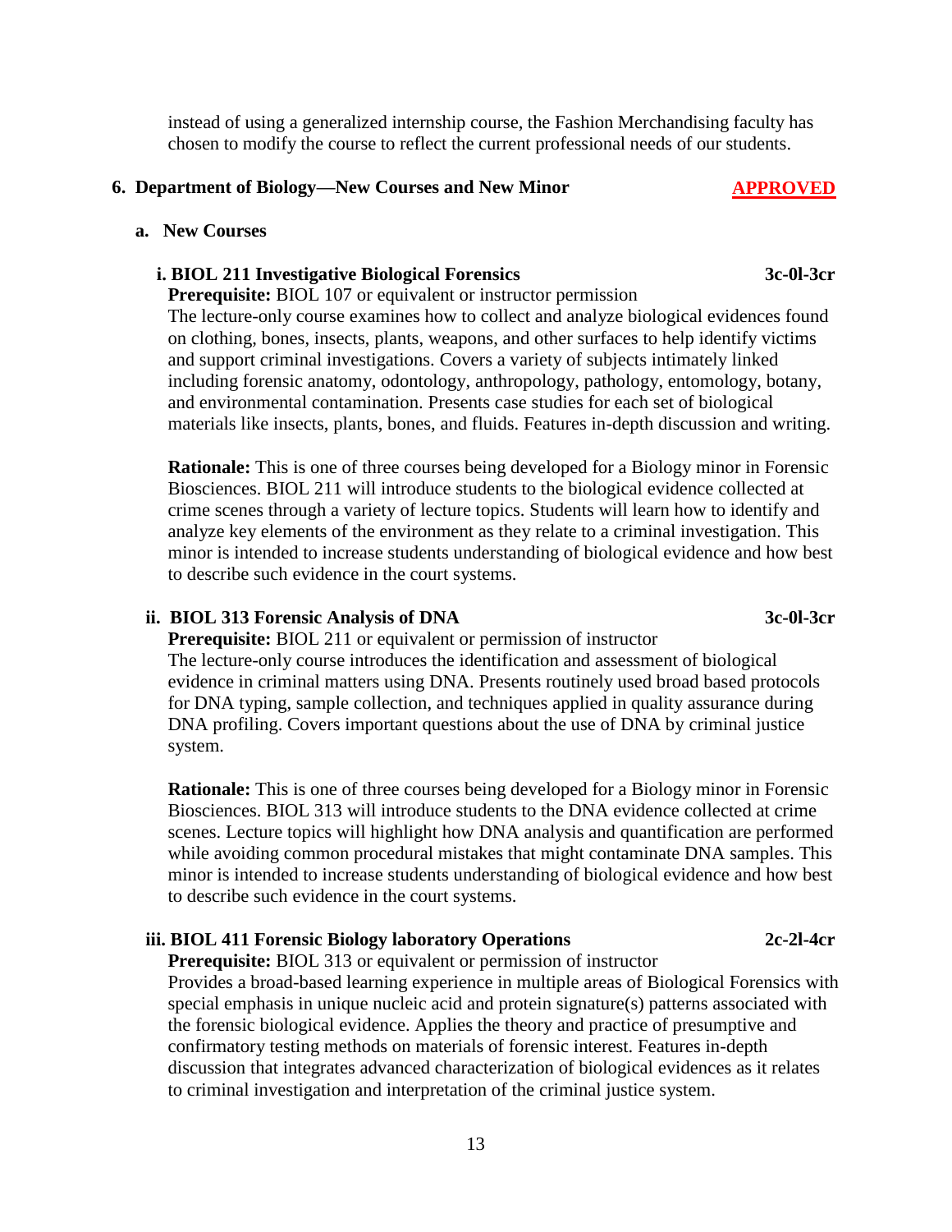instead of using a generalized internship course, the Fashion Merchandising faculty has chosen to modify the course to reflect the current professional needs of our students.

## 6. Department of Biology—New Courses and New Minor **APPROVED**

### a. New Courses

#### i. BIOL 211 Investigative Biological Forensics 3c-0l-3cr

**Prerequisite:** BIOL 107 or equivalent or instructor permission

The lecture-only course examines how to collect and analyze biological evidences found on clothing, bones, insects, plants, weapons, and other surfaces to help identify victims and support criminal investigations. Covers a variety of subjects intimately linked including forensic anatomy, odontology, anthropology, pathology, entomology, botany, and environmental contamination. Presents case studies for each set of biological materials like insects, plants, bones, and fluids. Features in-depth discussion and writing.

**Rationale:** This is one of three courses being developed for a Biology minor in Forensic Biosciences. BIOL 211 will introduce students to the biological evidence collected at crime scenes through a variety of lecture topics. Students will learn how to identify and analyze key elements of the environment as they relate to a criminal investigation. This minor is intended to increase students understanding of biological evidence and how best to describe such evidence in the court systems.

#### ii. BIOL 313 Forensic Analysis of DNA 3c-0l-3cr

**Prerequisite:** BIOL 211 or equivalent or permission of instructor

The lecture-only course introduces the identification and assessment of biological evidence in criminal matters using DNA. Presents routinely used broad based protocols for DNA typing, sample collection, and techniques applied in quality assurance during DNA profiling. Covers important questions about the use of DNA by criminal justice system.

**Rationale:** This is one of three courses being developed for a Biology minor in Forensic Biosciences. BIOL 313 will introduce students to the DNA evidence collected at crime scenes. Lecture topics will highlight how DNA analysis and quantification are performed while avoiding common procedural mistakes that might contaminate DNA samples. This minor is intended to increase students understanding of biological evidence and how best to describe such evidence in the court systems.

#### iii. BIOL 411 Forensic Biology laboratory Operations 2c-2l-4cr

**Prerequisite:** BIOL 313 or equivalent or permission of instructor

Provides a broad-based learning experience in multiple areas of Biological Forensics with special emphasis in unique nucleic acid and protein signature(s) patterns associated with the forensic biological evidence. Applies the theory and practice of presumptive and confirmatory testing methods on materials of forensic interest. Features in-depth discussion that integrates advanced characterization of biological evidences as it relates to criminal investigation and interpretation of the criminal justice system.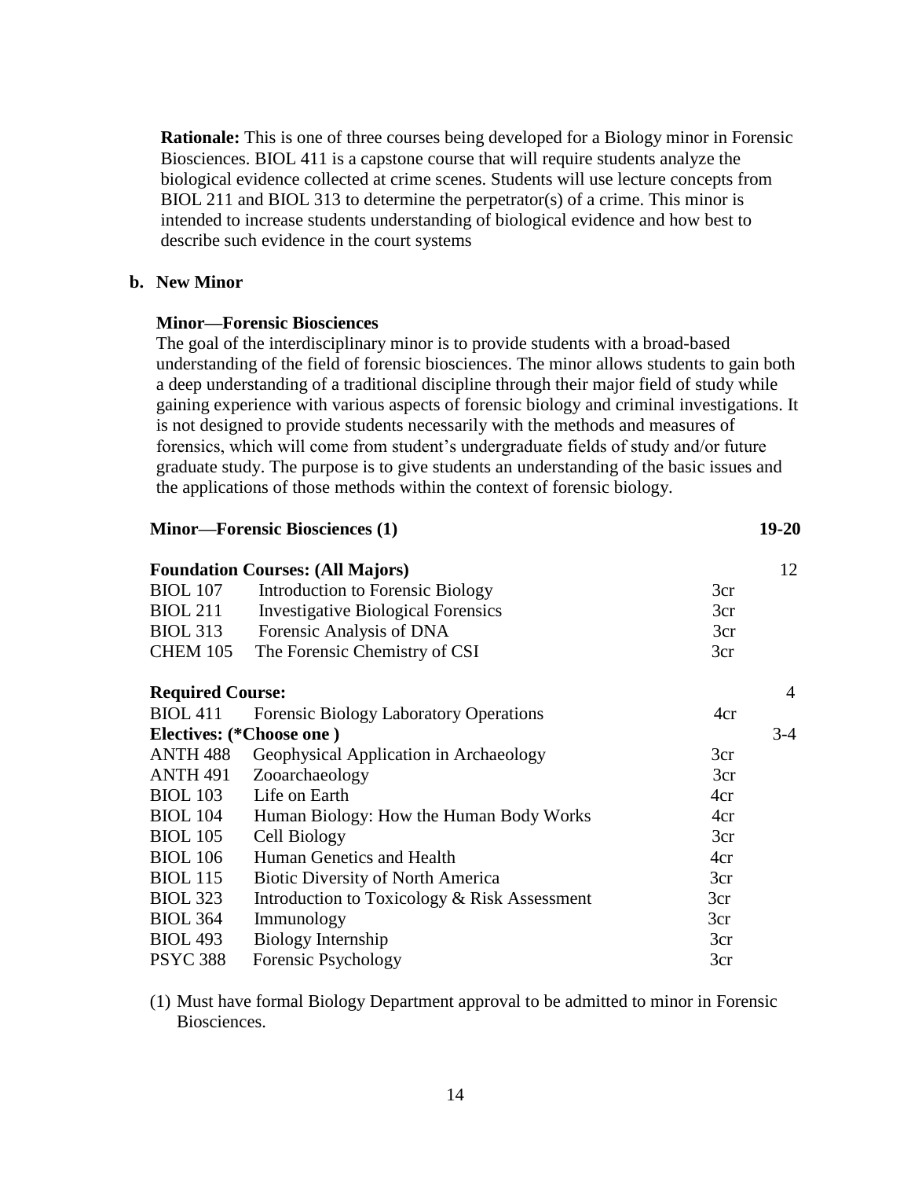**Rationale:** This is one of three courses being developed for a Biology minor in Forensic Biosciences. BIOL 411 is a capstone course that will require students analyze the biological evidence collected at crime scenes. Students will use lecture concepts from BIOL 211 and BIOL 313 to determine the perpetrator(s) of a crime. This minor is intended to increase students understanding of biological evidence and how best to describe such evidence in the court systems

**b. New Minor**

**Minor—Forensic Biosciences**

The goal of the interdisciplinary minor is to provide students with a broad-based understanding of the field of forensic biosciences. The minor allows students to gain both a deep understanding of a traditional discipline through their major field of study while gaining experience with various aspects of forensic biology and criminal investigations. It is not designed to provide students necessarily with the methods and measures of forensics, which will come from student's undergraduate fields of study and/or future graduate study. The purpose is to give students an understanding of the basic issues and the applications of those methods within the context of forensic biology.

| **Minor—Forensic Biosciences (1)** | | | **19-20** |
|---|---|---|---|
| **Foundation Courses: (All Majors)** | | | 12 |
| BIOL 107 | Introduction to Forensic Biology | 3cr | |
| BIOL 211 | Investigative Biological Forensics | 3cr | |
| BIOL 313 | Forensic Analysis of DNA | 3cr | |
| CHEM 105 | The Forensic Chemistry of CSI | 3cr | |
| **Required Course:** | | | 4 |
| BIOL 411 | Forensic Biology Laboratory Operations | 4cr | |
| **Electives: (*Choose one )** | | | 3-4 |
| ANTH 488 | Geophysical Application in Archaeology | 3cr | |
| ANTH 491 | Zooarchaeology | 3cr | |
| BIOL 103 | Life on Earth | 4cr | |
| BIOL 104 | Human Biology: How the Human Body Works | 4cr | |
| BIOL 105 | Cell Biology | 3cr | |
| BIOL 106 | Human Genetics and Health | 4cr | |
| BIOL 115 | Biotic Diversity of North America | 3cr | |
| BIOL 323 | Introduction to Toxicology & Risk Assessment | 3cr | |
| BIOL 364 | Immunology | 3cr | |
| BIOL 493 | Biology Internship | 3cr | |
| PSYC 388 | Forensic Psychology | 3cr | |

(1) Must have formal Biology Department approval to be admitted to minor in Forensic Biosciences.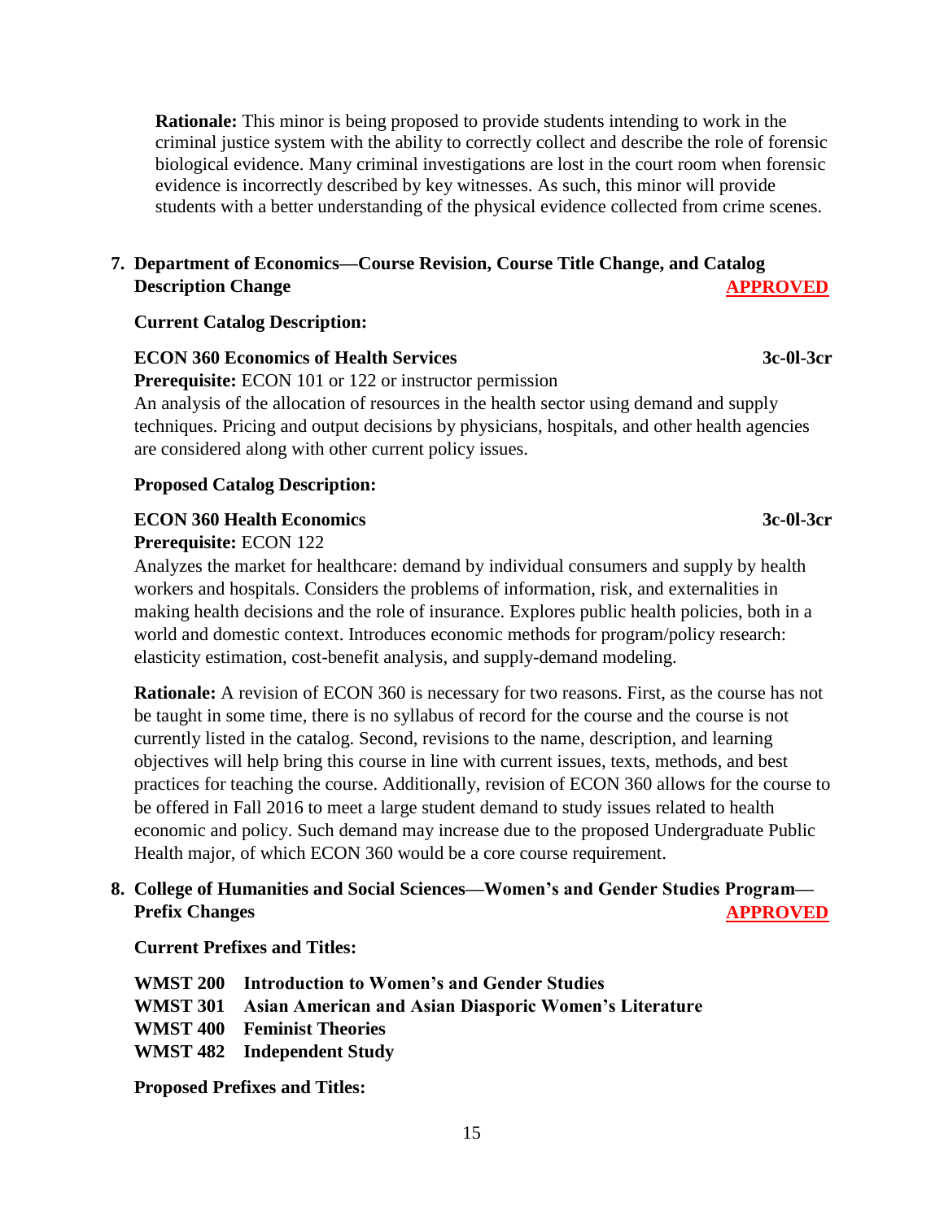**Rationale:** This minor is being proposed to provide students intending to work in the criminal justice system with the ability to correctly collect and describe the role of forensic biological evidence. Many criminal investigations are lost in the court room when forensic evidence is incorrectly described by key witnesses. As such, this minor will provide students with a better understanding of the physical evidence collected from crime scenes.

7. **Department of Economics—Course Revision, Course Title Change, and Catalog Description Change** **APPROVED**

**Current Catalog Description:**

**ECON 360 Economics of Health Services** **3c-0l-3cr**
**Prerequisite:** ECON 101 or 122 or instructor permission
An analysis of the allocation of resources in the health sector using demand and supply techniques. Pricing and output decisions by physicians, hospitals, and other health agencies are considered along with other current policy issues.

**Proposed Catalog Description:**

**ECON 360 Health Economics** **3c-0l-3cr**
**Prerequisite:** ECON 122
Analyzes the market for healthcare: demand by individual consumers and supply by health workers and hospitals. Considers the problems of information, risk, and externalities in making health decisions and the role of insurance. Explores public health policies, both in a world and domestic context. Introduces economic methods for program/policy research: elasticity estimation, cost-benefit analysis, and supply-demand modeling.

**Rationale:** A revision of ECON 360 is necessary for two reasons. First, as the course has not be taught in some time, there is no syllabus of record for the course and the course is not currently listed in the catalog. Second, revisions to the name, description, and learning objectives will help bring this course in line with current issues, texts, methods, and best practices for teaching the course. Additionally, revision of ECON 360 allows for the course to be offered in Fall 2016 to meet a large student demand to study issues related to health economic and policy. Such demand may increase due to the proposed Undergraduate Public Health major, of which ECON 360 would be a core course requirement.

8. **College of Humanities and Social Sciences—Women's and Gender Studies Program—Prefix Changes** **APPROVED**

**Current Prefixes and Titles:**

**WMST 200 Introduction to Women's and Gender Studies**
**WMST 301 Asian American and Asian Diasporic Women's Literature**
**WMST 400 Feminist Theories**
**WMST 482 Independent Study**

**Proposed Prefixes and Titles:**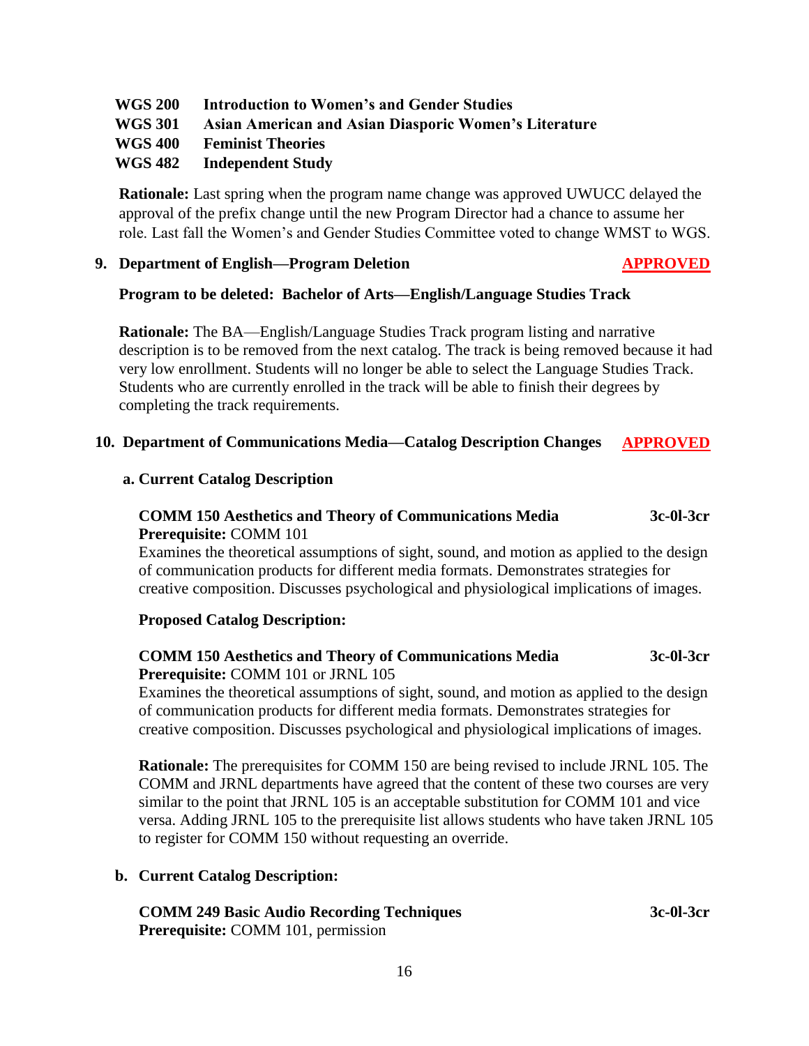**WGS 200** **Introduction to Women's and Gender Studies**
**WGS 301** **Asian American and Asian Diasporic Women's Literature**
**WGS 400** **Feminist Theories**
**WGS 482** **Independent Study**

**Rationale:** Last spring when the program name change was approved UWUCC delayed the approval of the prefix change until the new Program Director had a chance to assume her role. Last fall the Women's and Gender Studies Committee voted to change WMST to WGS.

**9. Department of English—Program Deletion** **APPROVED**

**Program to be deleted: Bachelor of Arts—English/Language Studies Track**

**Rationale:** The BA—English/Language Studies Track program listing and narrative description is to be removed from the next catalog. The track is being removed because it had very low enrollment. Students will no longer be able to select the Language Studies Track. Students who are currently enrolled in the track will be able to finish their degrees by completing the track requirements.

**10. Department of Communications Media—Catalog Description Changes** **APPROVED**

**a. Current Catalog Description**

**COMM 150 Aesthetics and Theory of Communications Media** **3c-0l-3cr**
**Prerequisite:** COMM 101
Examines the theoretical assumptions of sight, sound, and motion as applied to the design of communication products for different media formats. Demonstrates strategies for creative composition. Discusses psychological and physiological implications of images.

**Proposed Catalog Description:**

**COMM 150 Aesthetics and Theory of Communications Media** **3c-0l-3cr**
**Prerequisite:** COMM 101 or JRNL 105
Examines the theoretical assumptions of sight, sound, and motion as applied to the design of communication products for different media formats. Demonstrates strategies for creative composition. Discusses psychological and physiological implications of images.

**Rationale:** The prerequisites for COMM 150 are being revised to include JRNL 105. The COMM and JRNL departments have agreed that the content of these two courses are very similar to the point that JRNL 105 is an acceptable substitution for COMM 101 and vice versa. Adding JRNL 105 to the prerequisite list allows students who have taken JRNL 105 to register for COMM 150 without requesting an override.

**b. Current Catalog Description:**

**COMM 249 Basic Audio Recording Techniques** **3c-0l-3cr**
**Prerequisite:** COMM 101, permission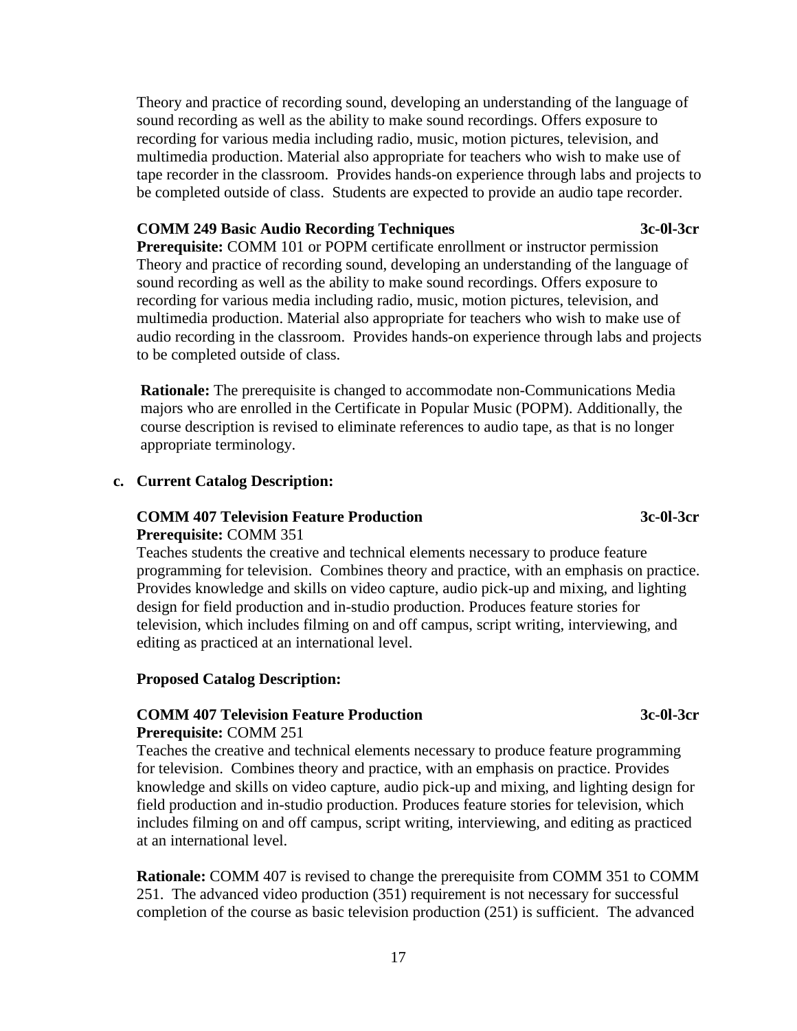Theory and practice of recording sound, developing an understanding of the language of sound recording as well as the ability to make sound recordings. Offers exposure to recording for various media including radio, music, motion pictures, television, and multimedia production. Material also appropriate for teachers who wish to make use of tape recorder in the classroom. Provides hands-on experience through labs and projects to be completed outside of class. Students are expected to provide an audio tape recorder.

**COMM 249 Basic Audio Recording Techniques** **3c-0l-3cr**
**Prerequisite:** COMM 101 or POPM certificate enrollment or instructor permission
Theory and practice of recording sound, developing an understanding of the language of sound recording as well as the ability to make sound recordings. Offers exposure to recording for various media including radio, music, motion pictures, television, and multimedia production. Material also appropriate for teachers who wish to make use of audio recording in the classroom. Provides hands-on experience through labs and projects to be completed outside of class.

**Rationale:** The prerequisite is changed to accommodate non-Communications Media majors who are enrolled in the Certificate in Popular Music (POPM). Additionally, the course description is revised to eliminate references to audio tape, as that is no longer appropriate terminology.

**c. Current Catalog Description:**

**COMM 407 Television Feature Production** **3c-0l-3cr**
**Prerequisite:** COMM 351
Teaches students the creative and technical elements necessary to produce feature programming for television. Combines theory and practice, with an emphasis on practice. Provides knowledge and skills on video capture, audio pick-up and mixing, and lighting design for field production and in-studio production. Produces feature stories for television, which includes filming on and off campus, script writing, interviewing, and editing as practiced at an international level.

**Proposed Catalog Description:**

**COMM 407 Television Feature Production** **3c-0l-3cr**
**Prerequisite:** COMM 251
Teaches the creative and technical elements necessary to produce feature programming for television. Combines theory and practice, with an emphasis on practice. Provides knowledge and skills on video capture, audio pick-up and mixing, and lighting design for field production and in-studio production. Produces feature stories for television, which includes filming on and off campus, script writing, interviewing, and editing as practiced at an international level.

**Rationale:** COMM 407 is revised to change the prerequisite from COMM 351 to COMM 251. The advanced video production (351) requirement is not necessary for successful completion of the course as basic television production (251) is sufficient. The advanced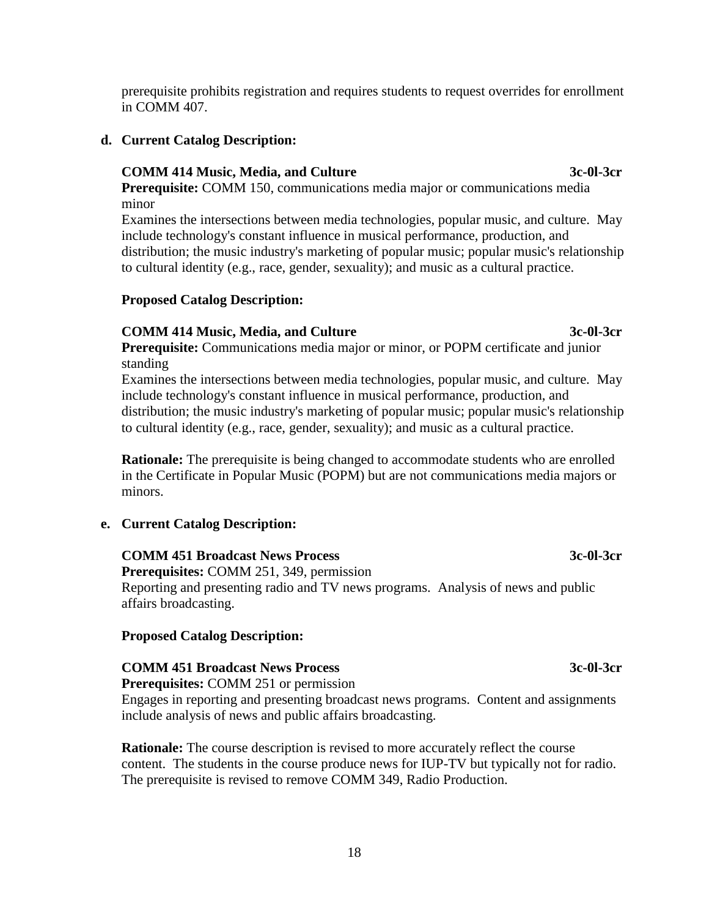prerequisite prohibits registration and requires students to request overrides for enrollment in COMM 407.

**d. Current Catalog Description:**

**COMM 414 Music, Media, and Culture 3c-0l-3cr**
**Prerequisite:** COMM 150, communications media major or communications media minor
Examines the intersections between media technologies, popular music, and culture. May include technology's constant influence in musical performance, production, and distribution; the music industry's marketing of popular music; popular music's relationship to cultural identity (e.g., race, gender, sexuality); and music as a cultural practice.

**Proposed Catalog Description:**

**COMM 414 Music, Media, and Culture 3c-0l-3cr**
**Prerequisite:** Communications media major or minor, or POPM certificate and junior standing
Examines the intersections between media technologies, popular music, and culture. May include technology's constant influence in musical performance, production, and distribution; the music industry's marketing of popular music; popular music's relationship to cultural identity (e.g., race, gender, sexuality); and music as a cultural practice.

**Rationale:** The prerequisite is being changed to accommodate students who are enrolled in the Certificate in Popular Music (POPM) but are not communications media majors or minors.

**e. Current Catalog Description:**

**COMM 451 Broadcast News Process 3c-0l-3cr**
**Prerequisites:** COMM 251, 349, permission
Reporting and presenting radio and TV news programs. Analysis of news and public affairs broadcasting.

**Proposed Catalog Description:**

**COMM 451 Broadcast News Process 3c-0l-3cr**
**Prerequisites:** COMM 251 or permission
Engages in reporting and presenting broadcast news programs. Content and assignments include analysis of news and public affairs broadcasting.

**Rationale:** The course description is revised to more accurately reflect the course content. The students in the course produce news for IUP-TV but typically not for radio. The prerequisite is revised to remove COMM 349, Radio Production.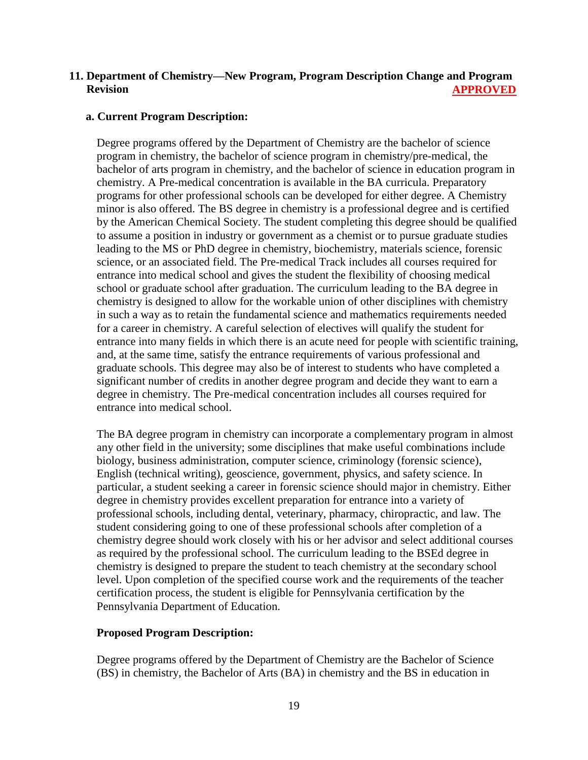## 11. Department of Chemistry—New Program, Program Description Change and Program Revision **APPROVED**

### a. Current Program Description:

Degree programs offered by the Department of Chemistry are the bachelor of science program in chemistry, the bachelor of science program in chemistry/pre-medical, the bachelor of arts program in chemistry, and the bachelor of science in education program in chemistry. A Pre-medical concentration is available in the BA curricula. Preparatory programs for other professional schools can be developed for either degree. A Chemistry minor is also offered. The BS degree in chemistry is a professional degree and is certified by the American Chemical Society. The student completing this degree should be qualified to assume a position in industry or government as a chemist or to pursue graduate studies leading to the MS or PhD degree in chemistry, biochemistry, materials science, forensic science, or an associated field. The Pre-medical Track includes all courses required for entrance into medical school and gives the student the flexibility of choosing medical school or graduate school after graduation. The curriculum leading to the BA degree in chemistry is designed to allow for the workable union of other disciplines with chemistry in such a way as to retain the fundamental science and mathematics requirements needed for a career in chemistry. A careful selection of electives will qualify the student for entrance into many fields in which there is an acute need for people with scientific training, and, at the same time, satisfy the entrance requirements of various professional and graduate schools. This degree may also be of interest to students who have completed a significant number of credits in another degree program and decide they want to earn a degree in chemistry. The Pre-medical concentration includes all courses required for entrance into medical school.

The BA degree program in chemistry can incorporate a complementary program in almost any other field in the university; some disciplines that make useful combinations include biology, business administration, computer science, criminology (forensic science), English (technical writing), geoscience, government, physics, and safety science. In particular, a student seeking a career in forensic science should major in chemistry. Either degree in chemistry provides excellent preparation for entrance into a variety of professional schools, including dental, veterinary, pharmacy, chiropractic, and law. The student considering going to one of these professional schools after completion of a chemistry degree should work closely with his or her advisor and select additional courses as required by the professional school. The curriculum leading to the BSEd degree in chemistry is designed to prepare the student to teach chemistry at the secondary school level. Upon completion of the specified course work and the requirements of the teacher certification process, the student is eligible for Pennsylvania certification by the Pennsylvania Department of Education.

**Proposed Program Description:**

Degree programs offered by the Department of Chemistry are the Bachelor of Science (BS) in chemistry, the Bachelor of Arts (BA) in chemistry and the BS in education in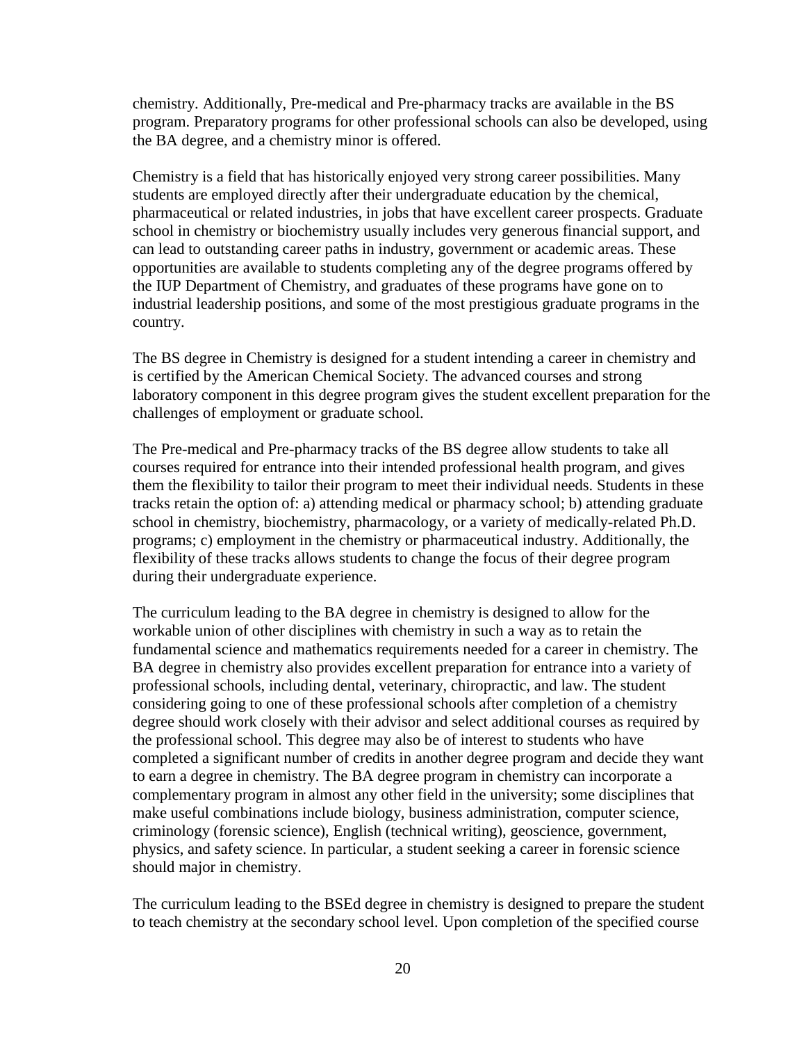chemistry. Additionally, Pre-medical and Pre-pharmacy tracks are available in the BS program. Preparatory programs for other professional schools can also be developed, using the BA degree, and a chemistry minor is offered.

Chemistry is a field that has historically enjoyed very strong career possibilities. Many students are employed directly after their undergraduate education by the chemical, pharmaceutical or related industries, in jobs that have excellent career prospects. Graduate school in chemistry or biochemistry usually includes very generous financial support, and can lead to outstanding career paths in industry, government or academic areas. These opportunities are available to students completing any of the degree programs offered by the IUP Department of Chemistry, and graduates of these programs have gone on to industrial leadership positions, and some of the most prestigious graduate programs in the country.

The BS degree in Chemistry is designed for a student intending a career in chemistry and is certified by the American Chemical Society. The advanced courses and strong laboratory component in this degree program gives the student excellent preparation for the challenges of employment or graduate school.

The Pre-medical and Pre-pharmacy tracks of the BS degree allow students to take all courses required for entrance into their intended professional health program, and gives them the flexibility to tailor their program to meet their individual needs. Students in these tracks retain the option of: a) attending medical or pharmacy school; b) attending graduate school in chemistry, biochemistry, pharmacology, or a variety of medically-related Ph.D. programs; c) employment in the chemistry or pharmaceutical industry. Additionally, the flexibility of these tracks allows students to change the focus of their degree program during their undergraduate experience.

The curriculum leading to the BA degree in chemistry is designed to allow for the workable union of other disciplines with chemistry in such a way as to retain the fundamental science and mathematics requirements needed for a career in chemistry. The BA degree in chemistry also provides excellent preparation for entrance into a variety of professional schools, including dental, veterinary, chiropractic, and law. The student considering going to one of these professional schools after completion of a chemistry degree should work closely with their advisor and select additional courses as required by the professional school. This degree may also be of interest to students who have completed a significant number of credits in another degree program and decide they want to earn a degree in chemistry. The BA degree program in chemistry can incorporate a complementary program in almost any other field in the university; some disciplines that make useful combinations include biology, business administration, computer science, criminology (forensic science), English (technical writing), geoscience, government, physics, and safety science. In particular, a student seeking a career in forensic science should major in chemistry.

The curriculum leading to the BSEd degree in chemistry is designed to prepare the student to teach chemistry at the secondary school level. Upon completion of the specified course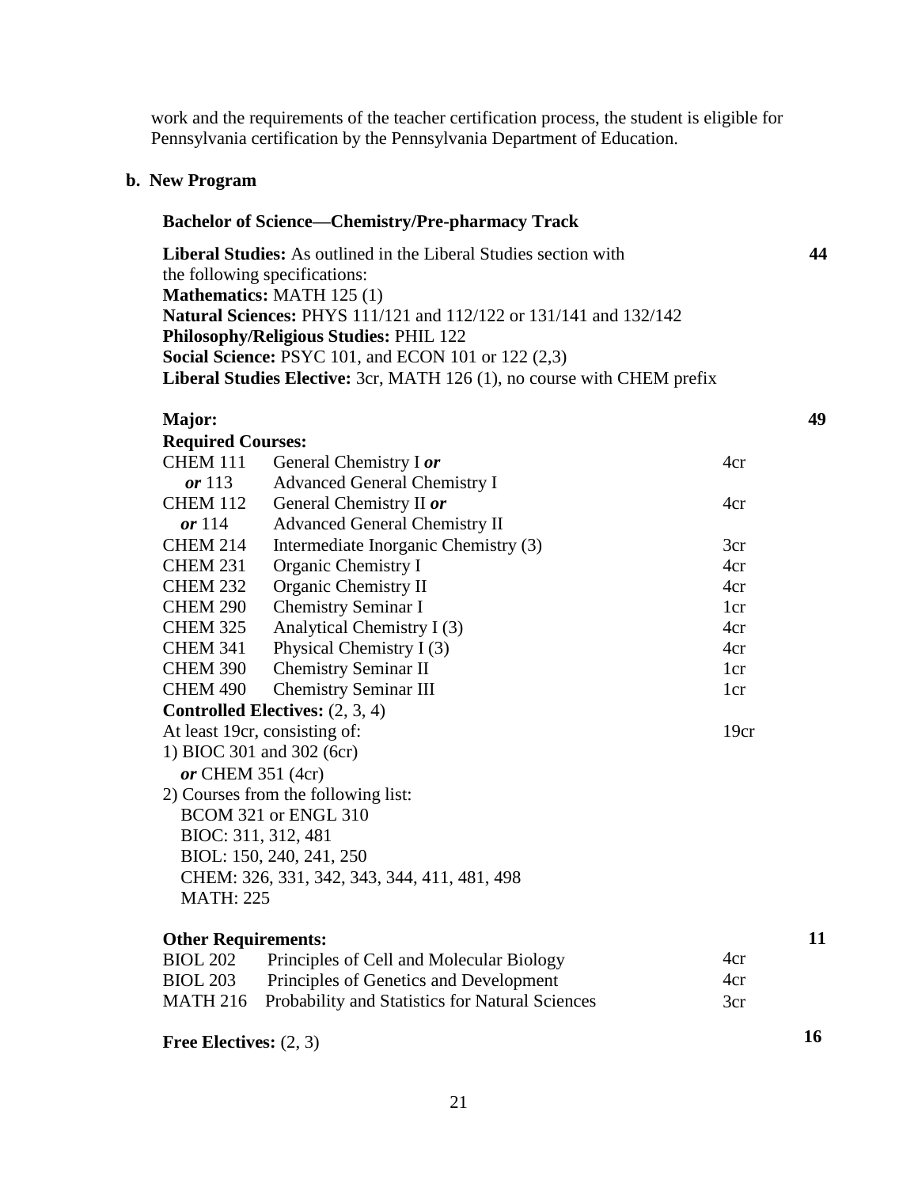work and the requirements of the teacher certification process, the student is eligible for Pennsylvania certification by the Pennsylvania Department of Education.

**b. New Program**

**Bachelor of Science—Chemistry/Pre-pharmacy Track**

| | | | |
|---|---|---|---|
| **Liberal Studies:** As outlined in the Liberal Studies section with the following specifications: | | | **44** |
| **Mathematics:** MATH 125 (1) | | | |
| **Natural Sciences:** PHYS 111/121 and 112/122 or 131/141 and 132/142 | | | |
| **Philosophy/Religious Studies:** PHIL 122 | | | |
| **Social Science:** PSYC 101, and ECON 101 or 122 (2,3) | | | |
| **Liberal Studies Elective:** 3cr, MATH 126 (1), no course with CHEM prefix | | | |
| **Major:** | | | **49** |
| **Required Courses:** | | | |
| CHEM 111 *or* 113 | General Chemistry I *or* Advanced General Chemistry I | 4cr | |
| CHEM 112 *or* 114 | General Chemistry II *or* Advanced General Chemistry II | 4cr | |
| CHEM 214 | Intermediate Inorganic Chemistry (3) | 3cr | |
| CHEM 231 | Organic Chemistry I | 4cr | |
| CHEM 232 | Organic Chemistry II | 4cr | |
| CHEM 290 | Chemistry Seminar I | 1cr | |
| CHEM 325 | Analytical Chemistry I (3) | 4cr | |
| CHEM 341 | Physical Chemistry I (3) | 4cr | |
| CHEM 390 | Chemistry Seminar II | 1cr | |
| CHEM 490 | Chemistry Seminar III | 1cr | |
| **Controlled Electives:** (2, 3, 4) | | | |
| At least 19cr, consisting of: | | 19cr | |
| 1) BIOC 301 and 302 (6cr) *or* CHEM 351 (4cr) | | | |
| 2) Courses from the following list: | | | |
| BCOM 321 or ENGL 310 | | | |
| BIOC: 311, 312, 481 | | | |
| BIOL: 150, 240, 241, 250 | | | |
| CHEM: 326, 331, 342, 343, 344, 411, 481, 498 | | | |
| MATH: 225 | | | |
| **Other Requirements:** | | | **11** |
| BIOL 202 | Principles of Cell and Molecular Biology | 4cr | |
| BIOL 203 | Principles of Genetics and Development | 4cr | |
| MATH 216 | Probability and Statistics for Natural Sciences | 3cr | |
| **Free Electives:** (2, 3) | | | **16** |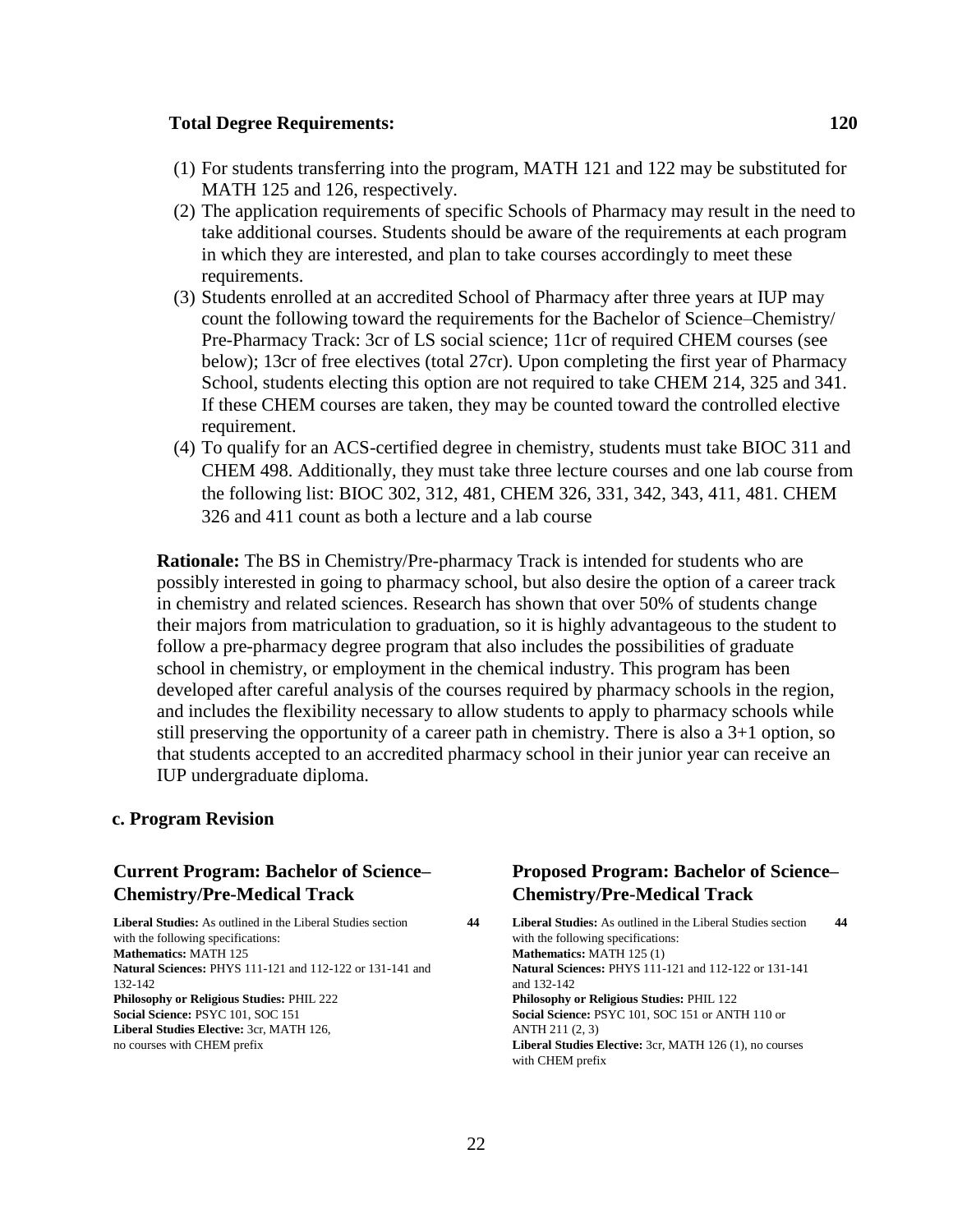**Total Degree Requirements:** **120**

(1) For students transferring into the program, MATH 121 and 122 may be substituted for MATH 125 and 126, respectively.
(2) The application requirements of specific Schools of Pharmacy may result in the need to take additional courses. Students should be aware of the requirements at each program in which they are interested, and plan to take courses accordingly to meet these requirements.
(3) Students enrolled at an accredited School of Pharmacy after three years at IUP may count the following toward the requirements for the Bachelor of Science–Chemistry/ Pre-Pharmacy Track: 3cr of LS social science; 11cr of required CHEM courses (see below); 13cr of free electives (total 27cr). Upon completing the first year of Pharmacy School, students electing this option are not required to take CHEM 214, 325 and 341. If these CHEM courses are taken, they may be counted toward the controlled elective requirement.
(4) To qualify for an ACS-certified degree in chemistry, students must take BIOC 311 and CHEM 498. Additionally, they must take three lecture courses and one lab course from the following list: BIOC 302, 312, 481, CHEM 326, 331, 342, 343, 411, 481. CHEM 326 and 411 count as both a lecture and a lab course

**Rationale:** The BS in Chemistry/Pre-pharmacy Track is intended for students who are possibly interested in going to pharmacy school, but also desire the option of a career track in chemistry and related sciences. Research has shown that over 50% of students change their majors from matriculation to graduation, so it is highly advantageous to the student to follow a pre-pharmacy degree program that also includes the possibilities of graduate school in chemistry, or employment in the chemical industry. This program has been developed after careful analysis of the courses required by pharmacy schools in the region, and includes the flexibility necessary to allow students to apply to pharmacy schools while still preserving the opportunity of a career path in chemistry. There is also a 3+1 option, so that students accepted to an accredited pharmacy school in their junior year can receive an IUP undergraduate diploma.

### c. Program Revision

### Current Program: Bachelor of Science–Chemistry/Pre-Medical Track

**Liberal Studies:** As outlined in the Liberal Studies section with the following specifications: **44**
**Mathematics:** MATH 125
**Natural Sciences:** PHYS 111-121 and 112-122 or 131-141 and 132-142
**Philosophy or Religious Studies:** PHIL 222
**Social Science:** PSYC 101, SOC 151
**Liberal Studies Elective:** 3cr, MATH 126, no courses with CHEM prefix

### Proposed Program: Bachelor of Science–Chemistry/Pre-Medical Track

**Liberal Studies:** As outlined in the Liberal Studies section with the following specifications: **44**
**Mathematics:** MATH 125 (1)
**Natural Sciences:** PHYS 111-121 and 112-122 or 131-141 and 132-142
**Philosophy or Religious Studies:** PHIL 122
**Social Science:** PSYC 101, SOC 151 or ANTH 110 or ANTH 211 (2, 3)
**Liberal Studies Elective:** 3cr, MATH 126 (1), no courses with CHEM prefix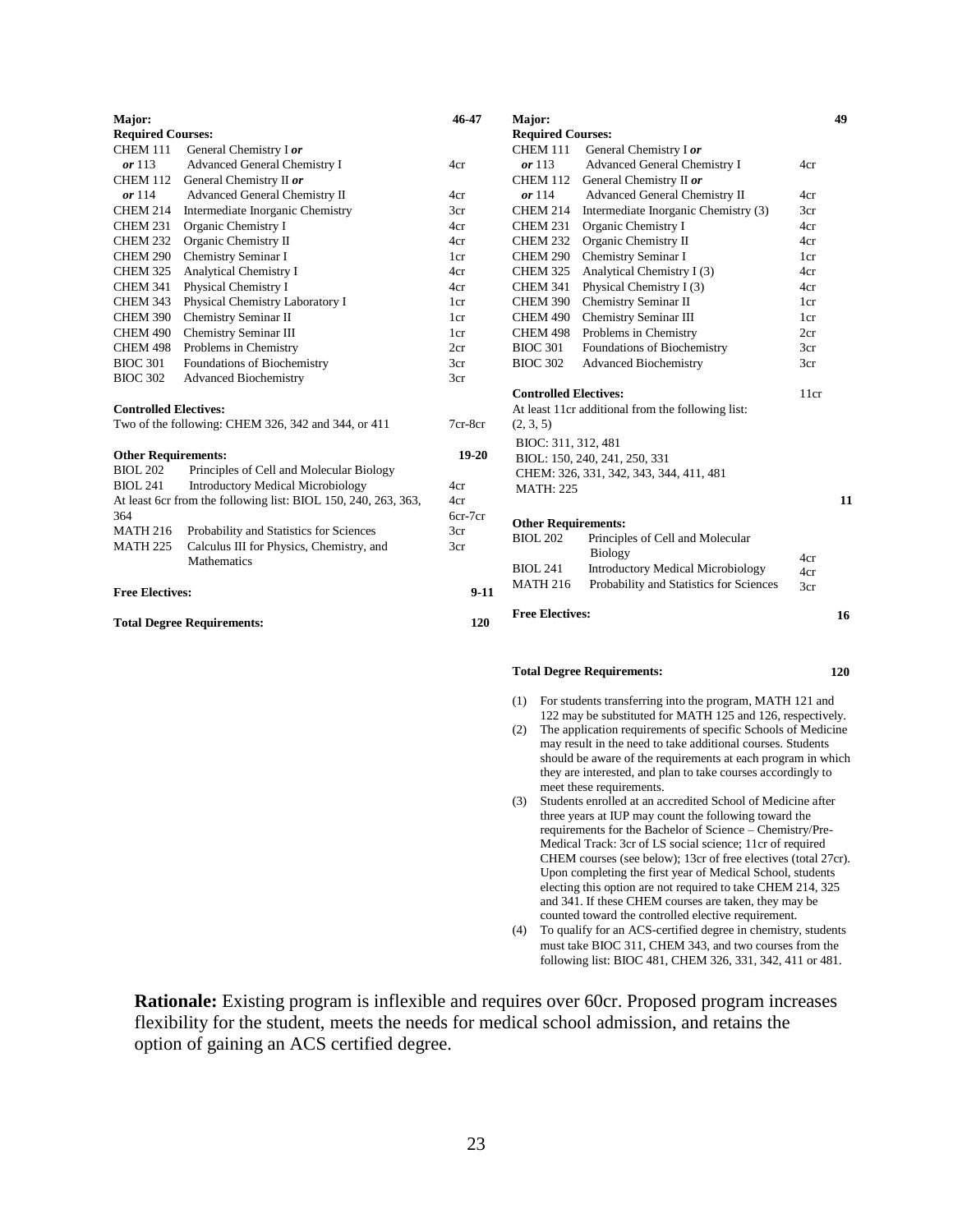| **Major:** | | **46-47** |
|---|---|---|
| **Required Courses:** | | |
| CHEM 111 | General Chemistry I ***or*** | |
| ***or*** 113 | Advanced General Chemistry I | 4cr |
| CHEM 112 | General Chemistry II ***or*** | |
| ***or*** 114 | Advanced General Chemistry II | 4cr |
| CHEM 214 | Intermediate Inorganic Chemistry | 3cr |
| CHEM 231 | Organic Chemistry I | 4cr |
| CHEM 232 | Organic Chemistry II | 4cr |
| CHEM 290 | Chemistry Seminar I | 1cr |
| CHEM 325 | Analytical Chemistry I | 4cr |
| CHEM 341 | Physical Chemistry I | 4cr |
| CHEM 343 | Physical Chemistry Laboratory I | 1cr |
| CHEM 390 | Chemistry Seminar II | 1cr |
| CHEM 490 | Chemistry Seminar III | 1cr |
| CHEM 498 | Problems in Chemistry | 2cr |
| BIOC 301 | Foundations of Biochemistry | 3cr |
| BIOC 302 | Advanced Biochemistry | 3cr |
| **Controlled Electives:** | | |
| Two of the following: CHEM 326, 342 and 344, or 411 | | 7cr-8cr |
| **Other Requirements:** | | **19-20** |
| BIOL 202 | Principles of Cell and Molecular Biology | 4cr |
| BIOL 241 | Introductory Medical Microbiology | 4cr |
| At least 6cr from the following list: BIOL 150, 240, 263, 363, 364 | | 6cr-7cr |
| MATH 216 | Probability and Statistics for Sciences | 3cr |
| MATH 225 | Calculus III for Physics, Chemistry, and Mathematics | 3cr |
| **Free Electives:** | | **9-11** |
| **Total Degree Requirements:** | | **120** |

| **Major:** | | | **49** |
|---|---|---|---|
| **Required Courses:** | | | |
| CHEM 111 | General Chemistry I ***or*** | | |
| ***or*** 113 | Advanced General Chemistry I | 4cr | |
| CHEM 112 | General Chemistry II ***or*** | | |
| ***or*** 114 | Advanced General Chemistry II | 4cr | |
| CHEM 214 | Intermediate Inorganic Chemistry (3) | 3cr | |
| CHEM 231 | Organic Chemistry I | 4cr | |
| CHEM 232 | Organic Chemistry II | 4cr | |
| CHEM 290 | Chemistry Seminar I | 1cr | |
| CHEM 325 | Analytical Chemistry I (3) | 4cr | |
| CHEM 341 | Physical Chemistry I (3) | 4cr | |
| CHEM 390 | Chemistry Seminar II | 1cr | |
| CHEM 490 | Chemistry Seminar III | 1cr | |
| CHEM 498 | Problems in Chemistry | 2cr | |
| BIOC 301 | Foundations of Biochemistry | 3cr | |
| BIOC 302 | Advanced Biochemistry | 3cr | |
| **Controlled Electives:** | | 11cr | |
| At least 11cr additional from the following list: (2, 3, 5) | | | |
| BIOC: 311, 312, 481 | | | |
| BIOL: 150, 240, 241, 250, 331 | | | |
| CHEM: 326, 331, 342, 343, 344, 411, 481 | | | |
| MATH: 225 | | | **11** |
| **Other Requirements:** | | | |
| BIOL 202 | Principles of Cell and Molecular Biology | 4cr | |
| BIOL 241 | Introductory Medical Microbiology | 4cr | |
| MATH 216 | Probability and Statistics for Sciences | 3cr | |
| **Free Electives:** | | | **16** |
| **Total Degree Requirements:** | | | **120** |

(1) For students transferring into the program, MATH 121 and 122 may be substituted for MATH 125 and 126, respectively.

(2) The application requirements of specific Schools of Medicine may result in the need to take additional courses. Students should be aware of the requirements at each program in which they are interested, and plan to take courses accordingly to meet these requirements.

(3) Students enrolled at an accredited School of Medicine after three years at IUP may count the following toward the requirements for the Bachelor of Science – Chemistry/Pre-Medical Track: 3cr of LS social science; 11cr of required CHEM courses (see below); 13cr of free electives (total 27cr). Upon completing the first year of Medical School, students electing this option are not required to take CHEM 214, 325 and 341. If these CHEM courses are taken, they may be counted toward the controlled elective requirement.

(4) To qualify for an ACS-certified degree in chemistry, students must take BIOC 311, CHEM 343, and two courses from the following list: BIOC 481, CHEM 326, 331, 342, 411 or 481.

**Rationale:** Existing program is inflexible and requires over 60cr. Proposed program increases flexibility for the student, meets the needs for medical school admission, and retains the option of gaining an ACS certified degree.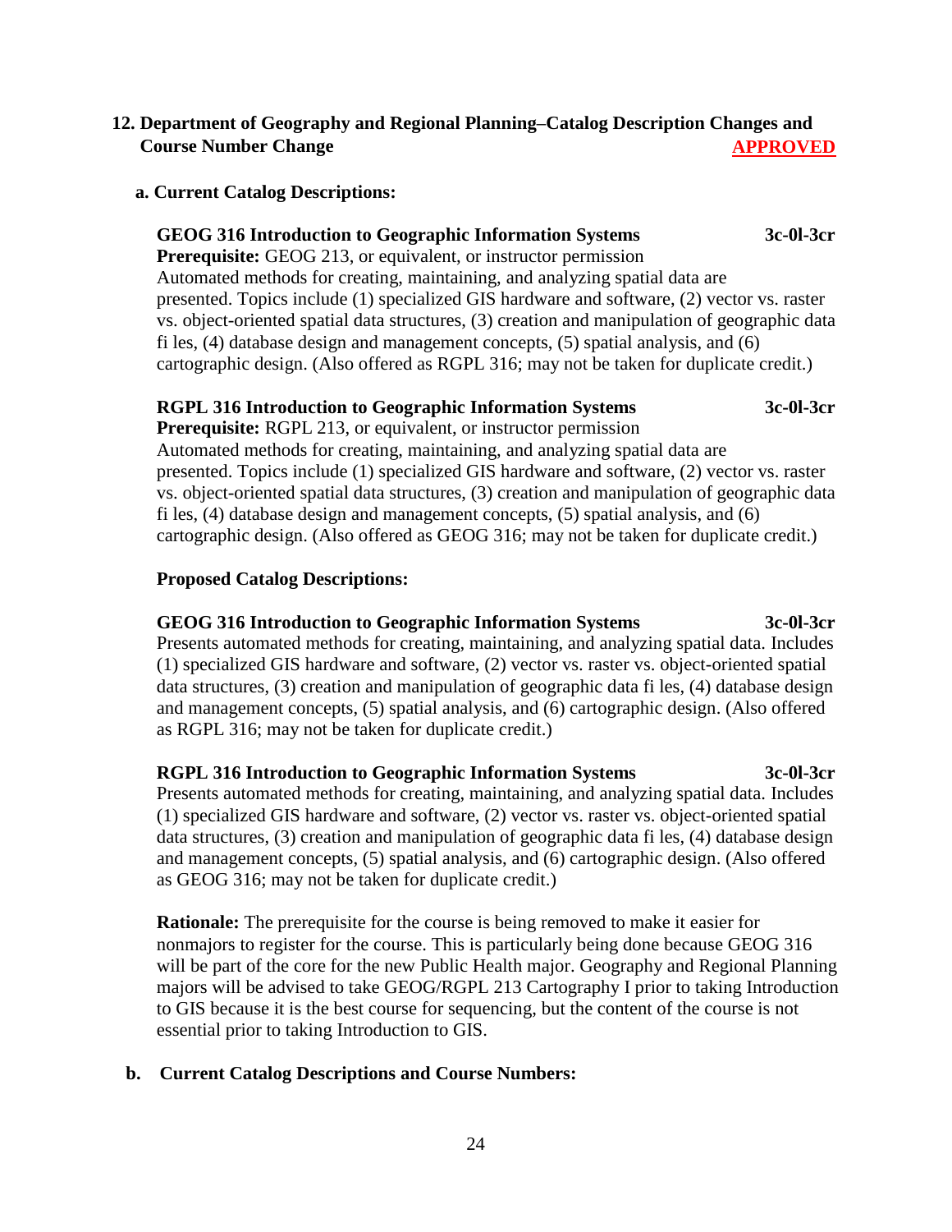## 12. Department of Geography and Regional Planning–Catalog Description Changes and Course Number Change **APPROVED**

### a. Current Catalog Descriptions:

**GEOG 316 Introduction to Geographic Information Systems 3c-0l-3cr**
**Prerequisite:** GEOG 213, or equivalent, or instructor permission
Automated methods for creating, maintaining, and analyzing spatial data are presented. Topics include (1) specialized GIS hardware and software, (2) vector vs. raster vs. object-oriented spatial data structures, (3) creation and manipulation of geographic data fi les, (4) database design and management concepts, (5) spatial analysis, and (6) cartographic design. (Also offered as RGPL 316; may not be taken for duplicate credit.)

**RGPL 316 Introduction to Geographic Information Systems 3c-0l-3cr**
**Prerequisite:** RGPL 213, or equivalent, or instructor permission
Automated methods for creating, maintaining, and analyzing spatial data are presented. Topics include (1) specialized GIS hardware and software, (2) vector vs. raster vs. object-oriented spatial data structures, (3) creation and manipulation of geographic data fi les, (4) database design and management concepts, (5) spatial analysis, and (6) cartographic design. (Also offered as GEOG 316; may not be taken for duplicate credit.)

**Proposed Catalog Descriptions:**

**GEOG 316 Introduction to Geographic Information Systems 3c-0l-3cr**
Presents automated methods for creating, maintaining, and analyzing spatial data. Includes (1) specialized GIS hardware and software, (2) vector vs. raster vs. object-oriented spatial data structures, (3) creation and manipulation of geographic data fi les, (4) database design and management concepts, (5) spatial analysis, and (6) cartographic design. (Also offered as RGPL 316; may not be taken for duplicate credit.)

**RGPL 316 Introduction to Geographic Information Systems 3c-0l-3cr**
Presents automated methods for creating, maintaining, and analyzing spatial data. Includes (1) specialized GIS hardware and software, (2) vector vs. raster vs. object-oriented spatial data structures, (3) creation and manipulation of geographic data fi les, (4) database design and management concepts, (5) spatial analysis, and (6) cartographic design. (Also offered as GEOG 316; may not be taken for duplicate credit.)

**Rationale:** The prerequisite for the course is being removed to make it easier for nonmajors to register for the course. This is particularly being done because GEOG 316 will be part of the core for the new Public Health major. Geography and Regional Planning majors will be advised to take GEOG/RGPL 213 Cartography I prior to taking Introduction to GIS because it is the best course for sequencing, but the content of the course is not essential prior to taking Introduction to GIS.

### b. Current Catalog Descriptions and Course Numbers: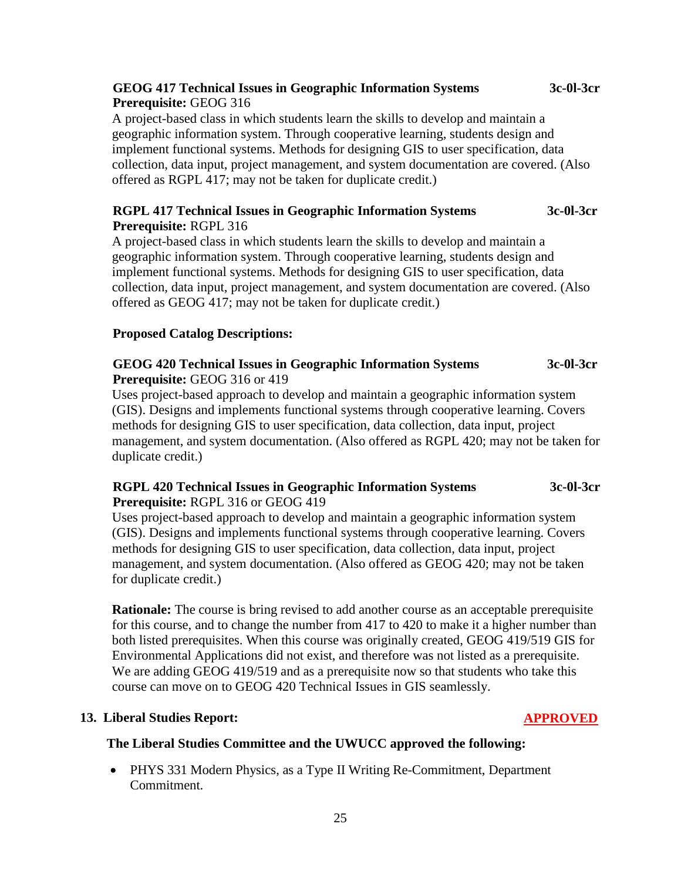**GEOG 417 Technical Issues in Geographic Information Systems** **3c-0l-3cr**
**Prerequisite:** GEOG 316
A project-based class in which students learn the skills to develop and maintain a geographic information system. Through cooperative learning, students design and implement functional systems. Methods for designing GIS to user specification, data collection, data input, project management, and system documentation are covered. (Also offered as RGPL 417; may not be taken for duplicate credit.)

**RGPL 417 Technical Issues in Geographic Information Systems** **3c-0l-3cr**
**Prerequisite:** RGPL 316
A project-based class in which students learn the skills to develop and maintain a geographic information system. Through cooperative learning, students design and implement functional systems. Methods for designing GIS to user specification, data collection, data input, project management, and system documentation are covered. (Also offered as GEOG 417; may not be taken for duplicate credit.)

**Proposed Catalog Descriptions:**

**GEOG 420 Technical Issues in Geographic Information Systems** **3c-0l-3cr**
**Prerequisite:** GEOG 316 or 419
Uses project-based approach to develop and maintain a geographic information system (GIS). Designs and implements functional systems through cooperative learning. Covers methods for designing GIS to user specification, data collection, data input, project management, and system documentation. (Also offered as RGPL 420; may not be taken for duplicate credit.)

**RGPL 420 Technical Issues in Geographic Information Systems** **3c-0l-3cr**
**Prerequisite:** RGPL 316 or GEOG 419
Uses project-based approach to develop and maintain a geographic information system (GIS). Designs and implements functional systems through cooperative learning. Covers methods for designing GIS to user specification, data collection, data input, project management, and system documentation. (Also offered as GEOG 420; may not be taken for duplicate credit.)

**Rationale:** The course is bring revised to add another course as an acceptable prerequisite for this course, and to change the number from 417 to 420 to make it a higher number than both listed prerequisites. When this course was originally created, GEOG 419/519 GIS for Environmental Applications did not exist, and therefore was not listed as a prerequisite. We are adding GEOG 419/519 and as a prerequisite now so that students who take this course can move on to GEOG 420 Technical Issues in GIS seamlessly.

**13. Liberal Studies Report:** **APPROVED**

**The Liberal Studies Committee and the UWUCC approved the following:**

- PHYS 331 Modern Physics, as a Type II Writing Re-Commitment, Department Commitment.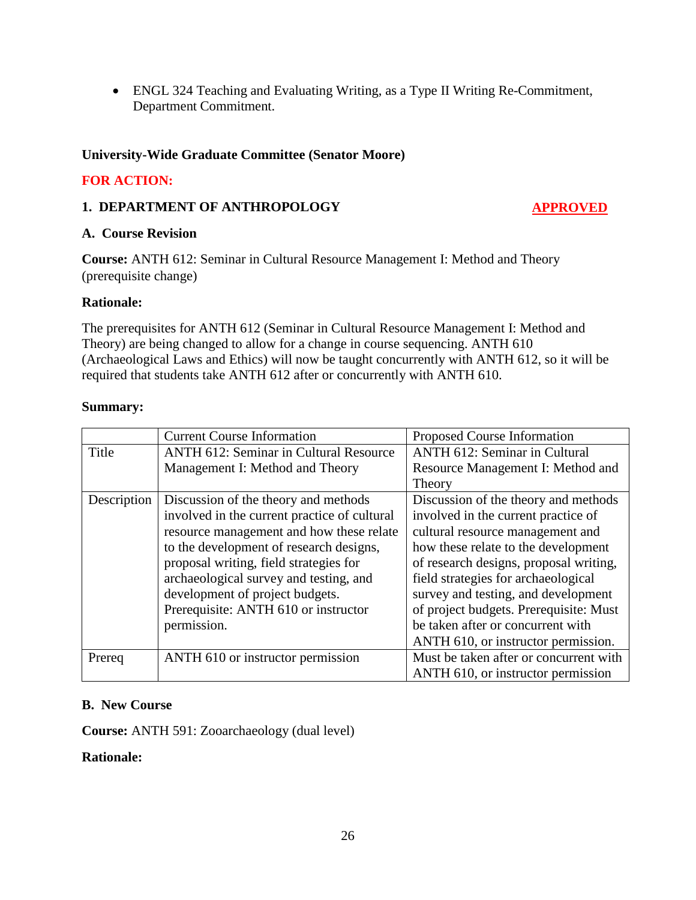- ENGL 324 Teaching and Evaluating Writing, as a Type II Writing Re-Commitment, Department Commitment.

**University-Wide Graduate Committee (Senator Moore)**

**FOR ACTION:**

**1. DEPARTMENT OF ANTHROPOLOGY** **APPROVED**

**A. Course Revision**

**Course:** ANTH 612: Seminar in Cultural Resource Management I: Method and Theory (prerequisite change)

**Rationale:**

The prerequisites for ANTH 612 (Seminar in Cultural Resource Management I: Method and Theory) are being changed to allow for a change in course sequencing. ANTH 610 (Archaeological Laws and Ethics) will now be taught concurrently with ANTH 612, so it will be required that students take ANTH 612 after or concurrently with ANTH 610.

**Summary:**

| | Current Course Information | Proposed Course Information |
|---|---|---|
| Title | ANTH 612: Seminar in Cultural Resource Management I: Method and Theory | ANTH 612: Seminar in Cultural Resource Management I: Method and Theory |
| Description | Discussion of the theory and methods involved in the current practice of cultural resource management and how these relate to the development of research designs, proposal writing, field strategies for archaeological survey and testing, and development of project budgets. Prerequisite: ANTH 610 or instructor permission. | Discussion of the theory and methods involved in the current practice of cultural resource management and how these relate to the development of research designs, proposal writing, field strategies for archaeological survey and testing, and development of project budgets. Prerequisite: Must be taken after or concurrent with ANTH 610, or instructor permission. |
| Prereq | ANTH 610 or instructor permission | Must be taken after or concurrent with ANTH 610, or instructor permission |

**B. New Course**

**Course:** ANTH 591: Zooarchaeology (dual level)

**Rationale:**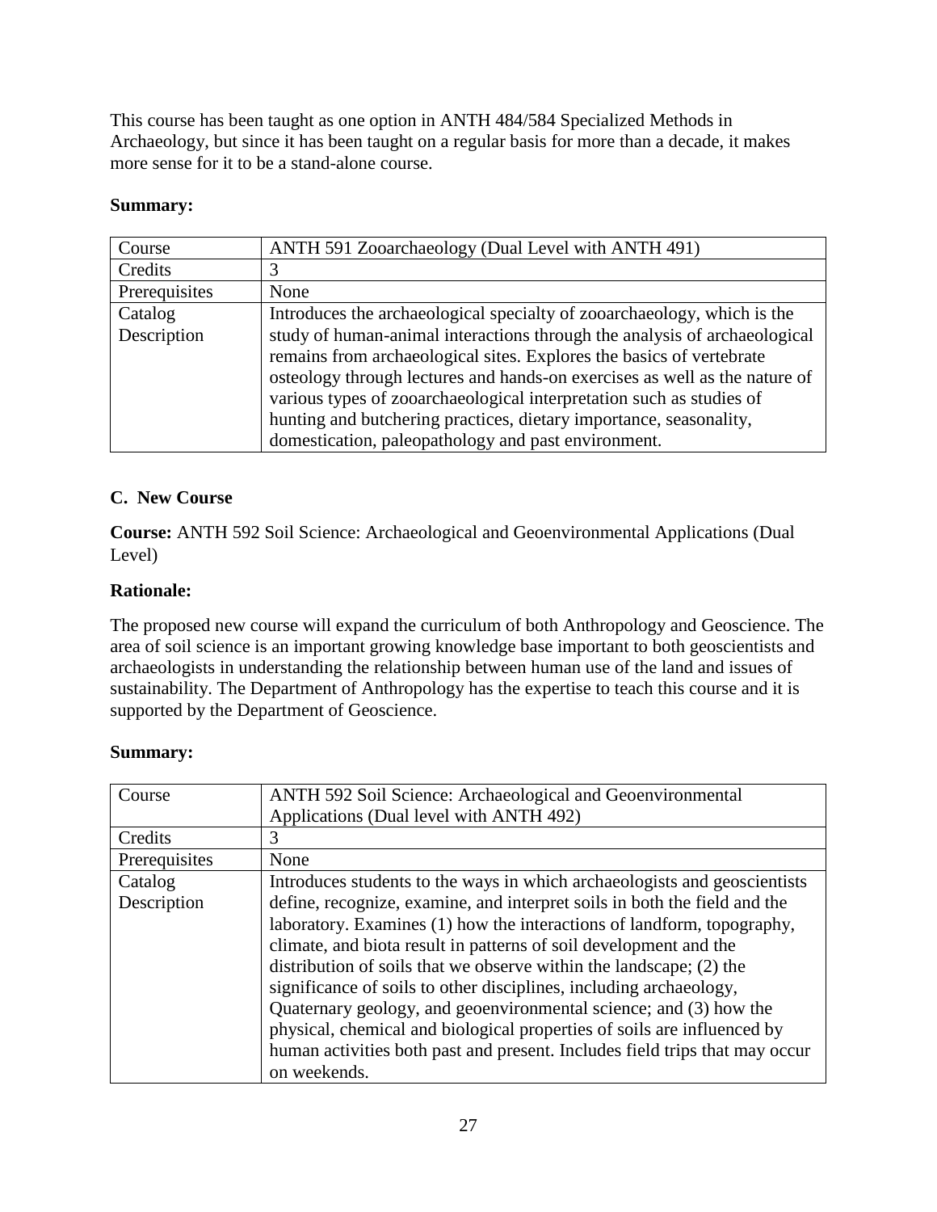This course has been taught as one option in ANTH 484/584 Specialized Methods in Archaeology, but since it has been taught on a regular basis for more than a decade, it makes more sense for it to be a stand-alone course.

**Summary:**

| Course | ANTH 591 Zooarchaeology (Dual Level with ANTH 491) |
|---|---|
| Credits | 3 |
| Prerequisites | None |
| Catalog Description | Introduces the archaeological specialty of zooarchaeology, which is the study of human-animal interactions through the analysis of archaeological remains from archaeological sites. Explores the basics of vertebrate osteology through lectures and hands-on exercises as well as the nature of various types of zooarchaeological interpretation such as studies of hunting and butchering practices, dietary importance, seasonality, domestication, paleopathology and past environment. |

### C. New Course

**Course:** ANTH 592 Soil Science: Archaeological and Geoenvironmental Applications (Dual Level)

**Rationale:**

The proposed new course will expand the curriculum of both Anthropology and Geoscience. The area of soil science is an important growing knowledge base important to both geoscientists and archaeologists in understanding the relationship between human use of the land and issues of sustainability. The Department of Anthropology has the expertise to teach this course and it is supported by the Department of Geoscience.

**Summary:**

| Course | ANTH 592 Soil Science: Archaeological and Geoenvironmental Applications (Dual level with ANTH 492) |
|---|---|
| Credits | 3 |
| Prerequisites | None |
| Catalog Description | Introduces students to the ways in which archaeologists and geoscientists define, recognize, examine, and interpret soils in both the field and the laboratory. Examines (1) how the interactions of landform, topography, climate, and biota result in patterns of soil development and the distribution of soils that we observe within the landscape; (2) the significance of soils to other disciplines, including archaeology, Quaternary geology, and geoenvironmental science; and (3) how the physical, chemical and biological properties of soils are influenced by human activities both past and present. Includes field trips that may occur on weekends. |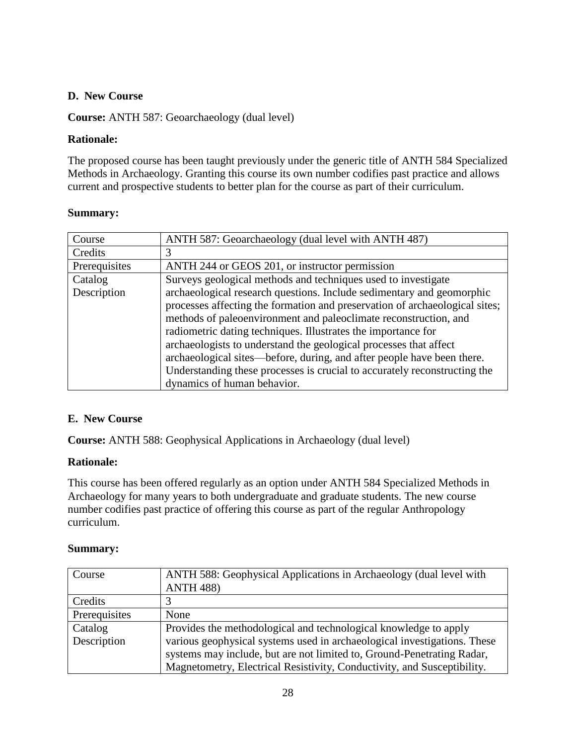**D. New Course**

**Course:** ANTH 587: Geoarchaeology (dual level)

**Rationale:**

The proposed course has been taught previously under the generic title of ANTH 584 Specialized Methods in Archaeology. Granting this course its own number codifies past practice and allows current and prospective students to better plan for the course as part of their curriculum.

**Summary:**

| Course | ANTH 587: Geoarchaeology (dual level with ANTH 487) |
|---|---|
| Credits | 3 |
| Prerequisites | ANTH 244 or GEOS 201, or instructor permission |
| Catalog Description | Surveys geological methods and techniques used to investigate archaeological research questions. Include sedimentary and geomorphic processes affecting the formation and preservation of archaeological sites; methods of paleoenvironment and paleoclimate reconstruction, and radiometric dating techniques. Illustrates the importance for archaeologists to understand the geological processes that affect archaeological sites—before, during, and after people have been there. Understanding these processes is crucial to accurately reconstructing the dynamics of human behavior. |

**E. New Course**

**Course:** ANTH 588: Geophysical Applications in Archaeology (dual level)

**Rationale:**

This course has been offered regularly as an option under ANTH 584 Specialized Methods in Archaeology for many years to both undergraduate and graduate students. The new course number codifies past practice of offering this course as part of the regular Anthropology curriculum.

**Summary:**

| Course | ANTH 588: Geophysical Applications in Archaeology (dual level with ANTH 488) |
|---|---|
| Credits | 3 |
| Prerequisites | None |
| Catalog Description | Provides the methodological and technological knowledge to apply various geophysical systems used in archaeological investigations. These systems may include, but are not limited to, Ground-Penetrating Radar, Magnetometry, Electrical Resistivity, Conductivity, and Susceptibility. |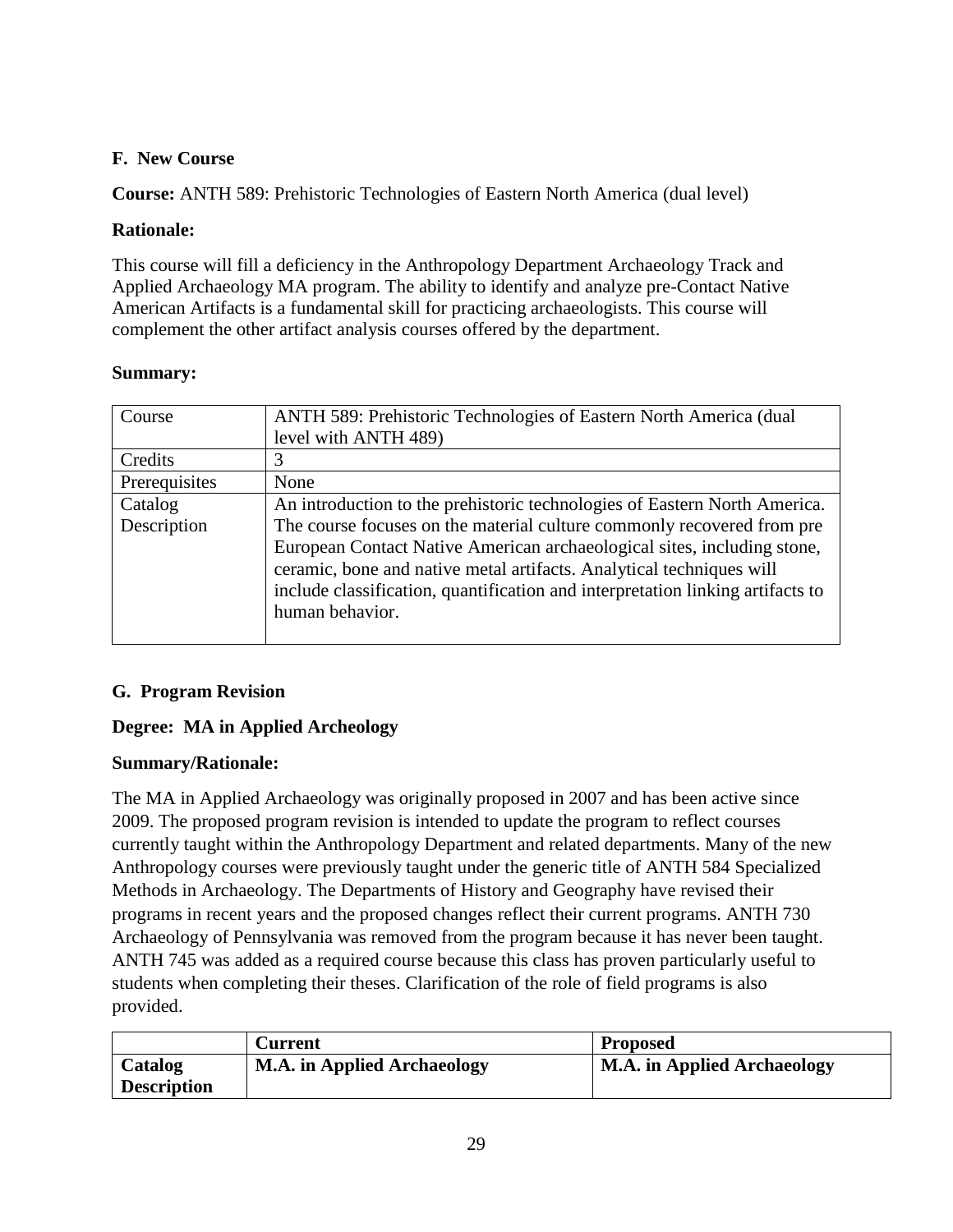**F. New Course**

**Course:** ANTH 589: Prehistoric Technologies of Eastern North America (dual level)

**Rationale:**

This course will fill a deficiency in the Anthropology Department Archaeology Track and Applied Archaeology MA program. The ability to identify and analyze pre-Contact Native American Artifacts is a fundamental skill for practicing archaeologists. This course will complement the other artifact analysis courses offered by the department.

**Summary:**

| Course | ANTH 589: Prehistoric Technologies of Eastern North America (dual level with ANTH 489) |
|---|---|
| Credits | 3 |
| Prerequisites | None |
| Catalog Description | An introduction to the prehistoric technologies of Eastern North America. The course focuses on the material culture commonly recovered from pre European Contact Native American archaeological sites, including stone, ceramic, bone and native metal artifacts. Analytical techniques will include classification, quantification and interpretation linking artifacts to human behavior. |

**G. Program Revision**

**Degree: MA in Applied Archeology**

**Summary/Rationale:**

The MA in Applied Archaeology was originally proposed in 2007 and has been active since 2009. The proposed program revision is intended to update the program to reflect courses currently taught within the Anthropology Department and related departments. Many of the new Anthropology courses were previously taught under the generic title of ANTH 584 Specialized Methods in Archaeology. The Departments of History and Geography have revised their programs in recent years and the proposed changes reflect their current programs. ANTH 730 Archaeology of Pennsylvania was removed from the program because it has never been taught. ANTH 745 was added as a required course because this class has proven particularly useful to students when completing their theses. Clarification of the role of field programs is also provided.

| | **Current** | **Proposed** |
|---|---|---|
| **Catalog Description** | **M.A. in Applied Archaeology** | **M.A. in Applied Archaeology** |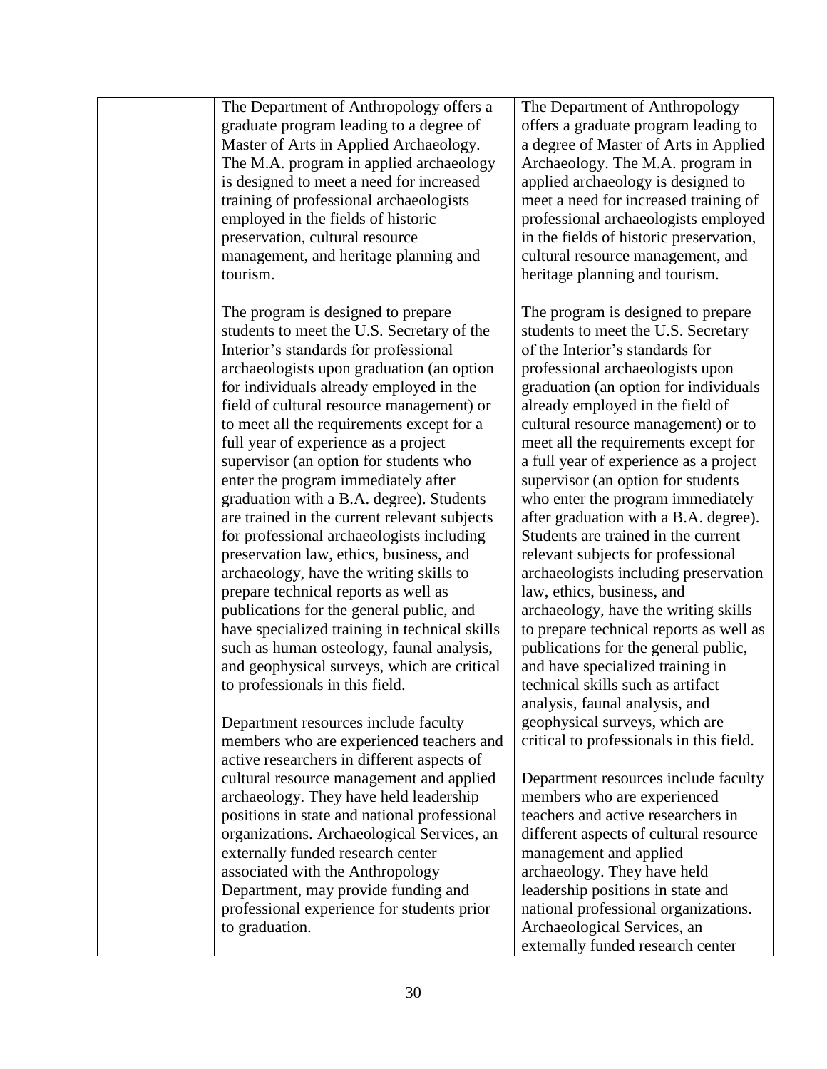| | | |
|---|---|---|
| | The Department of Anthropology offers a graduate program leading to a degree of Master of Arts in Applied Archaeology. The M.A. program in applied archaeology is designed to meet a need for increased training of professional archaeologists employed in the fields of historic preservation, cultural resource management, and heritage planning and tourism.<br><br>The program is designed to prepare students to meet the U.S. Secretary of the Interior's standards for professional archaeologists upon graduation (an option for individuals already employed in the field of cultural resource management) or to meet all the requirements except for a full year of experience as a project supervisor (an option for students who enter the program immediately after graduation with a B.A. degree). Students are trained in the current relevant subjects for professional archaeologists including preservation law, ethics, business, and archaeology, have the writing skills to prepare technical reports as well as publications for the general public, and have specialized training in technical skills such as human osteology, faunal analysis, and geophysical surveys, which are critical to professionals in this field.<br><br>Department resources include faculty members who are experienced teachers and active researchers in different aspects of cultural resource management and applied archaeology. They have held leadership positions in state and national professional organizations. Archaeological Services, an externally funded research center associated with the Anthropology Department, may provide funding and professional experience for students prior to graduation. | The Department of Anthropology offers a graduate program leading to a degree of Master of Arts in Applied Archaeology. The M.A. program in applied archaeology is designed to meet a need for increased training of professional archaeologists employed in the fields of historic preservation, cultural resource management, and heritage planning and tourism.<br><br>The program is designed to prepare students to meet the U.S. Secretary of the Interior's standards for professional archaeologists upon graduation (an option for individuals already employed in the field of cultural resource management) or to meet all the requirements except for a full year of experience as a project supervisor (an option for students who enter the program immediately after graduation with a B.A. degree). Students are trained in the current relevant subjects for professional archaeologists including preservation law, ethics, business, and archaeology, have the writing skills to prepare technical reports as well as publications for the general public, and have specialized training in technical skills such as artifact analysis, faunal analysis, and geophysical surveys, which are critical to professionals in this field.<br><br>Department resources include faculty members who are experienced teachers and active researchers in different aspects of cultural resource management and applied archaeology. They have held leadership positions in state and national professional organizations. Archaeological Services, an externally funded research center |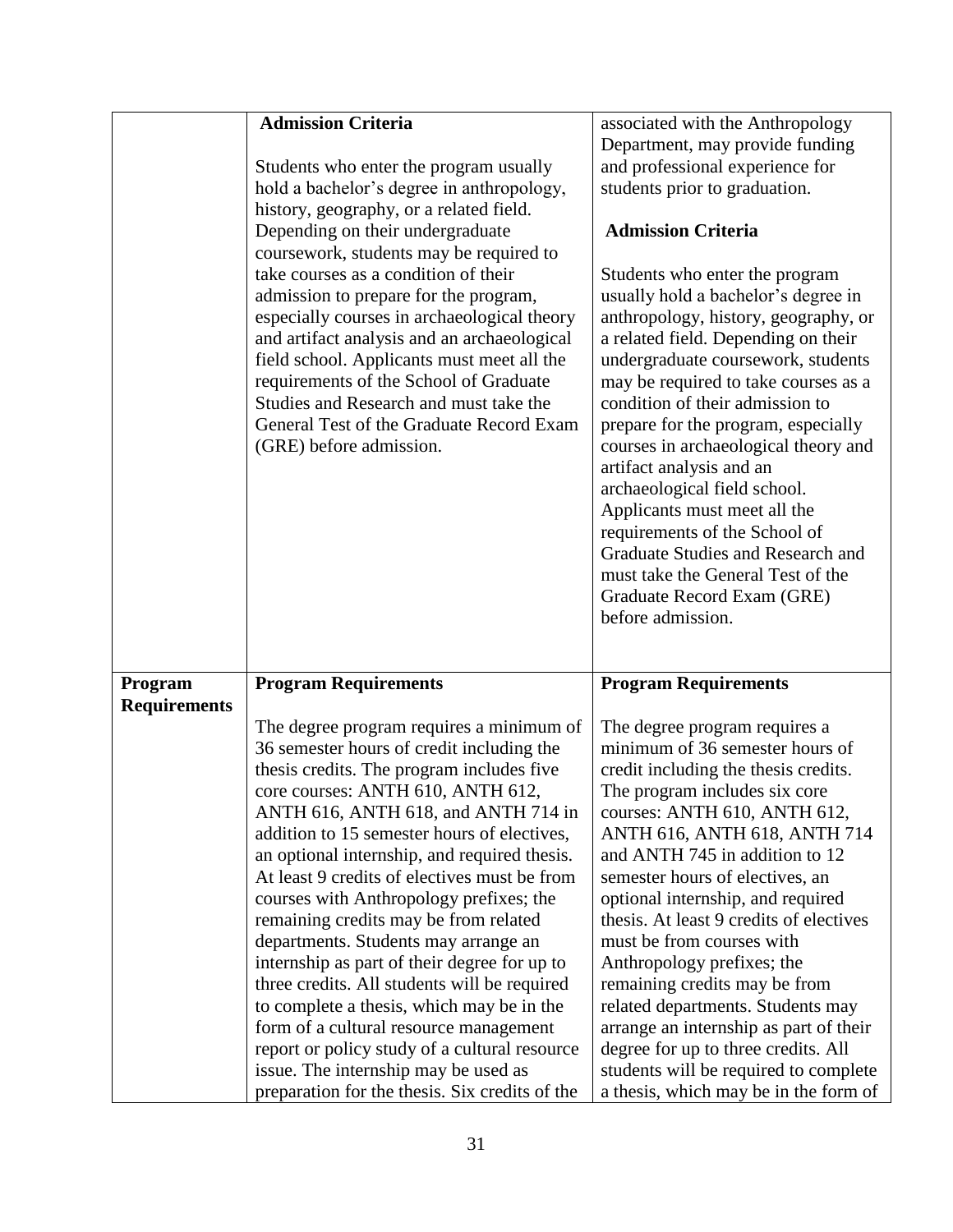| | | |
|---|---|---|
| | **Admission Criteria**<br><br>Students who enter the program usually hold a bachelor's degree in anthropology, history, geography, or a related field. Depending on their undergraduate coursework, students may be required to take courses as a condition of their admission to prepare for the program, especially courses in archaeological theory and artifact analysis and an archaeological field school. Applicants must meet all the requirements of the School of Graduate Studies and Research and must take the General Test of the Graduate Record Exam (GRE) before admission. | associated with the Anthropology Department, may provide funding and professional experience for students prior to graduation.<br><br>**Admission Criteria**<br><br>Students who enter the program usually hold a bachelor's degree in anthropology, history, geography, or a related field. Depending on their undergraduate coursework, students may be required to take courses as a condition of their admission to prepare for the program, especially courses in archaeological theory and artifact analysis and an archaeological field school. Applicants must meet all the requirements of the School of Graduate Studies and Research and must take the General Test of the Graduate Record Exam (GRE) before admission. |
| **Program Requirements** | **Program Requirements**<br><br>The degree program requires a minimum of 36 semester hours of credit including the thesis credits. The program includes five core courses: ANTH 610, ANTH 612, ANTH 616, ANTH 618, and ANTH 714 in addition to 15 semester hours of electives, an optional internship, and required thesis. At least 9 credits of electives must be from courses with Anthropology prefixes; the remaining credits may be from related departments. Students may arrange an internship as part of their degree for up to three credits. All students will be required to complete a thesis, which may be in the form of a cultural resource management report or policy study of a cultural resource issue. The internship may be used as preparation for the thesis. Six credits of the | **Program Requirements**<br><br>The degree program requires a minimum of 36 semester hours of credit including the thesis credits. The program includes six core courses: ANTH 610, ANTH 612, ANTH 616, ANTH 618, ANTH 714 and ANTH 745 in addition to 12 semester hours of electives, an optional internship, and required thesis. At least 9 credits of electives must be from courses with Anthropology prefixes; the remaining credits may be from related departments. Students may arrange an internship as part of their degree for up to three credits. All students will be required to complete a thesis, which may be in the form of |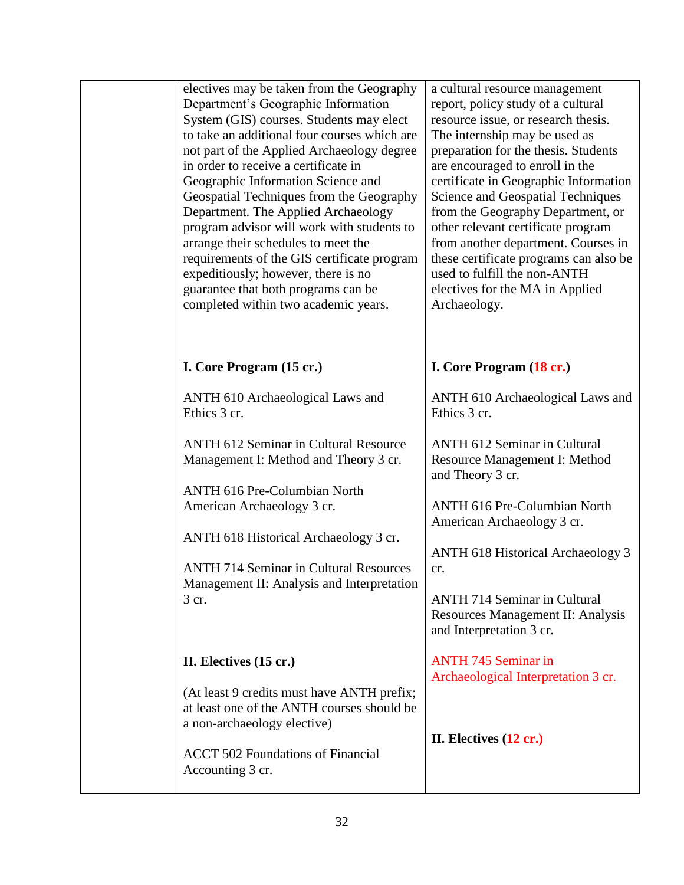| | | |
|---|---|---|
| | electives may be taken from the Geography Department's Geographic Information System (GIS) courses. Students may elect to take an additional four courses which are not part of the Applied Archaeology degree in order to receive a certificate in Geographic Information Science and Geospatial Techniques from the Geography Department. The Applied Archaeology program advisor will work with students to arrange their schedules to meet the requirements of the GIS certificate program expeditiously; however, there is no guarantee that both programs can be completed within two academic years. | a cultural resource management report, policy study of a cultural resource issue, or research thesis. The internship may be used as preparation for the thesis. Students are encouraged to enroll in the certificate in Geographic Information Science and Geospatial Techniques from the Geography Department, or other relevant certificate program from another department. Courses in these certificate programs can also be used to fulfill the non-ANTH electives for the MA in Applied Archaeology. |
| | **I. Core Program (15 cr.)**<br><br>ANTH 610 Archaeological Laws and Ethics 3 cr.<br><br>ANTH 612 Seminar in Cultural Resource Management I: Method and Theory 3 cr.<br><br>ANTH 616 Pre-Columbian North American Archaeology 3 cr.<br><br>ANTH 618 Historical Archaeology 3 cr.<br><br>ANTH 714 Seminar in Cultural Resources Management II: Analysis and Interpretation 3 cr. | **I. Core Program (18 cr.)**<br><br>ANTH 610 Archaeological Laws and Ethics 3 cr.<br><br>ANTH 612 Seminar in Cultural Resource Management I: Method and Theory 3 cr.<br><br>ANTH 616 Pre-Columbian North American Archaeology 3 cr.<br><br>ANTH 618 Historical Archaeology 3 cr.<br><br>ANTH 714 Seminar in Cultural Resources Management II: Analysis and Interpretation 3 cr.<br><br>ANTH 745 Seminar in Archaeological Interpretation 3 cr. |
| | **II. Electives (15 cr.)**<br><br>(At least 9 credits must have ANTH prefix; at least one of the ANTH courses should be a non-archaeology elective)<br><br>ACCT 502 Foundations of Financial Accounting 3 cr. | **II. Electives (12 cr.)** |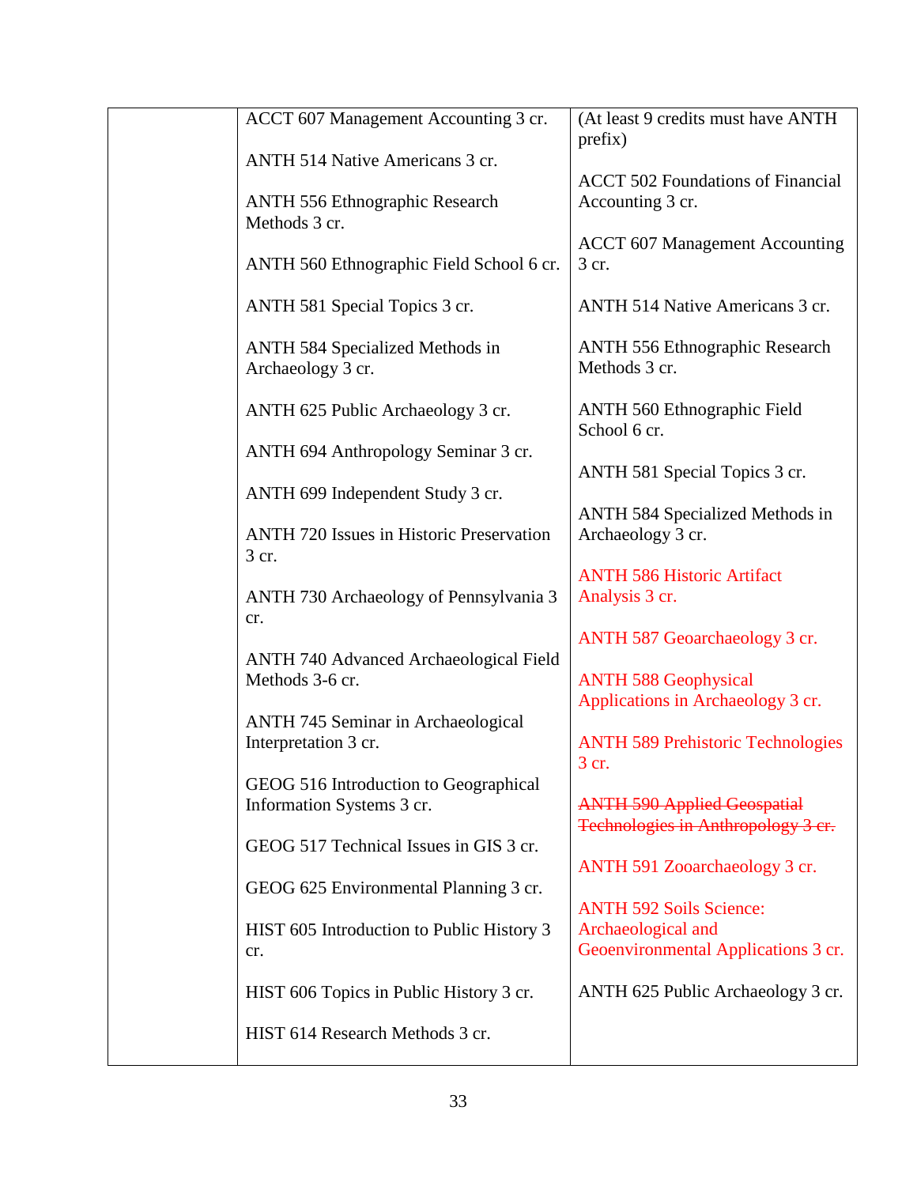| | ACCT 607 Management Accounting 3 cr.<br><br>ANTH 514 Native Americans 3 cr.<br><br>ANTH 556 Ethnographic Research Methods 3 cr.<br><br>ANTH 560 Ethnographic Field School 6 cr.<br><br>ANTH 581 Special Topics 3 cr.<br><br>ANTH 584 Specialized Methods in Archaeology 3 cr.<br><br>ANTH 625 Public Archaeology 3 cr.<br><br>ANTH 694 Anthropology Seminar 3 cr.<br><br>ANTH 699 Independent Study 3 cr.<br><br>ANTH 720 Issues in Historic Preservation 3 cr.<br><br>ANTH 730 Archaeology of Pennsylvania 3 cr.<br><br>ANTH 740 Advanced Archaeological Field Methods 3-6 cr.<br><br>ANTH 745 Seminar in Archaeological Interpretation 3 cr.<br><br>GEOG 516 Introduction to Geographical Information Systems 3 cr.<br><br>GEOG 517 Technical Issues in GIS 3 cr.<br><br>GEOG 625 Environmental Planning 3 cr.<br><br>HIST 605 Introduction to Public History 3 cr.<br><br>HIST 606 Topics in Public History 3 cr.<br><br>HIST 614 Research Methods 3 cr. | (At least 9 credits must have ANTH prefix)<br><br>ACCT 502 Foundations of Financial Accounting 3 cr.<br><br>ACCT 607 Management Accounting 3 cr.<br><br>ANTH 514 Native Americans 3 cr.<br><br>ANTH 556 Ethnographic Research Methods 3 cr.<br><br>ANTH 560 Ethnographic Field School 6 cr.<br><br>ANTH 581 Special Topics 3 cr.<br><br>ANTH 584 Specialized Methods in Archaeology 3 cr.<br><br>ANTH 586 Historic Artifact Analysis 3 cr.<br><br>ANTH 587 Geoarchaeology 3 cr.<br><br>ANTH 588 Geophysical Applications in Archaeology 3 cr.<br><br>ANTH 589 Prehistoric Technologies 3 cr.<br><br>~~ANTH 590 Applied Geospatial Technologies in Anthropology 3 cr.~~<br><br>ANTH 591 Zooarchaeology 3 cr.<br><br>ANTH 592 Soils Science: Archaeological and Geoenvironmental Applications 3 cr.<br><br>ANTH 625 Public Archaeology 3 cr. |
|---|---|---|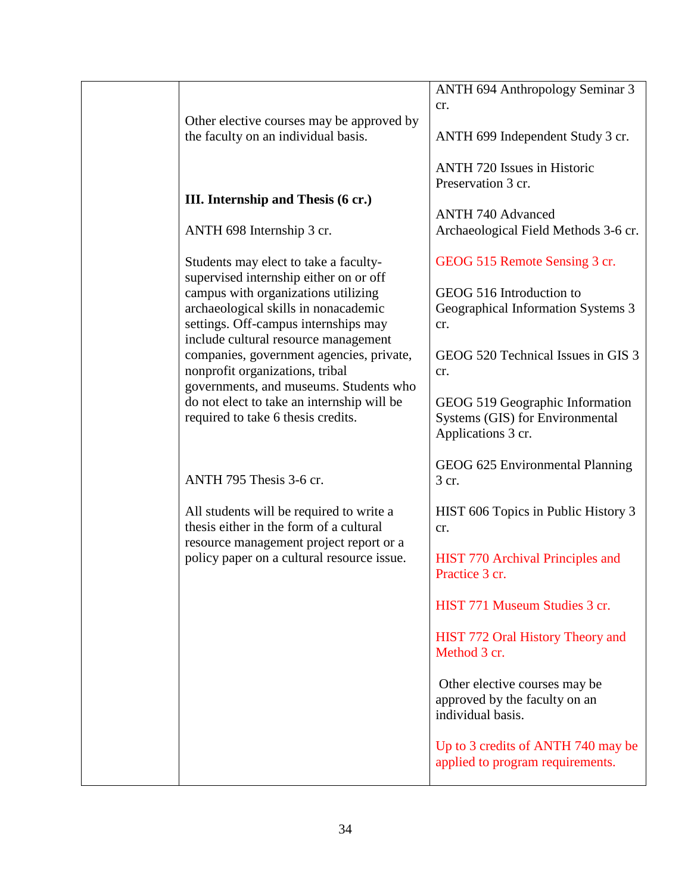| | | |
|---|---|---|
| | Other elective courses may be approved by the faculty on an individual basis.<br><br>**III. Internship and Thesis (6 cr.)**<br><br>ANTH 698 Internship 3 cr.<br><br>Students may elect to take a faculty-supervised internship either on or off campus with organizations utilizing archaeological skills in nonacademic settings. Off-campus internships may include cultural resource management companies, government agencies, private, nonprofit organizations, tribal governments, and museums. Students who do not elect to take an internship will be required to take 6 thesis credits.<br><br>ANTH 795 Thesis 3-6 cr.<br><br>All students will be required to write a thesis either in the form of a cultural resource management project report or a policy paper on a cultural resource issue. | ANTH 694 Anthropology Seminar 3 cr.<br><br>ANTH 699 Independent Study 3 cr.<br><br>ANTH 720 Issues in Historic Preservation 3 cr.<br><br>ANTH 740 Advanced Archaeological Field Methods 3-6 cr.<br><br>GEOG 515 Remote Sensing 3 cr.<br><br>GEOG 516 Introduction to Geographical Information Systems 3 cr.<br><br>GEOG 520 Technical Issues in GIS 3 cr.<br><br>GEOG 519 Geographic Information Systems (GIS) for Environmental Applications 3 cr.<br><br>GEOG 625 Environmental Planning 3 cr.<br><br>HIST 606 Topics in Public History 3 cr.<br><br>HIST 770 Archival Principles and Practice 3 cr.<br><br>HIST 771 Museum Studies 3 cr.<br><br>HIST 772 Oral History Theory and Method 3 cr.<br><br>Other elective courses may be approved by the faculty on an individual basis.<br><br>Up to 3 credits of ANTH 740 may be applied to program requirements. |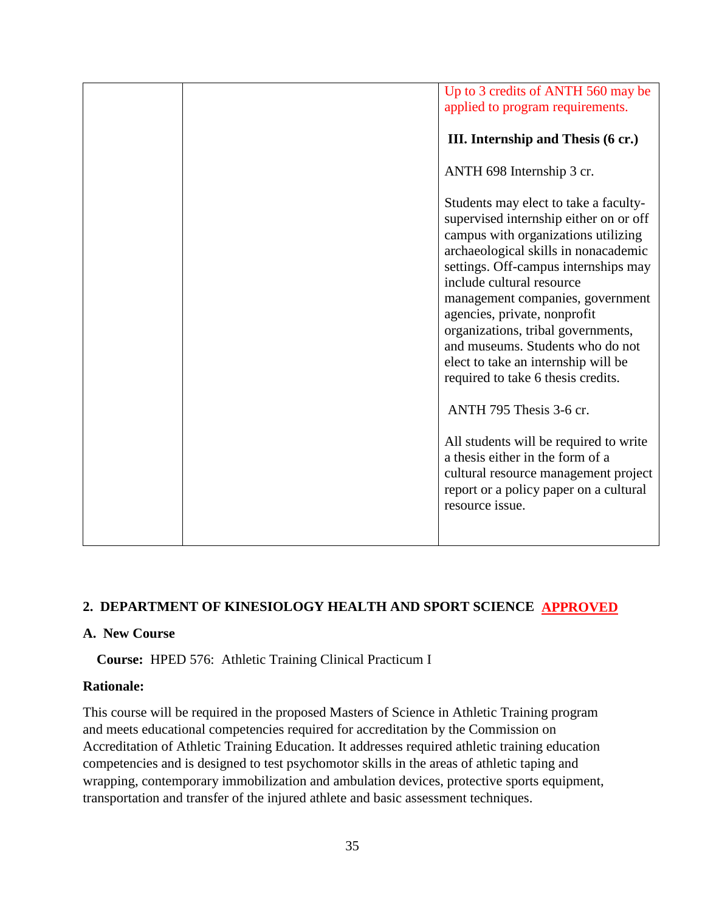| | | Up to 3 credits of ANTH 560 may be applied to program requirements.<br><br>**III. Internship and Thesis (6 cr.)**<br><br>ANTH 698 Internship 3 cr.<br><br>Students may elect to take a faculty-supervised internship either on or off campus with organizations utilizing archaeological skills in nonacademic settings. Off-campus internships may include cultural resource management companies, government agencies, private, nonprofit organizations, tribal governments, and museums. Students who do not elect to take an internship will be required to take 6 thesis credits.<br><br>ANTH 795 Thesis 3-6 cr.<br><br>All students will be required to write a thesis either in the form of a cultural resource management project report or a policy paper on a cultural resource issue. |
|---|---|---|

## 2. DEPARTMENT OF KINESIOLOGY HEALTH AND SPORT SCIENCE APPROVED

### A. New Course

**Course:** HPED 576: Athletic Training Clinical Practicum I

**Rationale:**

This course will be required in the proposed Masters of Science in Athletic Training program and meets educational competencies required for accreditation by the Commission on Accreditation of Athletic Training Education. It addresses required athletic training education competencies and is designed to test psychomotor skills in the areas of athletic taping and wrapping, contemporary immobilization and ambulation devices, protective sports equipment, transportation and transfer of the injured athlete and basic assessment techniques.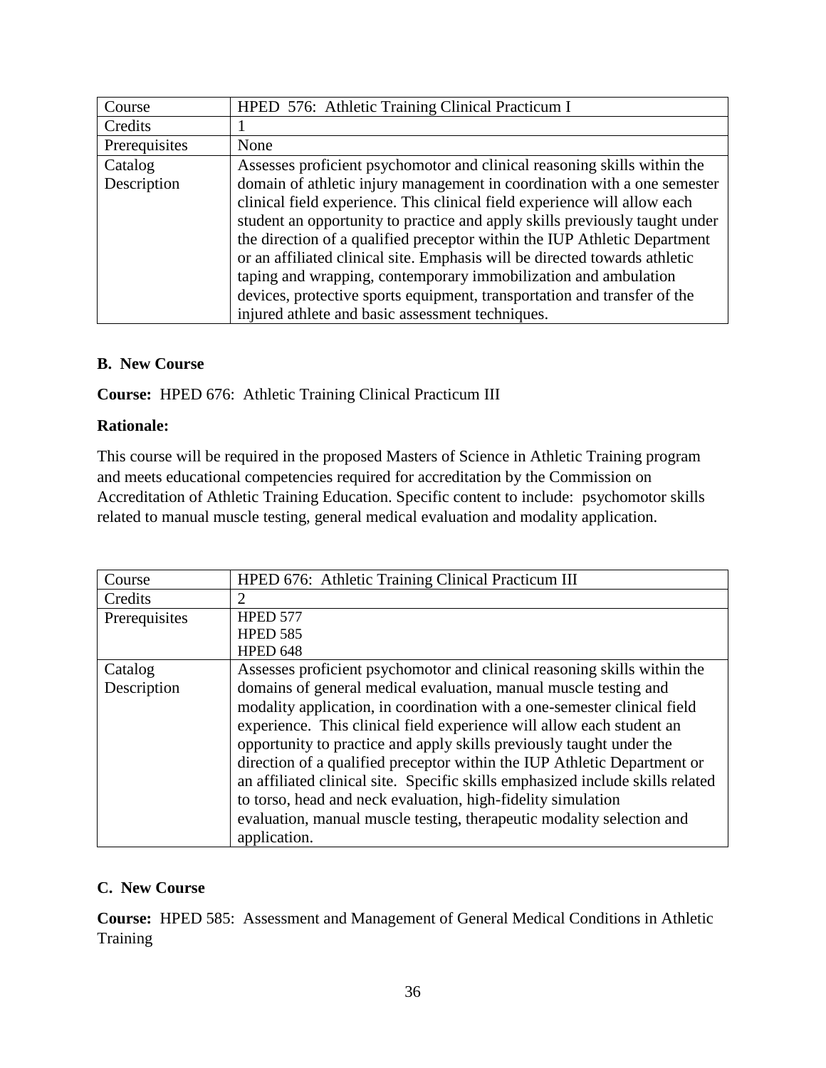| Course | HPED 576: Athletic Training Clinical Practicum I |
|---|---|
| Credits | 1 |
| Prerequisites | None |
| Catalog Description | Assesses proficient psychomotor and clinical reasoning skills within the domain of athletic injury management in coordination with a one semester clinical field experience. This clinical field experience will allow each student an opportunity to practice and apply skills previously taught under the direction of a qualified preceptor within the IUP Athletic Department or an affiliated clinical site. Emphasis will be directed towards athletic taping and wrapping, contemporary immobilization and ambulation devices, protective sports equipment, transportation and transfer of the injured athlete and basic assessment techniques. |

**B. New Course**

**Course:** HPED 676: Athletic Training Clinical Practicum III

**Rationale:**

This course will be required in the proposed Masters of Science in Athletic Training program and meets educational competencies required for accreditation by the Commission on Accreditation of Athletic Training Education. Specific content to include: psychomotor skills related to manual muscle testing, general medical evaluation and modality application.

| Course | HPED 676: Athletic Training Clinical Practicum III |
|---|---|
| Credits | 2 |
| Prerequisites | HPED 577<br>HPED 585<br>HPED 648 |
| Catalog Description | Assesses proficient psychomotor and clinical reasoning skills within the domains of general medical evaluation, manual muscle testing and modality application, in coordination with a one-semester clinical field experience. This clinical field experience will allow each student an opportunity to practice and apply skills previously taught under the direction of a qualified preceptor within the IUP Athletic Department or an affiliated clinical site. Specific skills emphasized include skills related to torso, head and neck evaluation, high-fidelity simulation evaluation, manual muscle testing, therapeutic modality selection and application. |

**C. New Course**

**Course:** HPED 585: Assessment and Management of General Medical Conditions in Athletic Training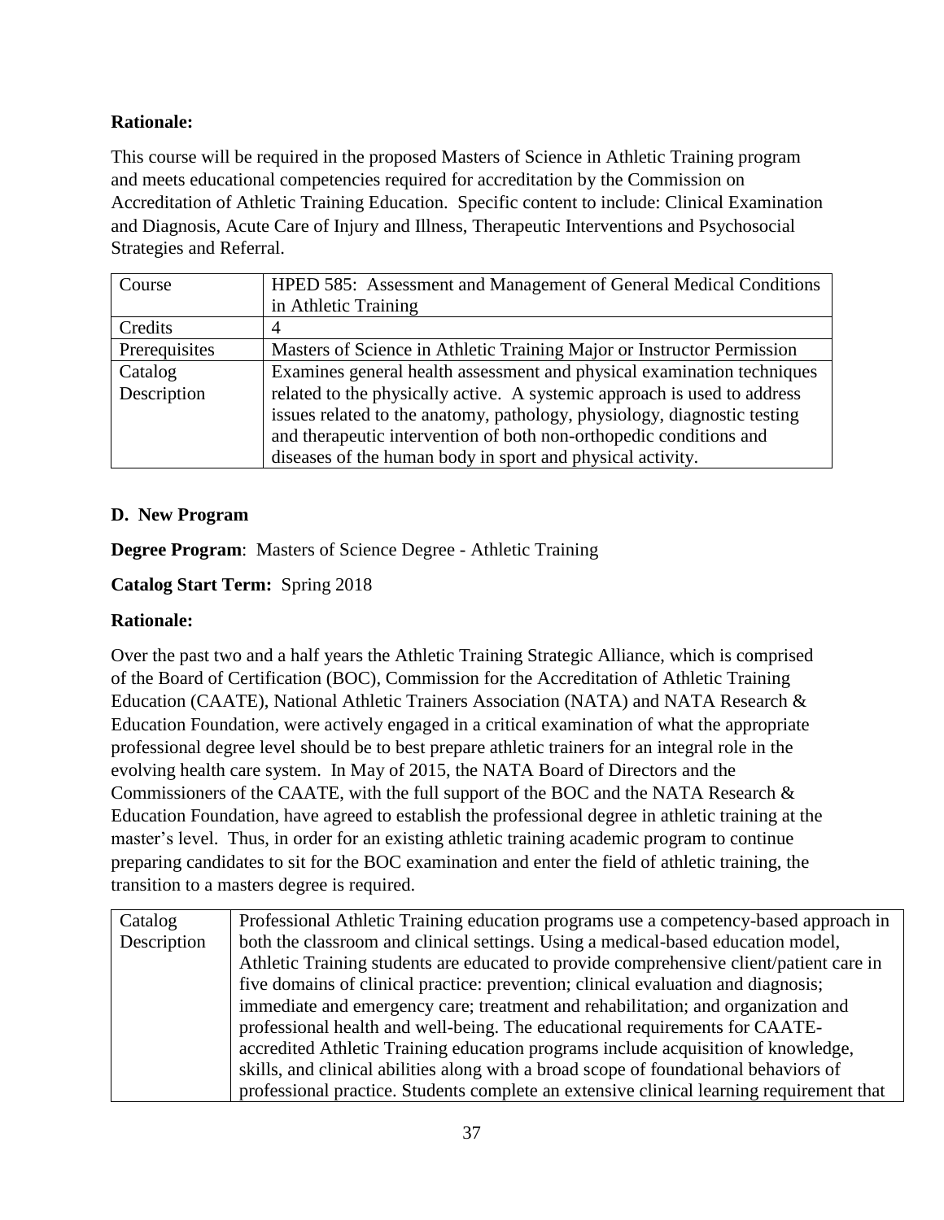**Rationale:**

This course will be required in the proposed Masters of Science in Athletic Training program and meets educational competencies required for accreditation by the Commission on Accreditation of Athletic Training Education. Specific content to include: Clinical Examination and Diagnosis, Acute Care of Injury and Illness, Therapeutic Interventions and Psychosocial Strategies and Referral.

| Course | HPED 585: Assessment and Management of General Medical Conditions in Athletic Training |
|---|---|
| Credits | 4 |
| Prerequisites | Masters of Science in Athletic Training Major or Instructor Permission |
| Catalog Description | Examines general health assessment and physical examination techniques related to the physically active. A systemic approach is used to address issues related to the anatomy, pathology, physiology, diagnostic testing and therapeutic intervention of both non-orthopedic conditions and diseases of the human body in sport and physical activity. |

**D. New Program**

**Degree Program**: Masters of Science Degree - Athletic Training

**Catalog Start Term:** Spring 2018

**Rationale:**

Over the past two and a half years the Athletic Training Strategic Alliance, which is comprised of the Board of Certification (BOC), Commission for the Accreditation of Athletic Training Education (CAATE), National Athletic Trainers Association (NATA) and NATA Research & Education Foundation, were actively engaged in a critical examination of what the appropriate professional degree level should be to best prepare athletic trainers for an integral role in the evolving health care system. In May of 2015, the NATA Board of Directors and the Commissioners of the CAATE, with the full support of the BOC and the NATA Research & Education Foundation, have agreed to establish the professional degree in athletic training at the master's level. Thus, in order for an existing athletic training academic program to continue preparing candidates to sit for the BOC examination and enter the field of athletic training, the transition to a masters degree is required.

| Catalog Description | Professional Athletic Training education programs use a competency-based approach in both the classroom and clinical settings. Using a medical-based education model, Athletic Training students are educated to provide comprehensive client/patient care in five domains of clinical practice: prevention; clinical evaluation and diagnosis; immediate and emergency care; treatment and rehabilitation; and organization and professional health and well-being. The educational requirements for CAATE-accredited Athletic Training education programs include acquisition of knowledge, skills, and clinical abilities along with a broad scope of foundational behaviors of professional practice. Students complete an extensive clinical learning requirement that |
|---|---|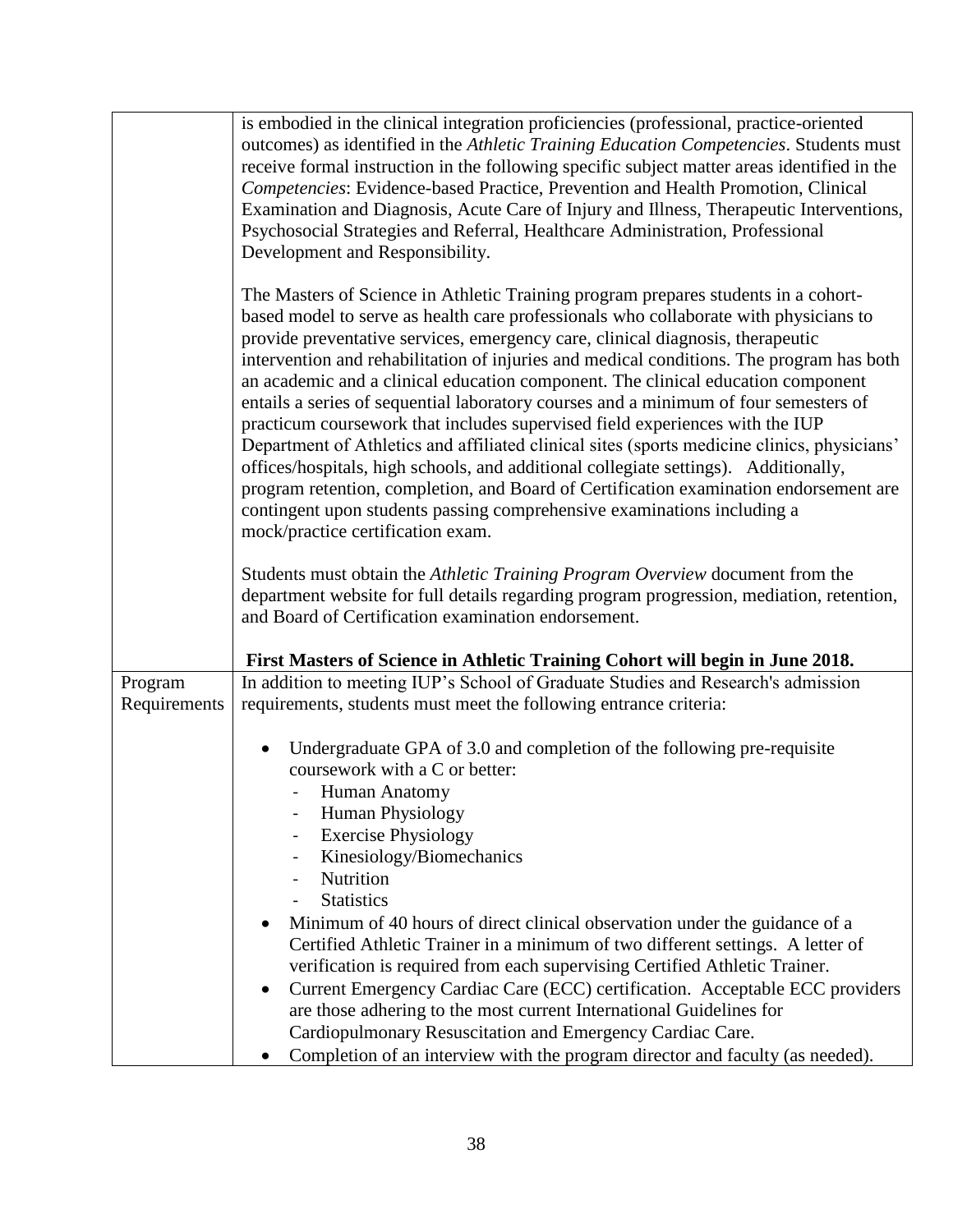| | |
|---|---|
| | is embodied in the clinical integration proficiencies (professional, practice-oriented outcomes) as identified in the *Athletic Training Education Competencies*. Students must receive formal instruction in the following specific subject matter areas identified in the *Competencies*: Evidence-based Practice, Prevention and Health Promotion, Clinical Examination and Diagnosis, Acute Care of Injury and Illness, Therapeutic Interventions, Psychosocial Strategies and Referral, Healthcare Administration, Professional Development and Responsibility.<br><br>The Masters of Science in Athletic Training program prepares students in a cohort-based model to serve as health care professionals who collaborate with physicians to provide preventative services, emergency care, clinical diagnosis, therapeutic intervention and rehabilitation of injuries and medical conditions. The program has both an academic and a clinical education component. The clinical education component entails a series of sequential laboratory courses and a minimum of four semesters of practicum coursework that includes supervised field experiences with the IUP Department of Athletics and affiliated clinical sites (sports medicine clinics, physicians' offices/hospitals, high schools, and additional collegiate settings). Additionally, program retention, completion, and Board of Certification examination endorsement are contingent upon students passing comprehensive examinations including a mock/practice certification exam.<br><br>Students must obtain the *Athletic Training Program Overview* document from the department website for full details regarding program progression, mediation, retention, and Board of Certification examination endorsement.<br><br>**First Masters of Science in Athletic Training Cohort will begin in June 2018.** |
| Program Requirements | In addition to meeting IUP's School of Graduate Studies and Research's admission requirements, students must meet the following entrance criteria:<br><br>• Undergraduate GPA of 3.0 and completion of the following pre-requisite coursework with a C or better:<br>  - Human Anatomy<br>  - Human Physiology<br>  - Exercise Physiology<br>  - Kinesiology/Biomechanics<br>  - Nutrition<br>  - Statistics<br>• Minimum of 40 hours of direct clinical observation under the guidance of a Certified Athletic Trainer in a minimum of two different settings. A letter of verification is required from each supervising Certified Athletic Trainer.<br>• Current Emergency Cardiac Care (ECC) certification. Acceptable ECC providers are those adhering to the most current International Guidelines for Cardiopulmonary Resuscitation and Emergency Cardiac Care.<br>• Completion of an interview with the program director and faculty (as needed). |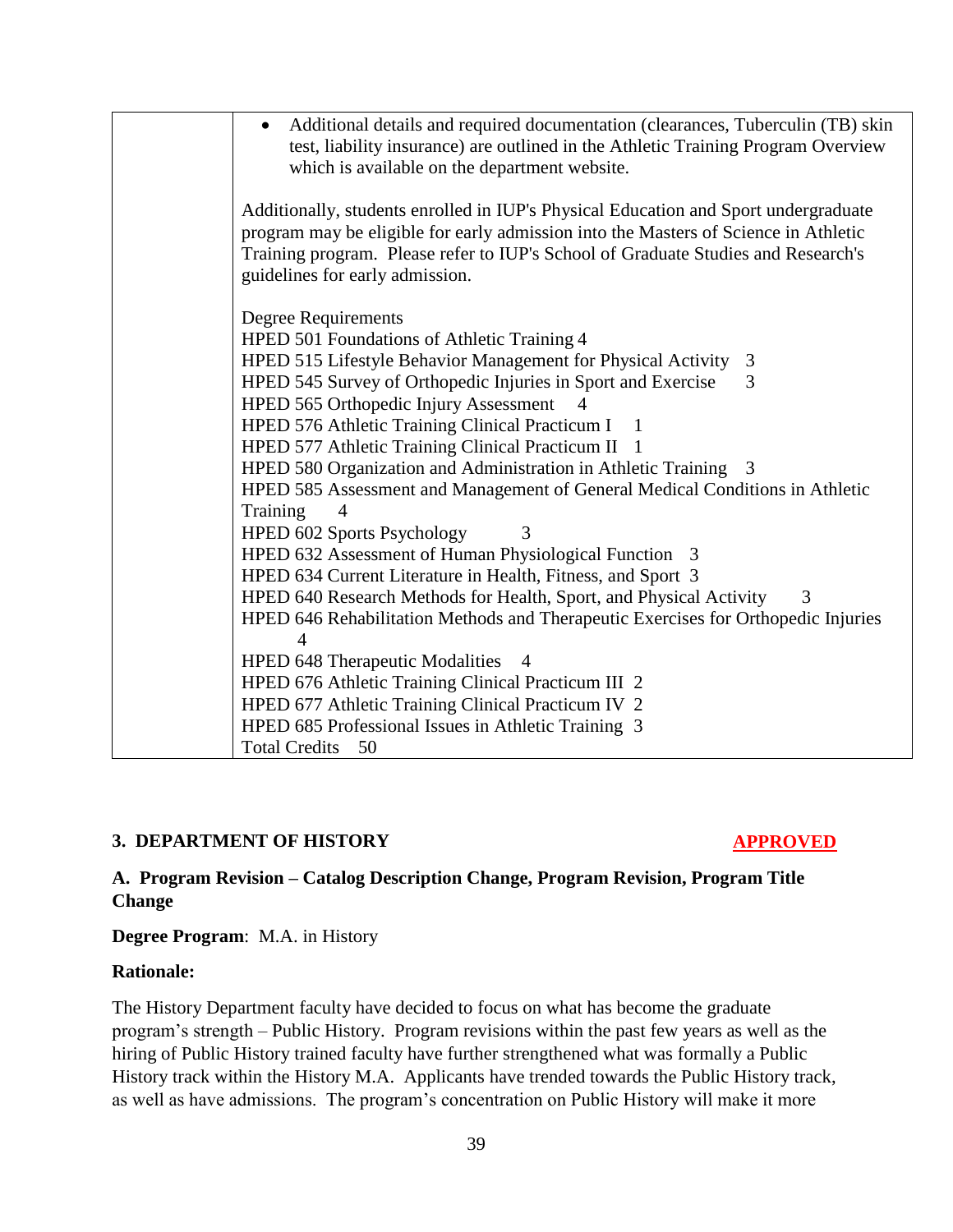| | • Additional details and required documentation (clearances, Tuberculin (TB) skin test, liability insurance) are outlined in the Athletic Training Program Overview which is available on the department website.<br><br>Additionally, students enrolled in IUP's Physical Education and Sport undergraduate program may be eligible for early admission into the Masters of Science in Athletic Training program. Please refer to IUP's School of Graduate Studies and Research's guidelines for early admission.<br><br>Degree Requirements<br>HPED 501 Foundations of Athletic Training 4<br>HPED 515 Lifestyle Behavior Management for Physical Activity 3<br>HPED 545 Survey of Orthopedic Injuries in Sport and Exercise 3<br>HPED 565 Orthopedic Injury Assessment 4<br>HPED 576 Athletic Training Clinical Practicum I 1<br>HPED 577 Athletic Training Clinical Practicum II 1<br>HPED 580 Organization and Administration in Athletic Training 3<br>HPED 585 Assessment and Management of General Medical Conditions in Athletic Training 4<br>HPED 602 Sports Psychology 3<br>HPED 632 Assessment of Human Physiological Function 3<br>HPED 634 Current Literature in Health, Fitness, and Sport 3<br>HPED 640 Research Methods for Health, Sport, and Physical Activity 3<br>HPED 646 Rehabilitation Methods and Therapeutic Exercises for Orthopedic Injuries 4<br>HPED 648 Therapeutic Modalities 4<br>HPED 676 Athletic Training Clinical Practicum III 2<br>HPED 677 Athletic Training Clinical Practicum IV 2<br>HPED 685 Professional Issues in Athletic Training 3<br>Total Credits 50 |
|---|---|

## 3. DEPARTMENT OF HISTORY — APPROVED

### A. Program Revision – Catalog Description Change, Program Revision, Program Title Change

**Degree Program**: M.A. in History

**Rationale:**

The History Department faculty have decided to focus on what has become the graduate program's strength – Public History. Program revisions within the past few years as well as the hiring of Public History trained faculty have further strengthened what was formally a Public History track within the History M.A. Applicants have trended towards the Public History track, as well as have admissions. The program's concentration on Public History will make it more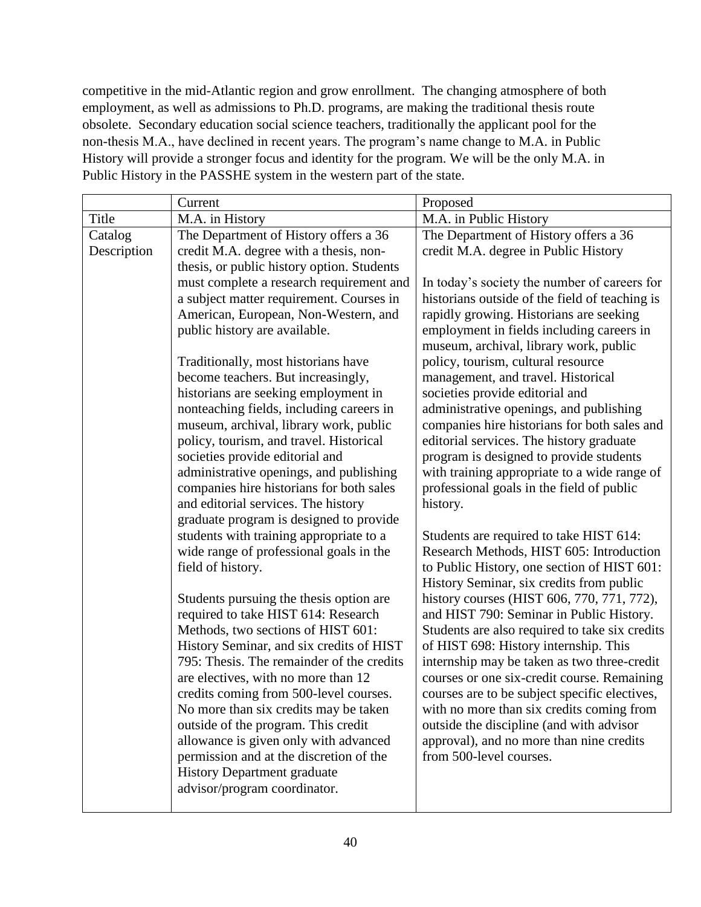competitive in the mid-Atlantic region and grow enrollment. The changing atmosphere of both employment, as well as admissions to Ph.D. programs, are making the traditional thesis route obsolete. Secondary education social science teachers, traditionally the applicant pool for the non-thesis M.A., have declined in recent years. The program's name change to M.A. in Public History will provide a stronger focus and identity for the program. We will be the only M.A. in Public History in the PASSHE system in the western part of the state.

| | Current | Proposed |
|---|---|---|
| Title | M.A. in History | M.A. in Public History |
| Catalog Description | The Department of History offers a 36 credit M.A. degree with a thesis, non-thesis, or public history option. Students must complete a research requirement and a subject matter requirement. Courses in American, European, Non-Western, and public history are available.<br><br>Traditionally, most historians have become teachers. But increasingly, historians are seeking employment in nonteaching fields, including careers in museum, archival, library work, public policy, tourism, and travel. Historical societies provide editorial and administrative openings, and publishing companies hire historians for both sales and editorial services. The history graduate program is designed to provide students with training appropriate to a wide range of professional goals in the field of history.<br><br>Students pursuing the thesis option are required to take HIST 614: Research Methods, two sections of HIST 601: History Seminar, and six credits of HIST 795: Thesis. The remainder of the credits are electives, with no more than 12 credits coming from 500-level courses. No more than six credits may be taken outside of the program. This credit allowance is given only with advanced permission and at the discretion of the History Department graduate advisor/program coordinator. | The Department of History offers a 36 credit M.A. degree in Public History<br><br>In today's society the number of careers for historians outside of the field of teaching is rapidly growing. Historians are seeking employment in fields including careers in museum, archival, library work, public policy, tourism, cultural resource management, and travel. Historical societies provide editorial and administrative openings, and publishing companies hire historians for both sales and editorial services. The history graduate program is designed to provide students with training appropriate to a wide range of professional goals in the field of public history.<br><br>Students are required to take HIST 614: Research Methods, HIST 605: Introduction to Public History, one section of HIST 601: History Seminar, six credits from public history courses (HIST 606, 770, 771, 772), and HIST 790: Seminar in Public History. Students are also required to take six credits of HIST 698: History internship. This internship may be taken as two three-credit courses or one six-credit course. Remaining courses are to be subject specific electives, with no more than six credits coming from outside the discipline (and with advisor approval), and no more than nine credits from 500-level courses. |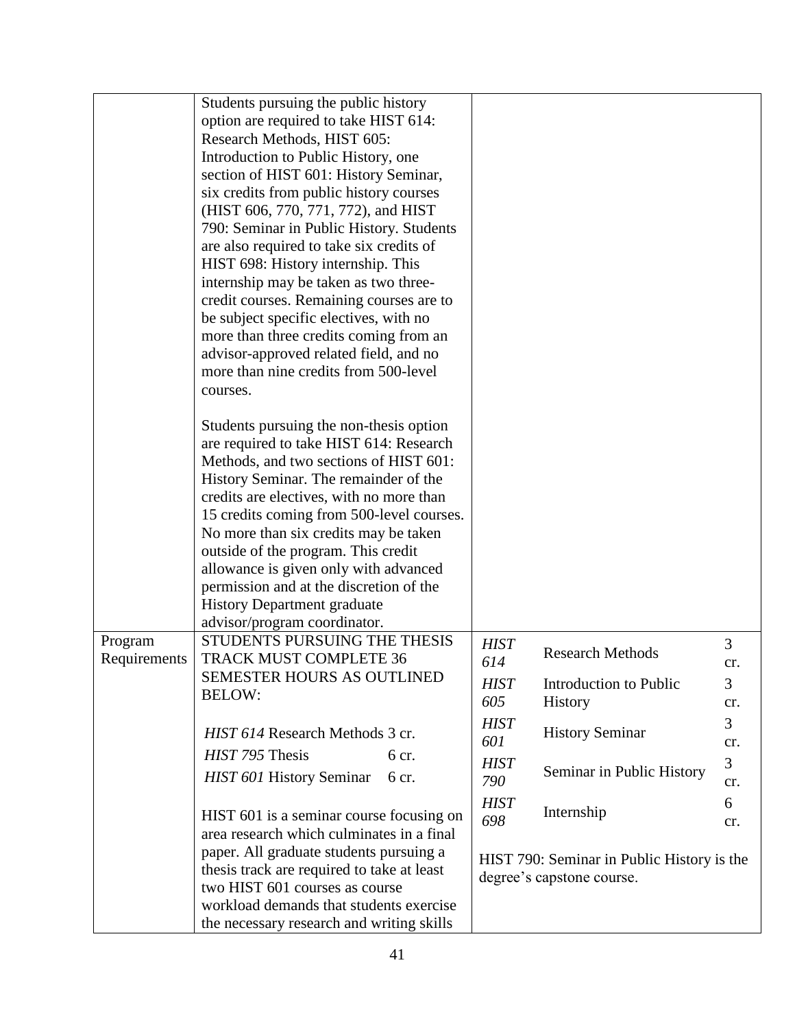| | | |
|---|---|---|
| | Students pursuing the public history option are required to take HIST 614: Research Methods, HIST 605: Introduction to Public History, one section of HIST 601: History Seminar, six credits from public history courses (HIST 606, 770, 771, 772), and HIST 790: Seminar in Public History. Students are also required to take six credits of HIST 698: History internship. This internship may be taken as two three-credit courses. Remaining courses are to be subject specific electives, with no more than three credits coming from an advisor-approved related field, and no more than nine credits from 500-level courses.<br><br>Students pursuing the non-thesis option are required to take HIST 614: Research Methods, and two sections of HIST 601: History Seminar. The remainder of the credits are electives, with no more than 15 credits coming from 500-level courses. No more than six credits may be taken outside of the program. This credit allowance is given only with advanced permission and at the discretion of the History Department graduate advisor/program coordinator. | |
| Program Requirements | STUDENTS PURSUING THE THESIS TRACK MUST COMPLETE 36 SEMESTER HOURS AS OUTLINED BELOW:<br><br>*HIST 614* Research Methods 3 cr.<br>*HIST 795* Thesis 6 cr.<br>*HIST 601* History Seminar 6 cr.<br><br>HIST 601 is a seminar course focusing on area research which culminates in a final paper. All graduate students pursuing a thesis track are required to take at least two HIST 601 courses as course workload demands that students exercise the necessary research and writing skills | *HIST 614* Research Methods 3 cr.<br>*HIST 605* Introduction to Public History 3 cr.<br>*HIST 601* History Seminar 3 cr.<br>*HIST 790* Seminar in Public History 3 cr.<br>*HIST 698* Internship 6 cr.<br><br>HIST 790: Seminar in Public History is the degree's capstone course. |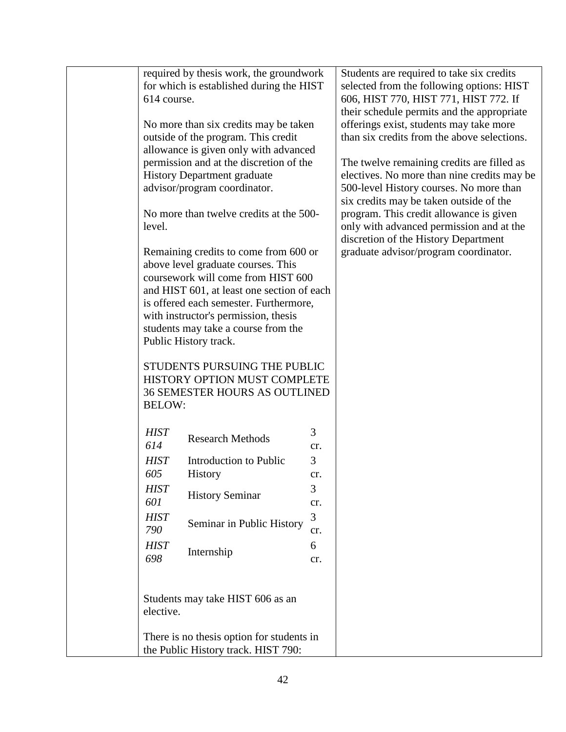| | | |
|---|---|---|
| | required by thesis work, the groundwork for which is established during the HIST 614 course.<br><br>No more than six credits may be taken outside of the program. This credit allowance is given only with advanced permission and at the discretion of the History Department graduate advisor/program coordinator.<br><br>No more than twelve credits at the 500-level.<br><br>Remaining credits to come from 600 or above level graduate courses. This coursework will come from HIST 600 and HIST 601, at least one section of each is offered each semester. Furthermore, with instructor's permission, thesis students may take a course from the Public History track.<br><br>STUDENTS PURSUING THE PUBLIC HISTORY OPTION MUST COMPLETE 36 SEMESTER HOURS AS OUTLINED BELOW:<br><br>*HIST 614* Research Methods 3 cr.<br>*HIST 605* Introduction to Public History 3 cr.<br>*HIST 601* History Seminar 3 cr.<br>*HIST 790* Seminar in Public History 3 cr.<br>*HIST 698* Internship 6 cr.<br><br>Students may take HIST 606 as an elective.<br><br>There is no thesis option for students in the Public History track. HIST 790: | Students are required to take six credits selected from the following options: HIST 606, HIST 770, HIST 771, HIST 772. If their schedule permits and the appropriate offerings exist, students may take more than six credits from the above selections.<br><br>The twelve remaining credits are filled as electives. No more than nine credits may be 500-level History courses. No more than six credits may be taken outside of the program. This credit allowance is given only with advanced permission and at the discretion of the History Department graduate advisor/program coordinator. |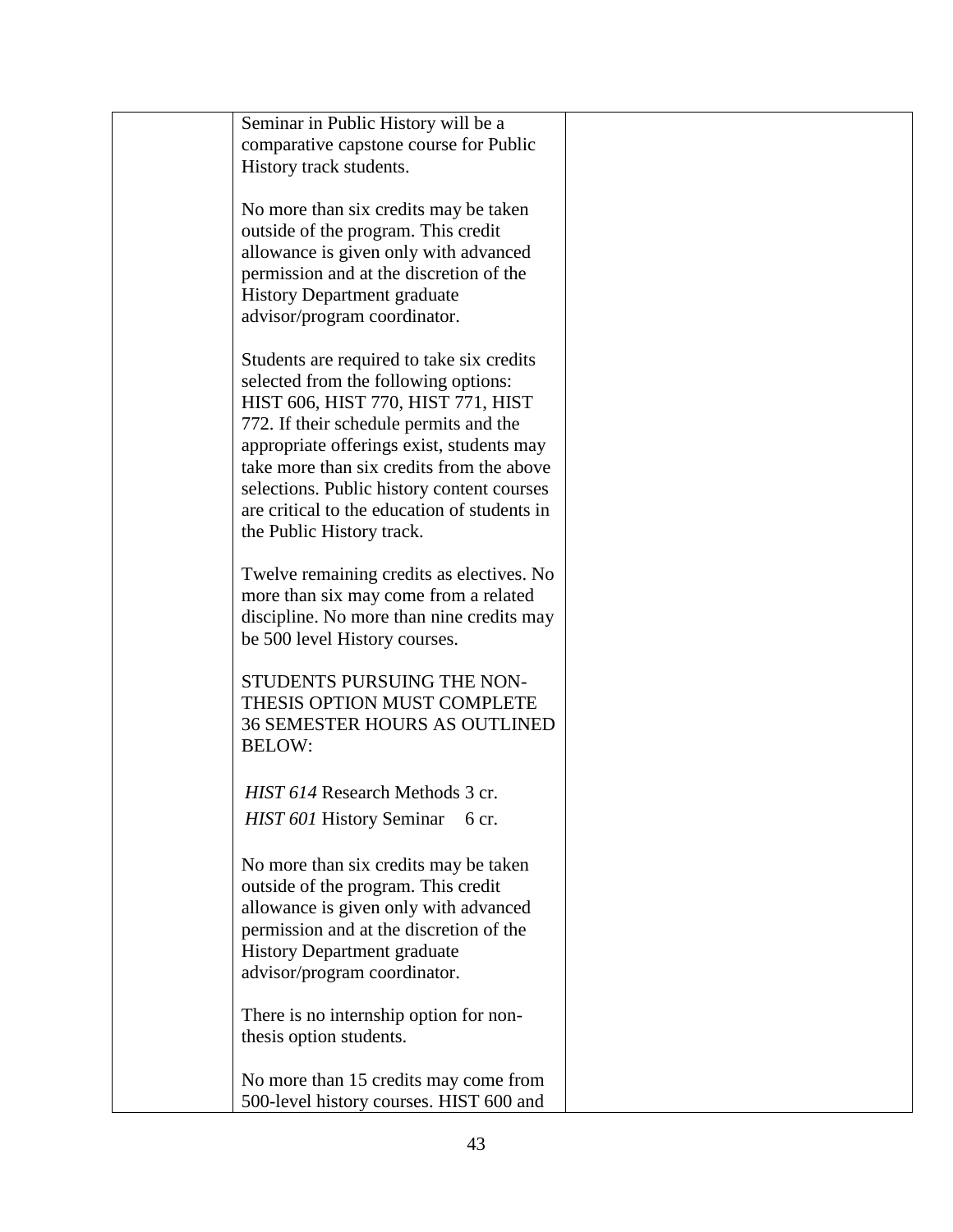| | | |
|---|---|---|
| | Seminar in Public History will be a comparative capstone course for Public History track students.<br><br>No more than six credits may be taken outside of the program. This credit allowance is given only with advanced permission and at the discretion of the History Department graduate advisor/program coordinator.<br><br>Students are required to take six credits selected from the following options: HIST 606, HIST 770, HIST 771, HIST 772. If their schedule permits and the appropriate offerings exist, students may take more than six credits from the above selections. Public history content courses are critical to the education of students in the Public History track.<br><br>Twelve remaining credits as electives. No more than six may come from a related discipline. No more than nine credits may be 500 level History courses.<br><br>STUDENTS PURSUING THE NON-THESIS OPTION MUST COMPLETE 36 SEMESTER HOURS AS OUTLINED BELOW:<br><br>*HIST 614* Research Methods 3 cr.<br>*HIST 601* History Seminar 6 cr.<br><br>No more than six credits may be taken outside of the program. This credit allowance is given only with advanced permission and at the discretion of the History Department graduate advisor/program coordinator.<br><br>There is no internship option for non-thesis option students.<br><br>No more than 15 credits may come from 500-level history courses. HIST 600 and | |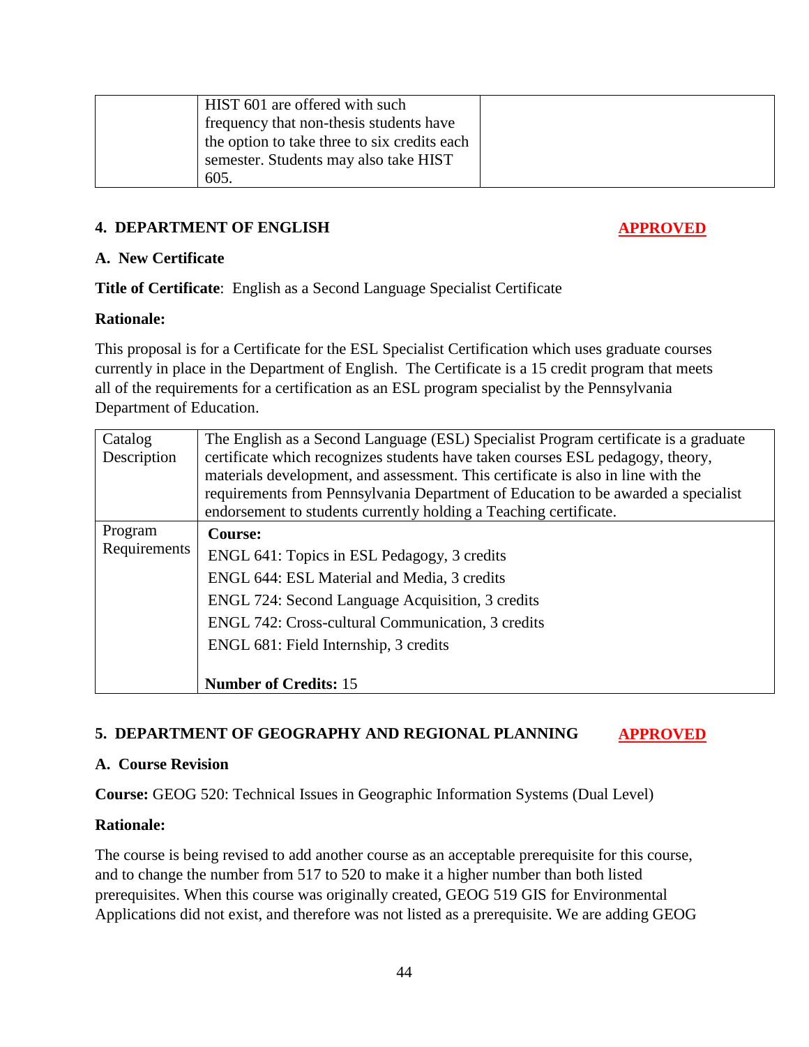| | HIST 601 are offered with such frequency that non-thesis students have the option to take three to six credits each semester. Students may also take HIST 605. | |
|---|---|---|

## 4. DEPARTMENT OF ENGLISH

**APPROVED**

### A. New Certificate

**Title of Certificate**: English as a Second Language Specialist Certificate

**Rationale:**

This proposal is for a Certificate for the ESL Specialist Certification which uses graduate courses currently in place in the Department of English. The Certificate is a 15 credit program that meets all of the requirements for a certification as an ESL program specialist by the Pennsylvania Department of Education.

| | |
|---|---|
| Catalog Description | The English as a Second Language (ESL) Specialist Program certificate is a graduate certificate which recognizes students have taken courses ESL pedagogy, theory, materials development, and assessment. This certificate is also in line with the requirements from Pennsylvania Department of Education to be awarded a specialist endorsement to students currently holding a Teaching certificate. |
| Program Requirements | **Course:**<br>ENGL 641: Topics in ESL Pedagogy, 3 credits<br>ENGL 644: ESL Material and Media, 3 credits<br>ENGL 724: Second Language Acquisition, 3 credits<br>ENGL 742: Cross-cultural Communication, 3 credits<br>ENGL 681: Field Internship, 3 credits<br><br>**Number of Credits:** 15 |

## 5. DEPARTMENT OF GEOGRAPHY AND REGIONAL PLANNING

**APPROVED**

### A. Course Revision

**Course:** GEOG 520: Technical Issues in Geographic Information Systems (Dual Level)

**Rationale:**

The course is being revised to add another course as an acceptable prerequisite for this course, and to change the number from 517 to 520 to make it a higher number than both listed prerequisites. When this course was originally created, GEOG 519 GIS for Environmental Applications did not exist, and therefore was not listed as a prerequisite. We are adding GEOG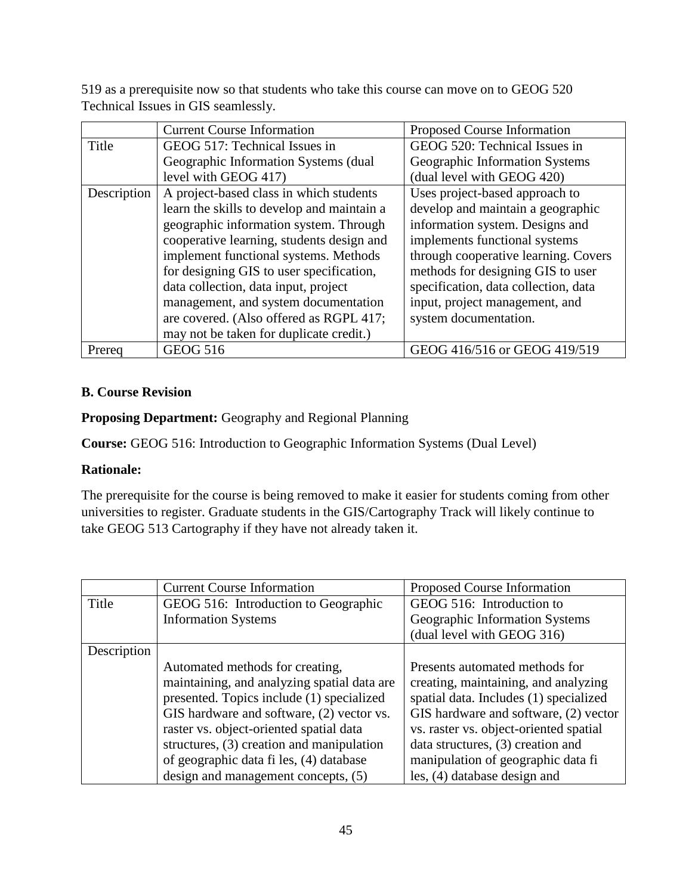519 as a prerequisite now so that students who take this course can move on to GEOG 520 Technical Issues in GIS seamlessly.

| | Current Course Information | Proposed Course Information |
|---|---|---|
| Title | GEOG 517: Technical Issues in Geographic Information Systems (dual level with GEOG 417) | GEOG 520: Technical Issues in Geographic Information Systems (dual level with GEOG 420) |
| Description | A project-based class in which students learn the skills to develop and maintain a geographic information system. Through cooperative learning, students design and implement functional systems. Methods for designing GIS to user specification, data collection, data input, project management, and system documentation are covered. (Also offered as RGPL 417; may not be taken for duplicate credit.) | Uses project-based approach to develop and maintain a geographic information system. Designs and implements functional systems through cooperative learning. Covers methods for designing GIS to user specification, data collection, data input, project management, and system documentation. |
| Prereq | GEOG 516 | GEOG 416/516 or GEOG 419/519 |

**B. Course Revision**

**Proposing Department:** Geography and Regional Planning

**Course:** GEOG 516: Introduction to Geographic Information Systems (Dual Level)

**Rationale:**

The prerequisite for the course is being removed to make it easier for students coming from other universities to register. Graduate students in the GIS/Cartography Track will likely continue to take GEOG 513 Cartography if they have not already taken it.

| | Current Course Information | Proposed Course Information |
|---|---|---|
| Title | GEOG 516: Introduction to Geographic Information Systems | GEOG 516: Introduction to Geographic Information Systems (dual level with GEOG 316) |
| Description | Automated methods for creating, maintaining, and analyzing spatial data are presented. Topics include (1) specialized GIS hardware and software, (2) vector vs. raster vs. object-oriented spatial data structures, (3) creation and manipulation of geographic data fi les, (4) database design and management concepts, (5) | Presents automated methods for creating, maintaining, and analyzing spatial data. Includes (1) specialized GIS hardware and software, (2) vector vs. raster vs. object-oriented spatial data structures, (3) creation and manipulation of geographic data fi les, (4) database design and |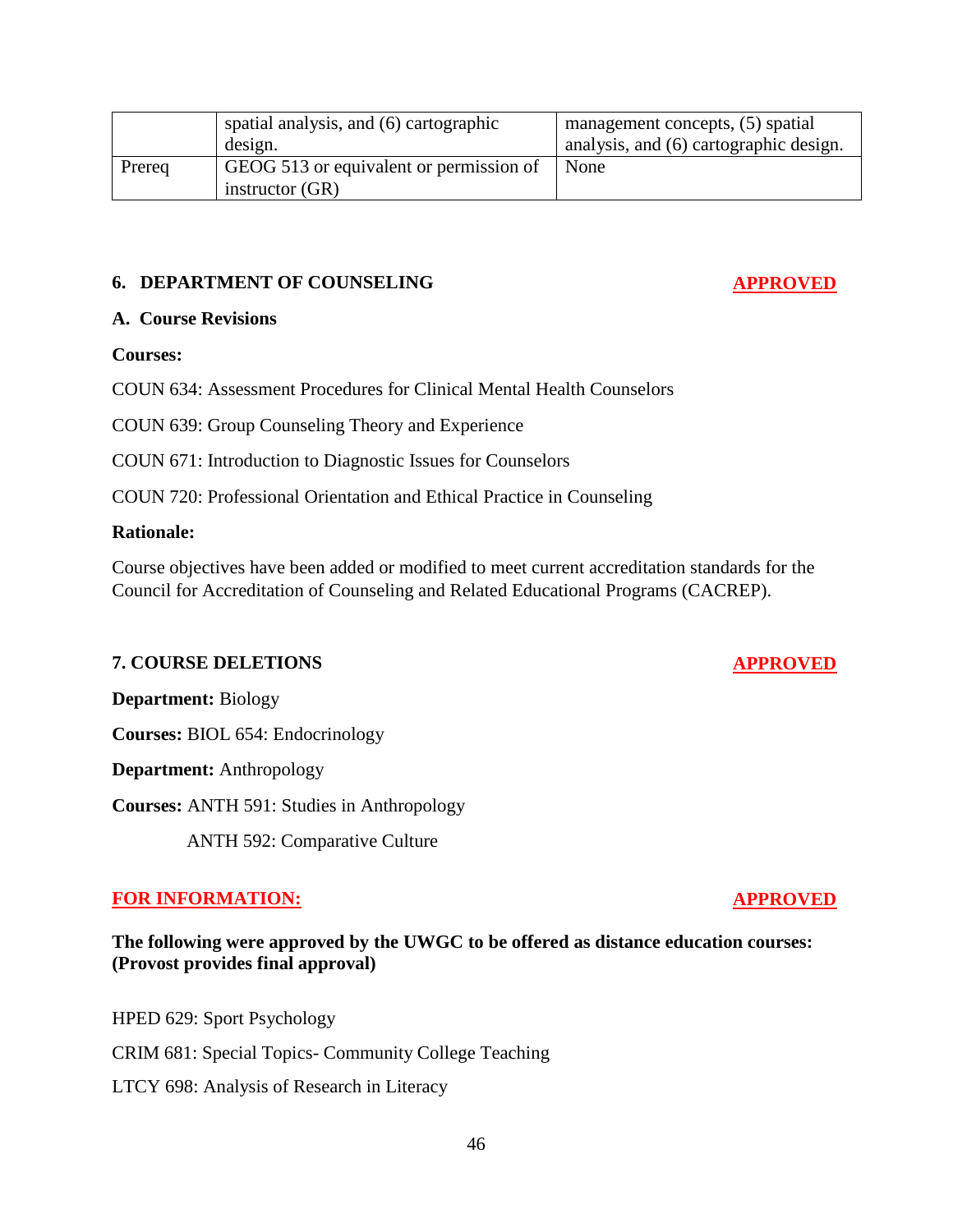| | spatial analysis, and (6) cartographic design. | management concepts, (5) spatial analysis, and (6) cartographic design. |
|---|---|---|
| Prereq | GEOG 513 or equivalent or permission of instructor (GR) | None |

## 6. DEPARTMENT OF COUNSELING

**APPROVED**

### A. Course Revisions

**Courses:**

COUN 634: Assessment Procedures for Clinical Mental Health Counselors

COUN 639: Group Counseling Theory and Experience

COUN 671: Introduction to Diagnostic Issues for Counselors

COUN 720: Professional Orientation and Ethical Practice in Counseling

**Rationale:**

Course objectives have been added or modified to meet current accreditation standards for the Council for Accreditation of Counseling and Related Educational Programs (CACREP).

## 7. COURSE DELETIONS

**APPROVED**

**Department:** Biology

**Courses:** BIOL 654: Endocrinology

**Department:** Anthropology

**Courses:** ANTH 591: Studies in Anthropology

ANTH 592: Comparative Culture

## FOR INFORMATION:

**APPROVED**

**The following were approved by the UWGC to be offered as distance education courses: (Provost provides final approval)**

HPED 629: Sport Psychology

CRIM 681: Special Topics- Community College Teaching

LTCY 698: Analysis of Research in Literacy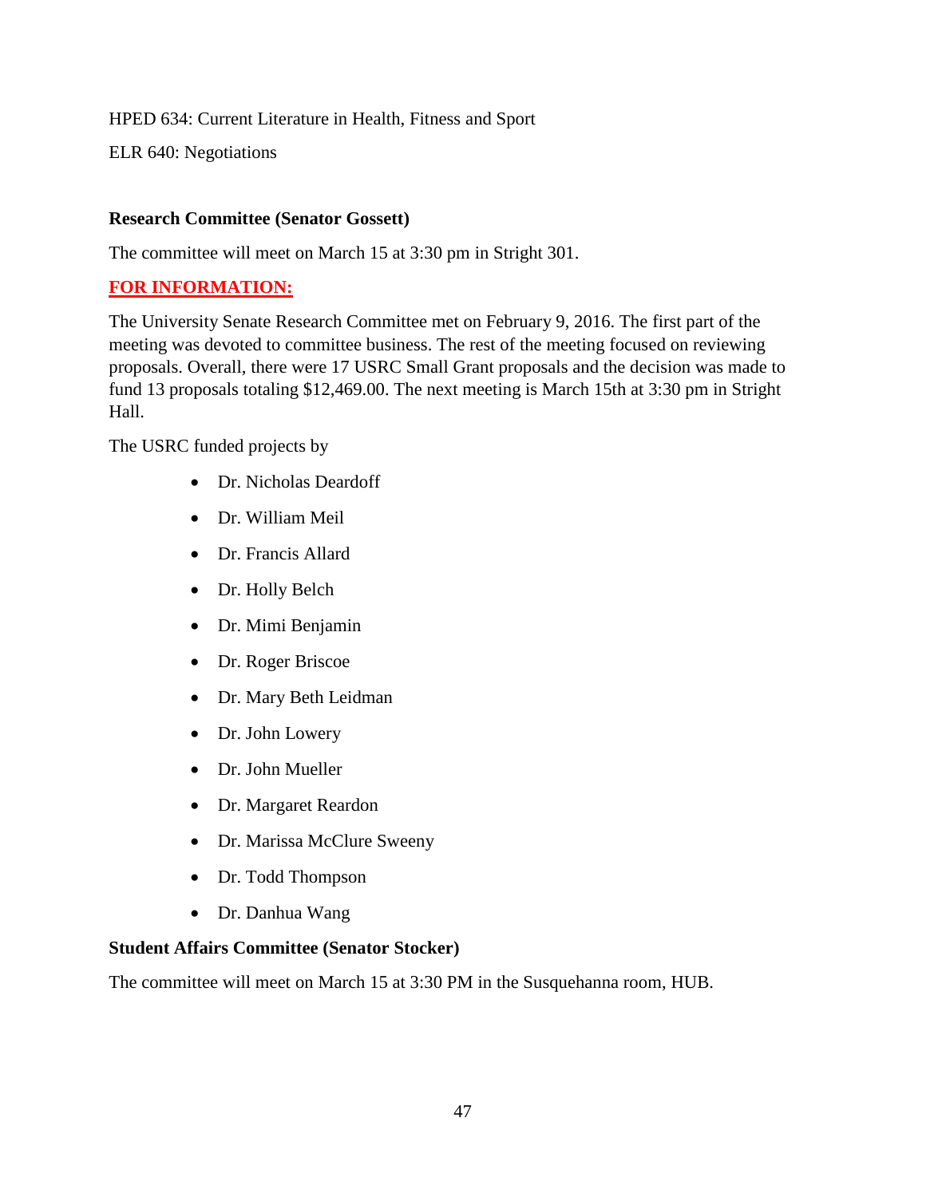HPED 634: Current Literature in Health, Fitness and Sport

ELR 640: Negotiations

**Research Committee (Senator Gossett)**

The committee will meet on March 15 at 3:30 pm in Stright 301.

**FOR INFORMATION:**

The University Senate Research Committee met on February 9, 2016. The first part of the meeting was devoted to committee business. The rest of the meeting focused on reviewing proposals. Overall, there were 17 USRC Small Grant proposals and the decision was made to fund 13 proposals totaling $12,469.00. The next meeting is March 15th at 3:30 pm in Stright Hall.

The USRC funded projects by

- Dr. Nicholas Deardoff
- Dr. William Meil
- Dr. Francis Allard
- Dr. Holly Belch
- Dr. Mimi Benjamin
- Dr. Roger Briscoe
- Dr. Mary Beth Leidman
- Dr. John Lowery
- Dr. John Mueller
- Dr. Margaret Reardon
- Dr. Marissa McClure Sweeny
- Dr. Todd Thompson
- Dr. Danhua Wang

**Student Affairs Committee (Senator Stocker)**

The committee will meet on March 15 at 3:30 PM in the Susquehanna room, HUB.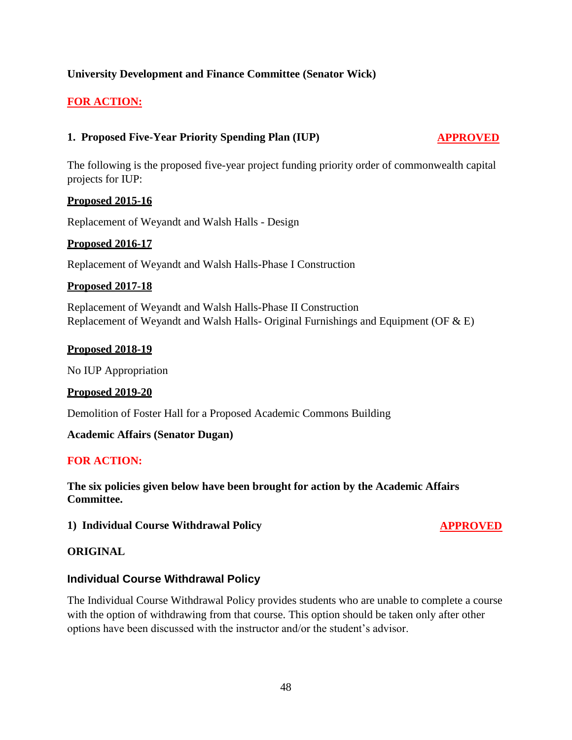**University Development and Finance Committee (Senator Wick)**

**FOR ACTION:**

**1. Proposed Five-Year Priority Spending Plan (IUP)** **APPROVED**

The following is the proposed five-year project funding priority order of commonwealth capital projects for IUP:

**Proposed 2015-16**

Replacement of Weyandt and Walsh Halls - Design

**Proposed 2016-17**

Replacement of Weyandt and Walsh Halls-Phase I Construction

**Proposed 2017-18**

Replacement of Weyandt and Walsh Halls-Phase II Construction
Replacement of Weyandt and Walsh Halls- Original Furnishings and Equipment (OF & E)

**Proposed 2018-19**

No IUP Appropriation

**Proposed 2019-20**

Demolition of Foster Hall for a Proposed Academic Commons Building

**Academic Affairs (Senator Dugan)**

**FOR ACTION:**

**The six policies given below have been brought for action by the Academic Affairs Committee.**

**1) Individual Course Withdrawal Policy** **APPROVED**

**ORIGINAL**

### Individual Course Withdrawal Policy

The Individual Course Withdrawal Policy provides students who are unable to complete a course with the option of withdrawing from that course. This option should be taken only after other options have been discussed with the instructor and/or the student's advisor.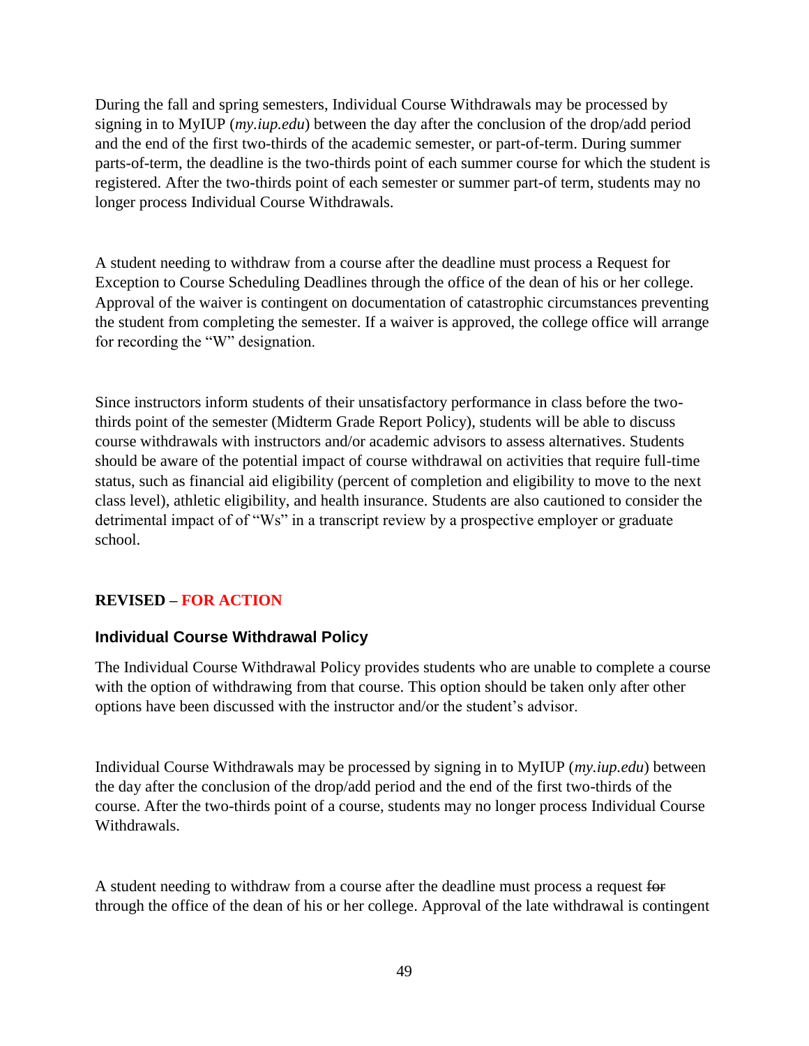During the fall and spring semesters, Individual Course Withdrawals may be processed by signing in to MyIUP (*my.iup.edu*) between the day after the conclusion of the drop/add period and the end of the first two-thirds of the academic semester, or part-of-term. During summer parts-of-term, the deadline is the two-thirds point of each summer course for which the student is registered. After the two-thirds point of each semester or summer part-of term, students may no longer process Individual Course Withdrawals.

A student needing to withdraw from a course after the deadline must process a Request for Exception to Course Scheduling Deadlines through the office of the dean of his or her college. Approval of the waiver is contingent on documentation of catastrophic circumstances preventing the student from completing the semester. If a waiver is approved, the college office will arrange for recording the "W" designation.

Since instructors inform students of their unsatisfactory performance in class before the two-thirds point of the semester (Midterm Grade Report Policy), students will be able to discuss course withdrawals with instructors and/or academic advisors to assess alternatives. Students should be aware of the potential impact of course withdrawal on activities that require full-time status, such as financial aid eligibility (percent of completion and eligibility to move to the next class level), athletic eligibility, and health insurance. Students are also cautioned to consider the detrimental impact of of "Ws" in a transcript review by a prospective employer or graduate school.

**REVISED – FOR ACTION**

### Individual Course Withdrawal Policy

The Individual Course Withdrawal Policy provides students who are unable to complete a course with the option of withdrawing from that course. This option should be taken only after other options have been discussed with the instructor and/or the student's advisor.

Individual Course Withdrawals may be processed by signing in to MyIUP (*my.iup.edu*) between the day after the conclusion of the drop/add period and the end of the first two-thirds of the course. After the two-thirds point of a course, students may no longer process Individual Course Withdrawals.

A student needing to withdraw from a course after the deadline must process a request ~~for~~ through the office of the dean of his or her college. Approval of the late withdrawal is contingent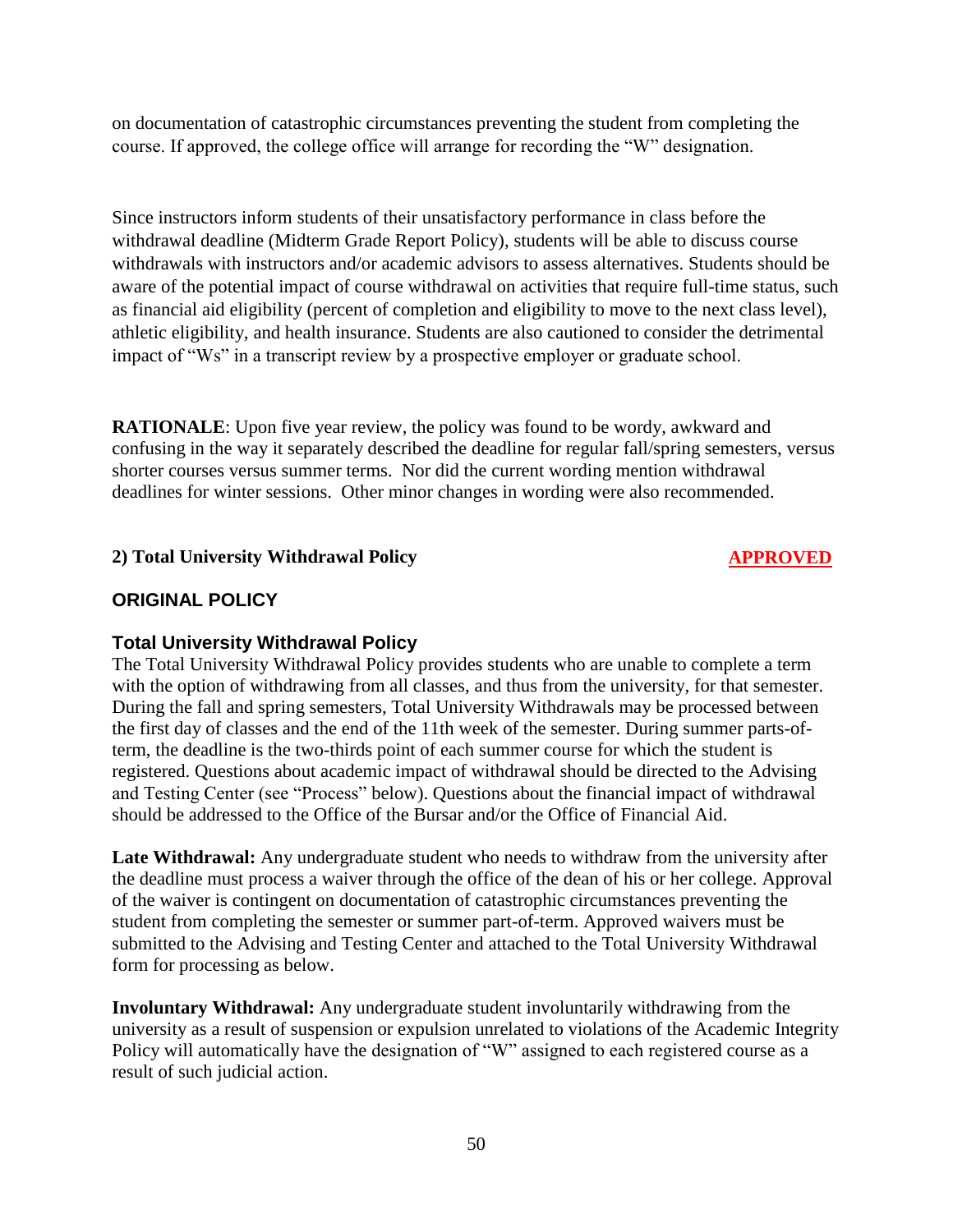on documentation of catastrophic circumstances preventing the student from completing the course. If approved, the college office will arrange for recording the "W" designation.

Since instructors inform students of their unsatisfactory performance in class before the withdrawal deadline (Midterm Grade Report Policy), students will be able to discuss course withdrawals with instructors and/or academic advisors to assess alternatives. Students should be aware of the potential impact of course withdrawal on activities that require full-time status, such as financial aid eligibility (percent of completion and eligibility to move to the next class level), athletic eligibility, and health insurance. Students are also cautioned to consider the detrimental impact of "Ws" in a transcript review by a prospective employer or graduate school.

**RATIONALE**: Upon five year review, the policy was found to be wordy, awkward and confusing in the way it separately described the deadline for regular fall/spring semesters, versus shorter courses versus summer terms. Nor did the current wording mention withdrawal deadlines for winter sessions. Other minor changes in wording were also recommended.

### 2) Total University Withdrawal Policy — APPROVED

## ORIGINAL POLICY

### Total University Withdrawal Policy

The Total University Withdrawal Policy provides students who are unable to complete a term with the option of withdrawing from all classes, and thus from the university, for that semester. During the fall and spring semesters, Total University Withdrawals may be processed between the first day of classes and the end of the 11th week of the semester. During summer parts-of-term, the deadline is the two-thirds point of each summer course for which the student is registered. Questions about academic impact of withdrawal should be directed to the Advising and Testing Center (see "Process" below). Questions about the financial impact of withdrawal should be addressed to the Office of the Bursar and/or the Office of Financial Aid.

**Late Withdrawal:** Any undergraduate student who needs to withdraw from the university after the deadline must process a waiver through the office of the dean of his or her college. Approval of the waiver is contingent on documentation of catastrophic circumstances preventing the student from completing the semester or summer part-of-term. Approved waivers must be submitted to the Advising and Testing Center and attached to the Total University Withdrawal form for processing as below.

**Involuntary Withdrawal:** Any undergraduate student involuntarily withdrawing from the university as a result of suspension or expulsion unrelated to violations of the Academic Integrity Policy will automatically have the designation of "W" assigned to each registered course as a result of such judicial action.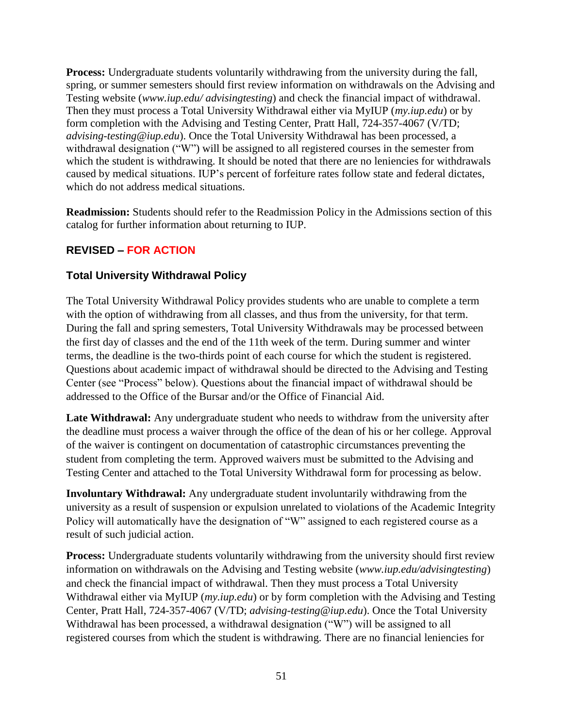**Process:** Undergraduate students voluntarily withdrawing from the university during the fall, spring, or summer semesters should first review information on withdrawals on the Advising and Testing website (*www.iup.edu/ advisingtesting*) and check the financial impact of withdrawal. Then they must process a Total University Withdrawal either via MyIUP (*my.iup.edu*) or by form completion with the Advising and Testing Center, Pratt Hall, 724-357-4067 (V/TD; *advising-testing@iup.edu*). Once the Total University Withdrawal has been processed, a withdrawal designation ("W") will be assigned to all registered courses in the semester from which the student is withdrawing. It should be noted that there are no leniencies for withdrawals caused by medical situations. IUP's percent of forfeiture rates follow state and federal dictates, which do not address medical situations.

**Readmission:** Students should refer to the Readmission Policy in the Admissions section of this catalog for further information about returning to IUP.

### REVISED – FOR ACTION

### Total University Withdrawal Policy

The Total University Withdrawal Policy provides students who are unable to complete a term with the option of withdrawing from all classes, and thus from the university, for that term. During the fall and spring semesters, Total University Withdrawals may be processed between the first day of classes and the end of the 11th week of the term. During summer and winter terms, the deadline is the two-thirds point of each course for which the student is registered. Questions about academic impact of withdrawal should be directed to the Advising and Testing Center (see "Process" below). Questions about the financial impact of withdrawal should be addressed to the Office of the Bursar and/or the Office of Financial Aid.

**Late Withdrawal:** Any undergraduate student who needs to withdraw from the university after the deadline must process a waiver through the office of the dean of his or her college. Approval of the waiver is contingent on documentation of catastrophic circumstances preventing the student from completing the term. Approved waivers must be submitted to the Advising and Testing Center and attached to the Total University Withdrawal form for processing as below.

**Involuntary Withdrawal:** Any undergraduate student involuntarily withdrawing from the university as a result of suspension or expulsion unrelated to violations of the Academic Integrity Policy will automatically have the designation of "W" assigned to each registered course as a result of such judicial action.

**Process:** Undergraduate students voluntarily withdrawing from the university should first review information on withdrawals on the Advising and Testing website (*www.iup.edu/advisingtesting*) and check the financial impact of withdrawal. Then they must process a Total University Withdrawal either via MyIUP (*my.iup.edu*) or by form completion with the Advising and Testing Center, Pratt Hall, 724-357-4067 (V/TD; *advising-testing@iup.edu*). Once the Total University Withdrawal has been processed, a withdrawal designation ("W") will be assigned to all registered courses from which the student is withdrawing. There are no financial leniencies for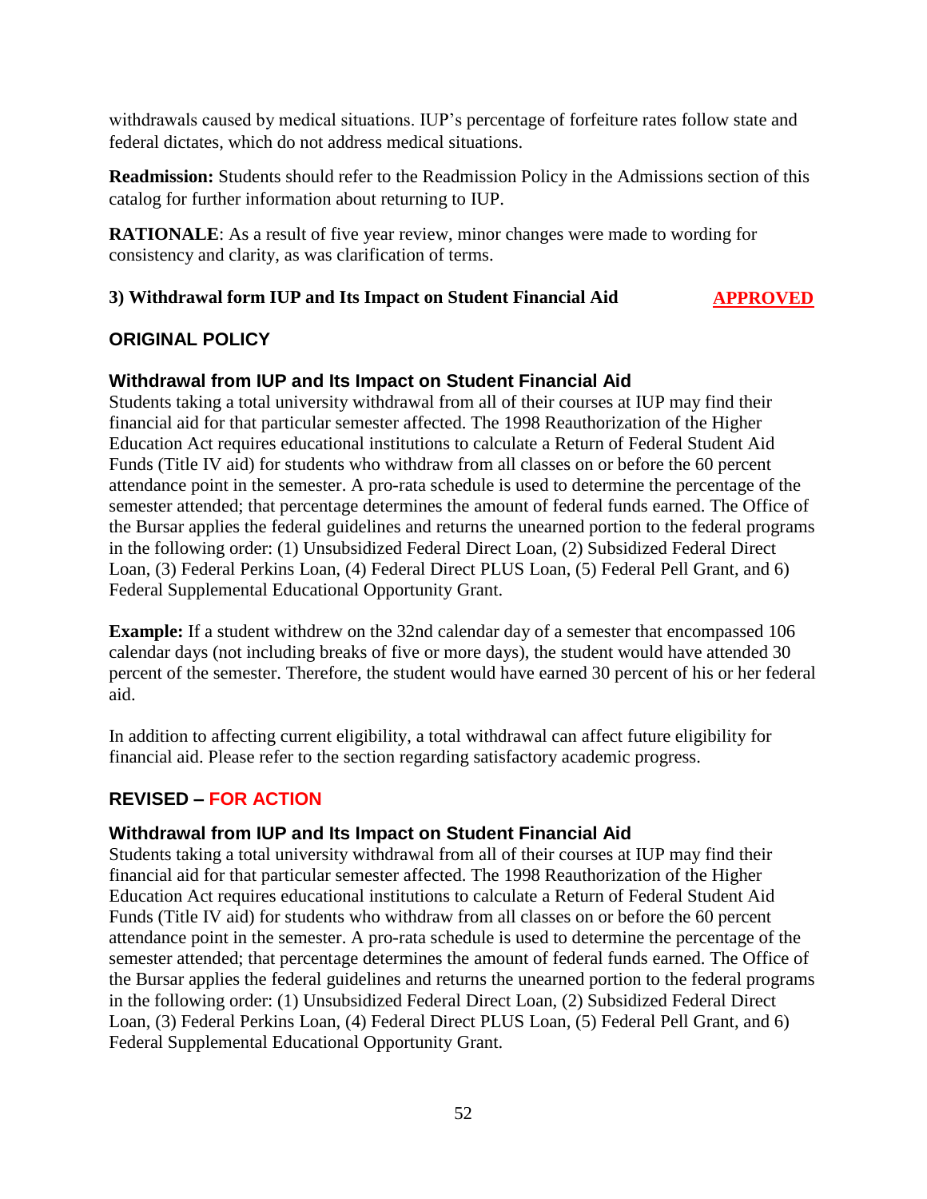withdrawals caused by medical situations. IUP's percentage of forfeiture rates follow state and federal dictates, which do not address medical situations.

**Readmission:** Students should refer to the Readmission Policy in the Admissions section of this catalog for further information about returning to IUP.

**RATIONALE**: As a result of five year review, minor changes were made to wording for consistency and clarity, as was clarification of terms.

**3) Withdrawal form IUP and Its Impact on Student Financial Aid** **APPROVED**

## ORIGINAL POLICY

### Withdrawal from IUP and Its Impact on Student Financial Aid

Students taking a total university withdrawal from all of their courses at IUP may find their financial aid for that particular semester affected. The 1998 Reauthorization of the Higher Education Act requires educational institutions to calculate a Return of Federal Student Aid Funds (Title IV aid) for students who withdraw from all classes on or before the 60 percent attendance point in the semester. A pro-rata schedule is used to determine the percentage of the semester attended; that percentage determines the amount of federal funds earned. The Office of the Bursar applies the federal guidelines and returns the unearned portion to the federal programs in the following order: (1) Unsubsidized Federal Direct Loan, (2) Subsidized Federal Direct Loan, (3) Federal Perkins Loan, (4) Federal Direct PLUS Loan, (5) Federal Pell Grant, and 6) Federal Supplemental Educational Opportunity Grant.

**Example:** If a student withdrew on the 32nd calendar day of a semester that encompassed 106 calendar days (not including breaks of five or more days), the student would have attended 30 percent of the semester. Therefore, the student would have earned 30 percent of his or her federal aid.

In addition to affecting current eligibility, a total withdrawal can affect future eligibility for financial aid. Please refer to the section regarding satisfactory academic progress.

## REVISED – FOR ACTION

### Withdrawal from IUP and Its Impact on Student Financial Aid

Students taking a total university withdrawal from all of their courses at IUP may find their financial aid for that particular semester affected. The 1998 Reauthorization of the Higher Education Act requires educational institutions to calculate a Return of Federal Student Aid Funds (Title IV aid) for students who withdraw from all classes on or before the 60 percent attendance point in the semester. A pro-rata schedule is used to determine the percentage of the semester attended; that percentage determines the amount of federal funds earned. The Office of the Bursar applies the federal guidelines and returns the unearned portion to the federal programs in the following order: (1) Unsubsidized Federal Direct Loan, (2) Subsidized Federal Direct Loan, (3) Federal Perkins Loan, (4) Federal Direct PLUS Loan, (5) Federal Pell Grant, and 6) Federal Supplemental Educational Opportunity Grant.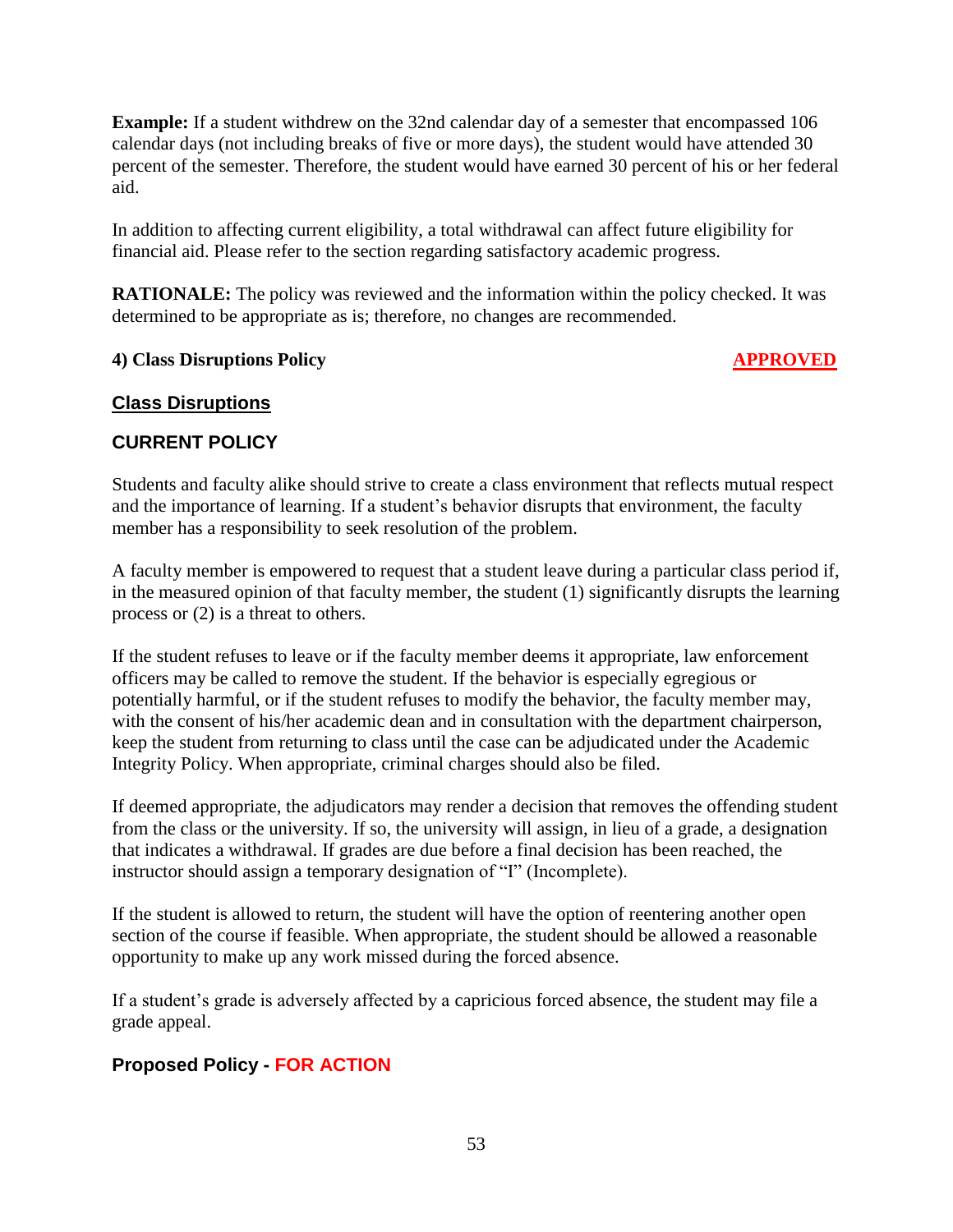**Example:** If a student withdrew on the 32nd calendar day of a semester that encompassed 106 calendar days (not including breaks of five or more days), the student would have attended 30 percent of the semester. Therefore, the student would have earned 30 percent of his or her federal aid.

In addition to affecting current eligibility, a total withdrawal can affect future eligibility for financial aid. Please refer to the section regarding satisfactory academic progress.

**RATIONALE:** The policy was reviewed and the information within the policy checked. It was determined to be appropriate as is; therefore, no changes are recommended.

**4) Class Disruptions Policy** **APPROVED**

## Class Disruptions

### CURRENT POLICY

Students and faculty alike should strive to create a class environment that reflects mutual respect and the importance of learning. If a student's behavior disrupts that environment, the faculty member has a responsibility to seek resolution of the problem.

A faculty member is empowered to request that a student leave during a particular class period if, in the measured opinion of that faculty member, the student (1) significantly disrupts the learning process or (2) is a threat to others.

If the student refuses to leave or if the faculty member deems it appropriate, law enforcement officers may be called to remove the student. If the behavior is especially egregious or potentially harmful, or if the student refuses to modify the behavior, the faculty member may, with the consent of his/her academic dean and in consultation with the department chairperson, keep the student from returning to class until the case can be adjudicated under the Academic Integrity Policy. When appropriate, criminal charges should also be filed.

If deemed appropriate, the adjudicators may render a decision that removes the offending student from the class or the university. If so, the university will assign, in lieu of a grade, a designation that indicates a withdrawal. If grades are due before a final decision has been reached, the instructor should assign a temporary designation of "I" (Incomplete).

If the student is allowed to return, the student will have the option of reentering another open section of the course if feasible. When appropriate, the student should be allowed a reasonable opportunity to make up any work missed during the forced absence.

If a student's grade is adversely affected by a capricious forced absence, the student may file a grade appeal.

### Proposed Policy - FOR ACTION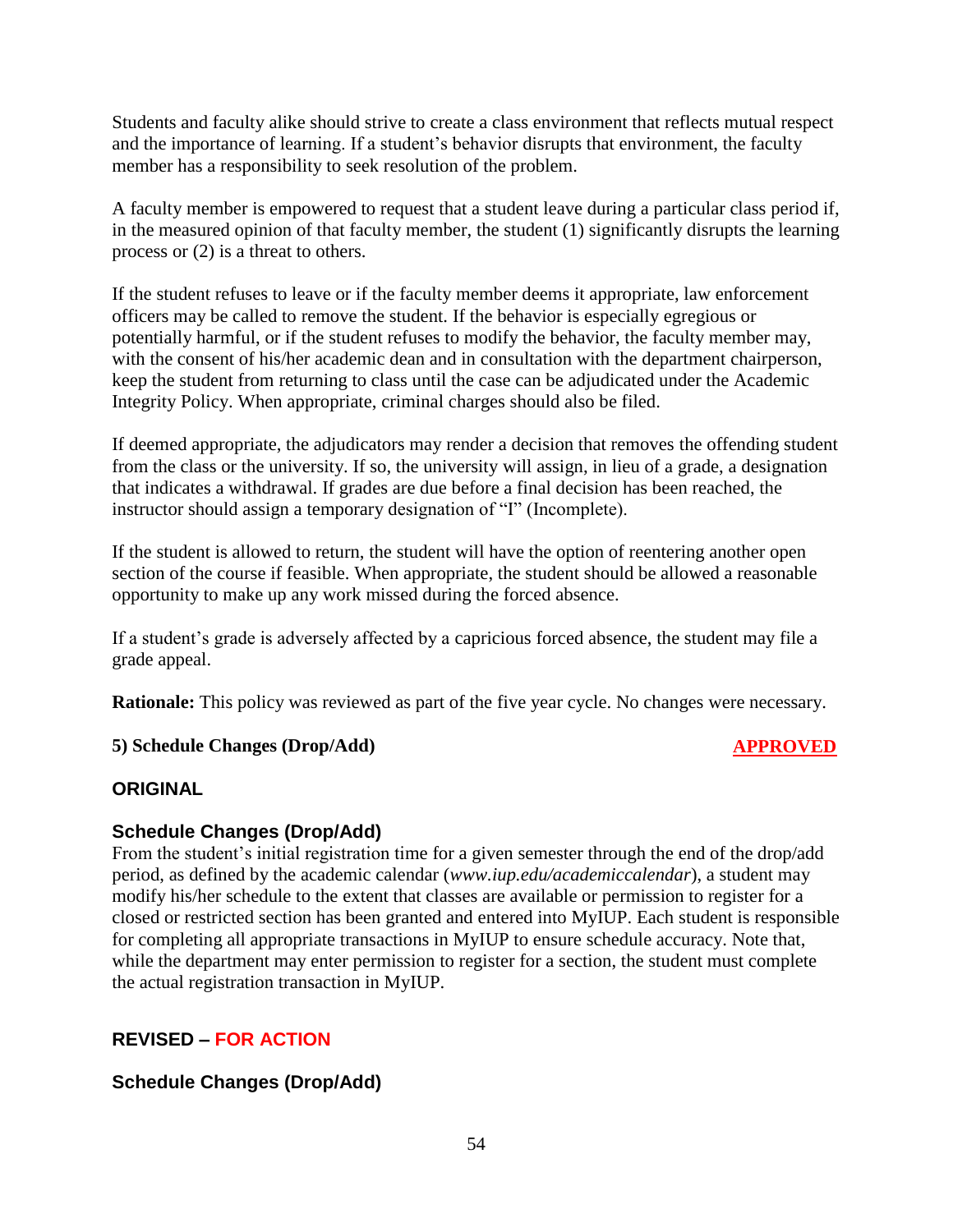Students and faculty alike should strive to create a class environment that reflects mutual respect and the importance of learning. If a student's behavior disrupts that environment, the faculty member has a responsibility to seek resolution of the problem.

A faculty member is empowered to request that a student leave during a particular class period if, in the measured opinion of that faculty member, the student (1) significantly disrupts the learning process or (2) is a threat to others.

If the student refuses to leave or if the faculty member deems it appropriate, law enforcement officers may be called to remove the student. If the behavior is especially egregious or potentially harmful, or if the student refuses to modify the behavior, the faculty member may, with the consent of his/her academic dean and in consultation with the department chairperson, keep the student from returning to class until the case can be adjudicated under the Academic Integrity Policy. When appropriate, criminal charges should also be filed.

If deemed appropriate, the adjudicators may render a decision that removes the offending student from the class or the university. If so, the university will assign, in lieu of a grade, a designation that indicates a withdrawal. If grades are due before a final decision has been reached, the instructor should assign a temporary designation of "I" (Incomplete).

If the student is allowed to return, the student will have the option of reentering another open section of the course if feasible. When appropriate, the student should be allowed a reasonable opportunity to make up any work missed during the forced absence.

If a student's grade is adversely affected by a capricious forced absence, the student may file a grade appeal.

**Rationale:** This policy was reviewed as part of the five year cycle. No changes were necessary.

**5) Schedule Changes (Drop/Add)** **APPROVED**

### ORIGINAL

### Schedule Changes (Drop/Add)

From the student's initial registration time for a given semester through the end of the drop/add period, as defined by the academic calendar (*www.iup.edu/academiccalendar*), a student may modify his/her schedule to the extent that classes are available or permission to register for a closed or restricted section has been granted and entered into MyIUP. Each student is responsible for completing all appropriate transactions in MyIUP to ensure schedule accuracy. Note that, while the department may enter permission to register for a section, the student must complete the actual registration transaction in MyIUP.

### REVISED – FOR ACTION

### Schedule Changes (Drop/Add)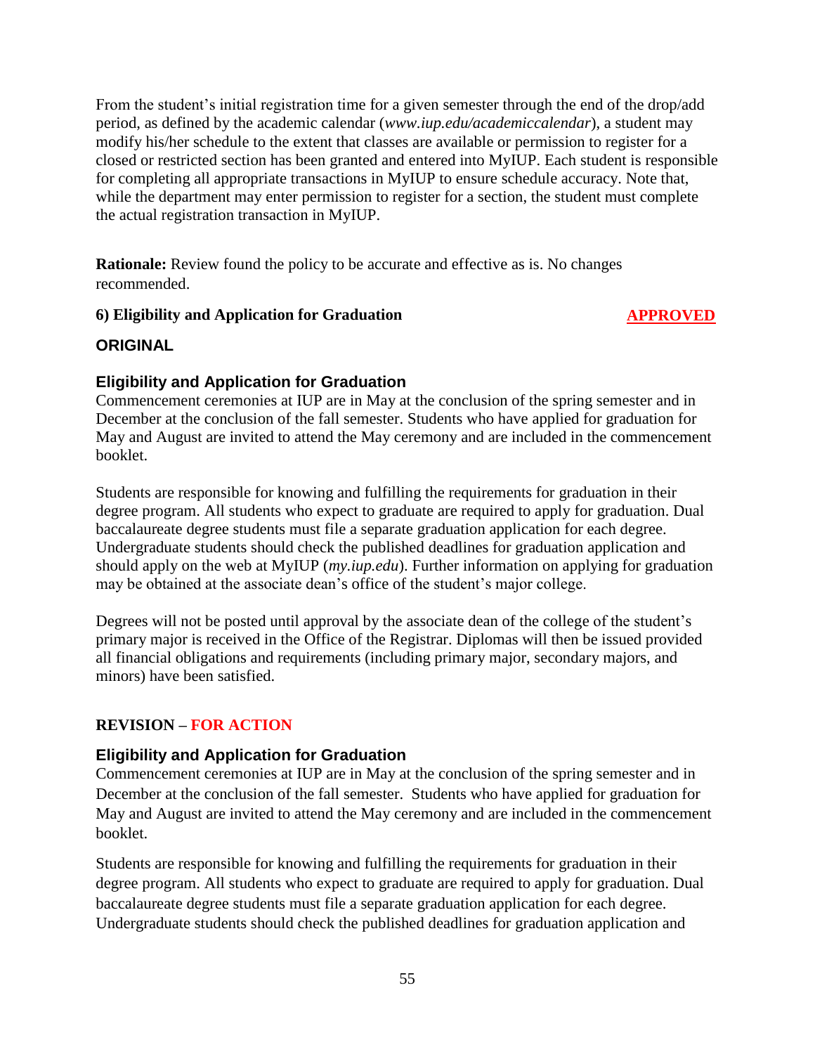From the student's initial registration time for a given semester through the end of the drop/add period, as defined by the academic calendar (*www.iup.edu/academiccalendar*), a student may modify his/her schedule to the extent that classes are available or permission to register for a closed or restricted section has been granted and entered into MyIUP. Each student is responsible for completing all appropriate transactions in MyIUP to ensure schedule accuracy. Note that, while the department may enter permission to register for a section, the student must complete the actual registration transaction in MyIUP.

**Rationale:** Review found the policy to be accurate and effective as is. No changes recommended.

**6) Eligibility and Application for Graduation** **APPROVED**

**ORIGINAL**

### Eligibility and Application for Graduation

Commencement ceremonies at IUP are in May at the conclusion of the spring semester and in December at the conclusion of the fall semester. Students who have applied for graduation for May and August are invited to attend the May ceremony and are included in the commencement booklet.

Students are responsible for knowing and fulfilling the requirements for graduation in their degree program. All students who expect to graduate are required to apply for graduation. Dual baccalaureate degree students must file a separate graduation application for each degree. Undergraduate students should check the published deadlines for graduation application and should apply on the web at MyIUP (*my.iup.edu*). Further information on applying for graduation may be obtained at the associate dean's office of the student's major college.

Degrees will not be posted until approval by the associate dean of the college of the student's primary major is received in the Office of the Registrar. Diplomas will then be issued provided all financial obligations and requirements (including primary major, secondary majors, and minors) have been satisfied.

**REVISION – FOR ACTION**

### Eligibility and Application for Graduation

Commencement ceremonies at IUP are in May at the conclusion of the spring semester and in December at the conclusion of the fall semester. Students who have applied for graduation for May and August are invited to attend the May ceremony and are included in the commencement booklet.

Students are responsible for knowing and fulfilling the requirements for graduation in their degree program. All students who expect to graduate are required to apply for graduation. Dual baccalaureate degree students must file a separate graduation application for each degree. Undergraduate students should check the published deadlines for graduation application and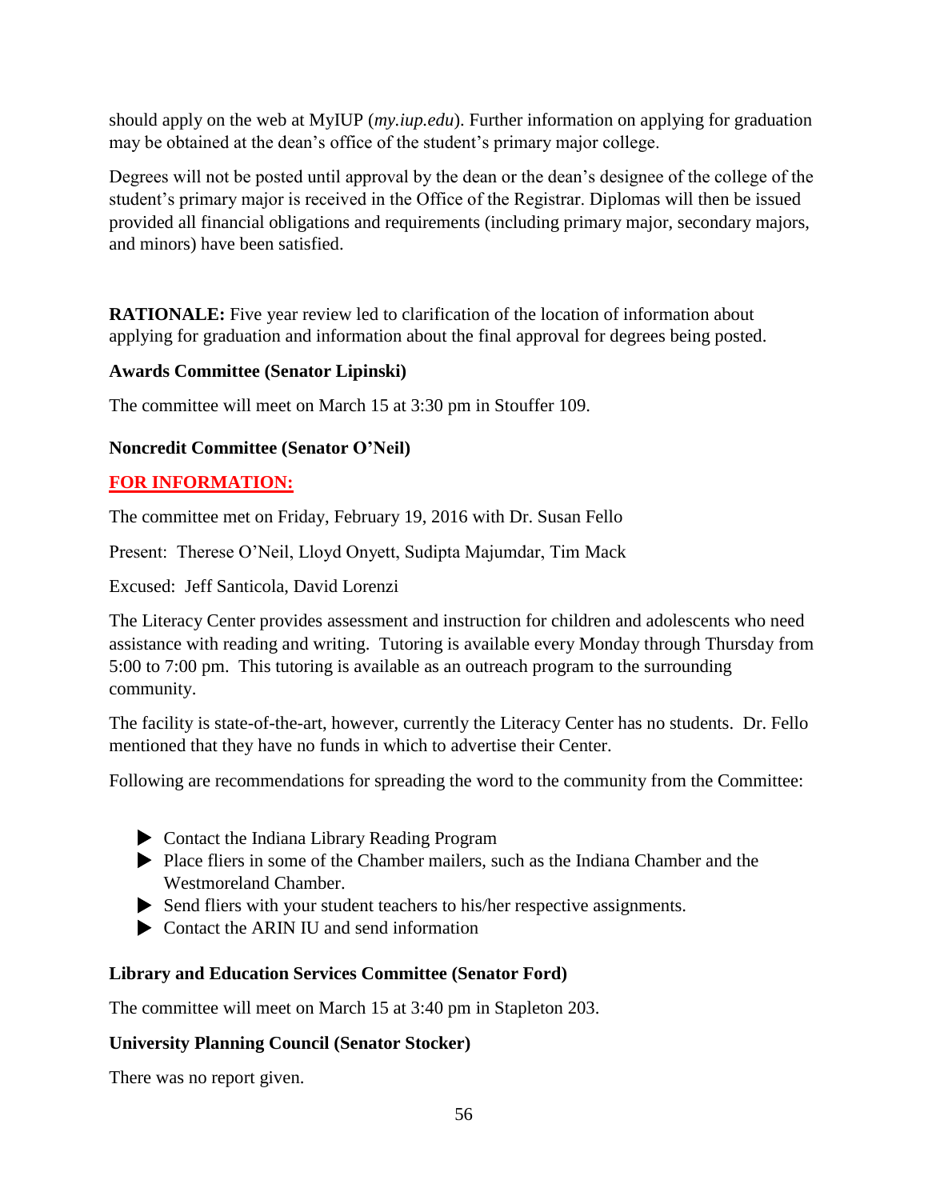should apply on the web at MyIUP (*my.iup.edu*). Further information on applying for graduation may be obtained at the dean's office of the student's primary major college.

Degrees will not be posted until approval by the dean or the dean's designee of the college of the student's primary major is received in the Office of the Registrar. Diplomas will then be issued provided all financial obligations and requirements (including primary major, secondary majors, and minors) have been satisfied.

**RATIONALE:** Five year review led to clarification of the location of information about applying for graduation and information about the final approval for degrees being posted.

**Awards Committee (Senator Lipinski)**

The committee will meet on March 15 at 3:30 pm in Stouffer 109.

**Noncredit Committee (Senator O'Neil)**

**FOR INFORMATION:**

The committee met on Friday, February 19, 2016 with Dr. Susan Fello

Present: Therese O'Neil, Lloyd Onyett, Sudipta Majumdar, Tim Mack

Excused: Jeff Santicola, David Lorenzi

The Literacy Center provides assessment and instruction for children and adolescents who need assistance with reading and writing. Tutoring is available every Monday through Thursday from 5:00 to 7:00 pm. This tutoring is available as an outreach program to the surrounding community.

The facility is state-of-the-art, however, currently the Literacy Center has no students. Dr. Fello mentioned that they have no funds in which to advertise their Center.

Following are recommendations for spreading the word to the community from the Committee:

- Contact the Indiana Library Reading Program
- Place fliers in some of the Chamber mailers, such as the Indiana Chamber and the Westmoreland Chamber.
- Send fliers with your student teachers to his/her respective assignments.
- Contact the ARIN IU and send information

**Library and Education Services Committee (Senator Ford)**

The committee will meet on March 15 at 3:40 pm in Stapleton 203.

**University Planning Council (Senator Stocker)**

There was no report given.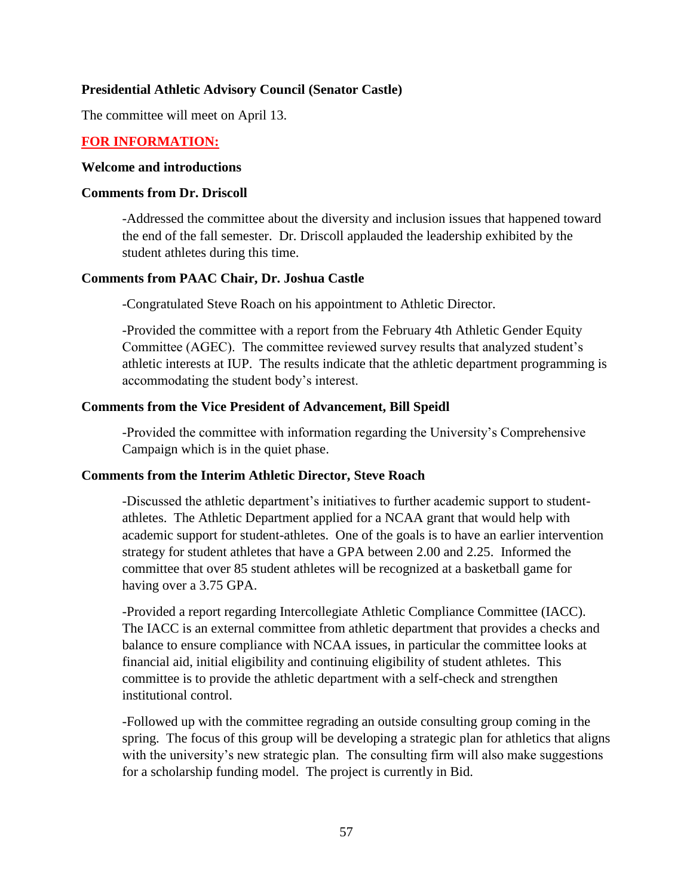**Presidential Athletic Advisory Council (Senator Castle)**

The committee will meet on April 13.

**FOR INFORMATION:**

**Welcome and introductions**

**Comments from Dr. Driscoll**

-Addressed the committee about the diversity and inclusion issues that happened toward the end of the fall semester. Dr. Driscoll applauded the leadership exhibited by the student athletes during this time.

**Comments from PAAC Chair, Dr. Joshua Castle**

-Congratulated Steve Roach on his appointment to Athletic Director.

-Provided the committee with a report from the February 4th Athletic Gender Equity Committee (AGEC). The committee reviewed survey results that analyzed student's athletic interests at IUP. The results indicate that the athletic department programming is accommodating the student body's interest.

**Comments from the Vice President of Advancement, Bill Speidl**

-Provided the committee with information regarding the University's Comprehensive Campaign which is in the quiet phase.

**Comments from the Interim Athletic Director, Steve Roach**

-Discussed the athletic department's initiatives to further academic support to student-athletes. The Athletic Department applied for a NCAA grant that would help with academic support for student-athletes. One of the goals is to have an earlier intervention strategy for student athletes that have a GPA between 2.00 and 2.25. Informed the committee that over 85 student athletes will be recognized at a basketball game for having over a 3.75 GPA.

-Provided a report regarding Intercollegiate Athletic Compliance Committee (IACC). The IACC is an external committee from athletic department that provides a checks and balance to ensure compliance with NCAA issues, in particular the committee looks at financial aid, initial eligibility and continuing eligibility of student athletes. This committee is to provide the athletic department with a self-check and strengthen institutional control.

-Followed up with the committee regrading an outside consulting group coming in the spring. The focus of this group will be developing a strategic plan for athletics that aligns with the university's new strategic plan. The consulting firm will also make suggestions for a scholarship funding model. The project is currently in Bid.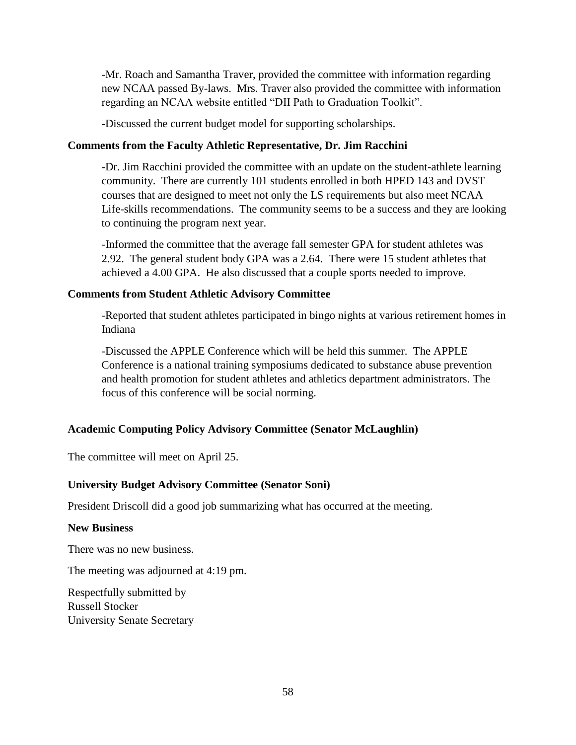-Mr. Roach and Samantha Traver, provided the committee with information regarding new NCAA passed By-laws. Mrs. Traver also provided the committee with information regarding an NCAA website entitled "DII Path to Graduation Toolkit".

-Discussed the current budget model for supporting scholarships.

**Comments from the Faculty Athletic Representative, Dr. Jim Racchini**

-Dr. Jim Racchini provided the committee with an update on the student-athlete learning community. There are currently 101 students enrolled in both HPED 143 and DVST courses that are designed to meet not only the LS requirements but also meet NCAA Life-skills recommendations. The community seems to be a success and they are looking to continuing the program next year.

-Informed the committee that the average fall semester GPA for student athletes was 2.92. The general student body GPA was a 2.64. There were 15 student athletes that achieved a 4.00 GPA. He also discussed that a couple sports needed to improve.

**Comments from Student Athletic Advisory Committee**

-Reported that student athletes participated in bingo nights at various retirement homes in Indiana

-Discussed the APPLE Conference which will be held this summer. The APPLE Conference is a national training symposiums dedicated to substance abuse prevention and health promotion for student athletes and athletics department administrators. The focus of this conference will be social norming.

**Academic Computing Policy Advisory Committee (Senator McLaughlin)**

The committee will meet on April 25.

**University Budget Advisory Committee (Senator Soni)**

President Driscoll did a good job summarizing what has occurred at the meeting.

**New Business**

There was no new business.

The meeting was adjourned at 4:19 pm.

Respectfully submitted by
Russell Stocker
University Senate Secretary